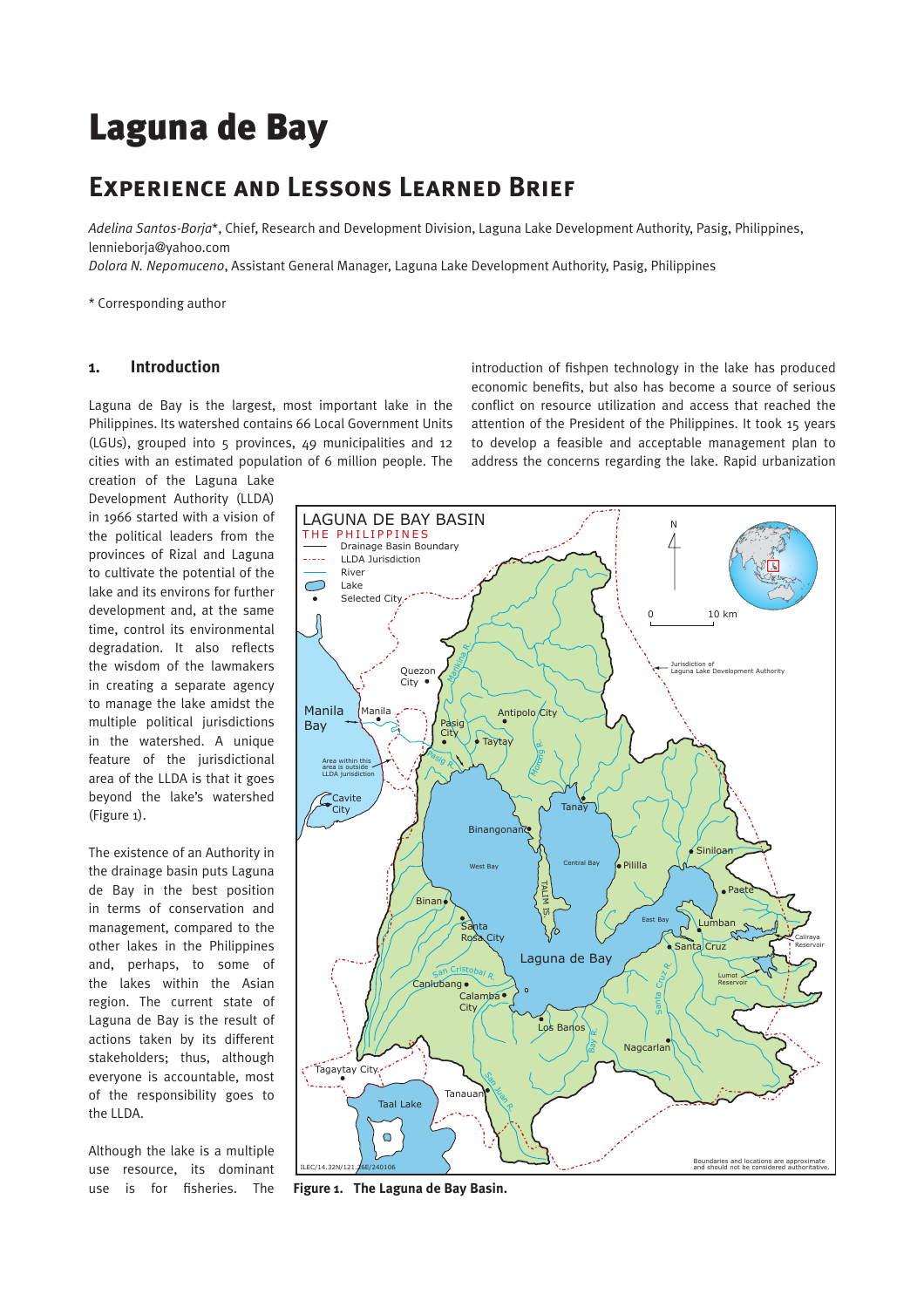# Laguna de Bay

## Experience and Lessons Learned Brief

*Adelina Santos-Borja*\*, Chief, Research and Development Division, Laguna Lake Development Authority, Pasig, Philippines, lennieborja@yahoo.com

*Dolora N. Nepomuceno*, Assistant General Manager, Laguna Lake Development Authority, Pasig, Philippines

\* Corresponding author

### 1. Introduction

Laguna de Bay is the largest, most important lake in the Philippines. Its watershed contains 66 Local Government Units (LGUs), grouped into 5 provinces, 49 municipalities and 12 cities with an estimated population of 6 million people. The creation of the Laguna Lake Development Authority (LLDA) in 1966 started with a vision of the political leaders from the provinces of Rizal and Laguna to cultivate the potential of the lake and its environs for further development and, at the same time, control its environmental degradation. It also reflects the wisdom of the lawmakers in creating a separate agency to manage the lake amidst the multiple political jurisdictions in the watershed. A unique feature of the jurisdictional area of the LLDA is that it goes beyond the lake's watershed (Figure 1).

The existence of an Authority in the drainage basin puts Laguna de Bay in the best position in terms of conservation and management, compared to the other lakes in the Philippines and, perhaps, to some of the lakes within the Asian region. The current state of Laguna de Bay is the result of actions taken by its different stakeholders; thus, although everyone is accountable, most of the responsibility goes to the LLDA.

Although the lake is a multiple use resource, its dominant use is for fisheries. The introduction of fishpen technology in the lake has produced economic benefits, but also has become a source of serious conflict on resource utilization and access that reached the attention of the President of the Philippines. It took 15 years to develop a feasible and acceptable management plan to address the concerns regarding the lake. Rapid urbanization

**Figure 1. The Laguna de Bay Basin.**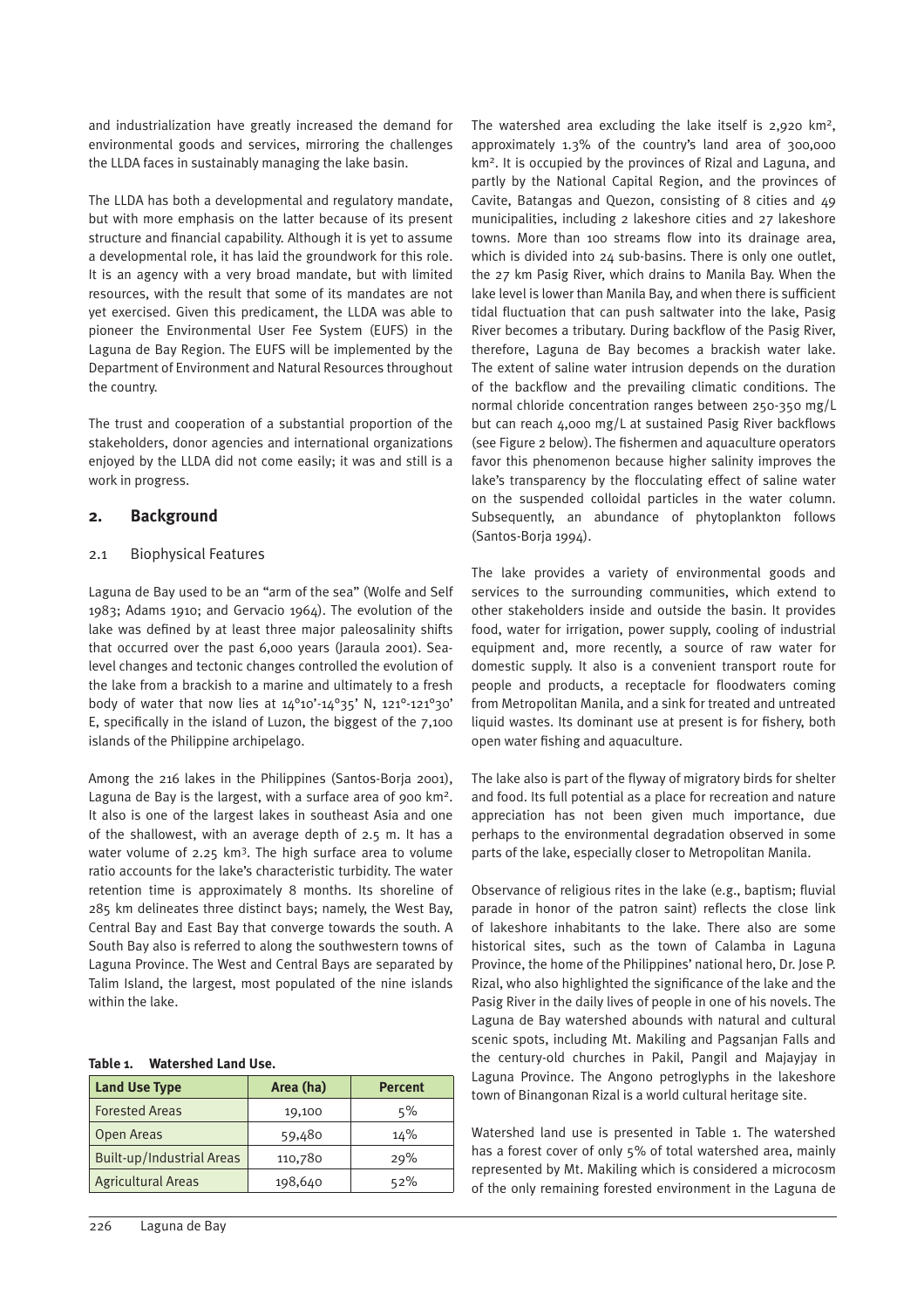and industrialization have greatly increased the demand for environmental goods and services, mirroring the challenges the LLDA faces in sustainably managing the lake basin.

The LLDA has both a developmental and regulatory mandate, but with more emphasis on the latter because of its present structure and financial capability. Although it is yet to assume a developmental role, it has laid the groundwork for this role. It is an agency with a very broad mandate, but with limited resources, with the result that some of its mandates are not yet exercised. Given this predicament, the LLDA was able to pioneer the Environmental User Fee System (EUFS) in the Laguna de Bay Region. The EUFS will be implemented by the Department of Environment and Natural Resources throughout the country.

The trust and cooperation of a substantial proportion of the stakeholders, donor agencies and international organizations enjoyed by the LLDA did not come easily; it was and still is a work in progress.

## 2. Background

### 2.1 Biophysical Features

Laguna de Bay used to be an "arm of the sea" (Wolfe and Self 1983; Adams 1910; and Gervacio 1964). The evolution of the lake was defined by at least three major paleosalinity shifts that occurred over the past 6,000 years (Jaraula 2001). Sea-level changes and tectonic changes controlled the evolution of the lake from a brackish to a marine and ultimately to a fresh body of water that now lies at 14°10'-14°35' N, 121°-121°30' E, specifically in the island of Luzon, the biggest of the 7,100 islands of the Philippine archipelago.

Among the 216 lakes in the Philippines (Santos-Borja 2001), Laguna de Bay is the largest, with a surface area of 900 km². It also is one of the largest lakes in southeast Asia and one of the shallowest, with an average depth of 2.5 m. It has a water volume of 2.25 km³. The high surface area to volume ratio accounts for the lake's characteristic turbidity. The water retention time is approximately 8 months. Its shoreline of 285 km delineates three distinct bays; namely, the West Bay, Central Bay and East Bay that converge towards the south. A South Bay also is referred to along the southwestern towns of Laguna Province. The West and Central Bays are separated by Talim Island, the largest, most populated of the nine islands within the lake.

**Table 1. Watershed Land Use.**

| Land Use Type | Area (ha) | Percent |
|---|---|---|
| Forested Areas | 19,100 | 5% |
| Open Areas | 59,480 | 14% |
| Built-up/Industrial Areas | 110,780 | 29% |
| Agricultural Areas | 198,640 | 52% |

The watershed area excluding the lake itself is 2,920 km², approximately 1.3% of the country's land area of 300,000 km². It is occupied by the provinces of Rizal and Laguna, and partly by the National Capital Region, and the provinces of Cavite, Batangas and Quezon, consisting of 8 cities and 49 municipalities, including 2 lakeshore cities and 27 lakeshore towns. More than 100 streams flow into its drainage area, which is divided into 24 sub-basins. There is only one outlet, the 27 km Pasig River, which drains to Manila Bay. When the lake level is lower than Manila Bay, and when there is sufficient tidal fluctuation that can push saltwater into the lake, Pasig River becomes a tributary. During backflow of the Pasig River, therefore, Laguna de Bay becomes a brackish water lake. The extent of saline water intrusion depends on the duration of the backflow and the prevailing climatic conditions. The normal chloride concentration ranges between 250-350 mg/L but can reach 4,000 mg/L at sustained Pasig River backflows (see Figure 2 below). The fishermen and aquaculture operators favor this phenomenon because higher salinity improves the lake's transparency by the flocculating effect of saline water on the suspended colloidal particles in the water column. Subsequently, an abundance of phytoplankton follows (Santos-Borja 1994).

The lake provides a variety of environmental goods and services to the surrounding communities, which extend to other stakeholders inside and outside the basin. It provides food, water for irrigation, power supply, cooling of industrial equipment and, more recently, a source of raw water for domestic supply. It also is a convenient transport route for people and products, a receptacle for floodwaters coming from Metropolitan Manila, and a sink for treated and untreated liquid wastes. Its dominant use at present is for fishery, both open water fishing and aquaculture.

The lake also is part of the flyway of migratory birds for shelter and food. Its full potential as a place for recreation and nature appreciation has not been given much importance, due perhaps to the environmental degradation observed in some parts of the lake, especially closer to Metropolitan Manila.

Observance of religious rites in the lake (e.g., baptism; fluvial parade in honor of the patron saint) reflects the close link of lakeshore inhabitants to the lake. There also are some historical sites, such as the town of Calamba in Laguna Province, the home of the Philippines' national hero, Dr. Jose P. Rizal, who also highlighted the significance of the lake and the Pasig River in the daily lives of people in one of his novels. The Laguna de Bay watershed abounds with natural and cultural scenic spots, including Mt. Makiling and Pagsanjan Falls and the century-old churches in Pakil, Pangil and Majayjay in Laguna Province. The Angono petroglyphs in the lakeshore town of Binangonan Rizal is a world cultural heritage site.

Watershed land use is presented in Table 1. The watershed has a forest cover of only 5% of total watershed area, mainly represented by Mt. Makiling which is considered a microcosm of the only remaining forested environment in the Laguna de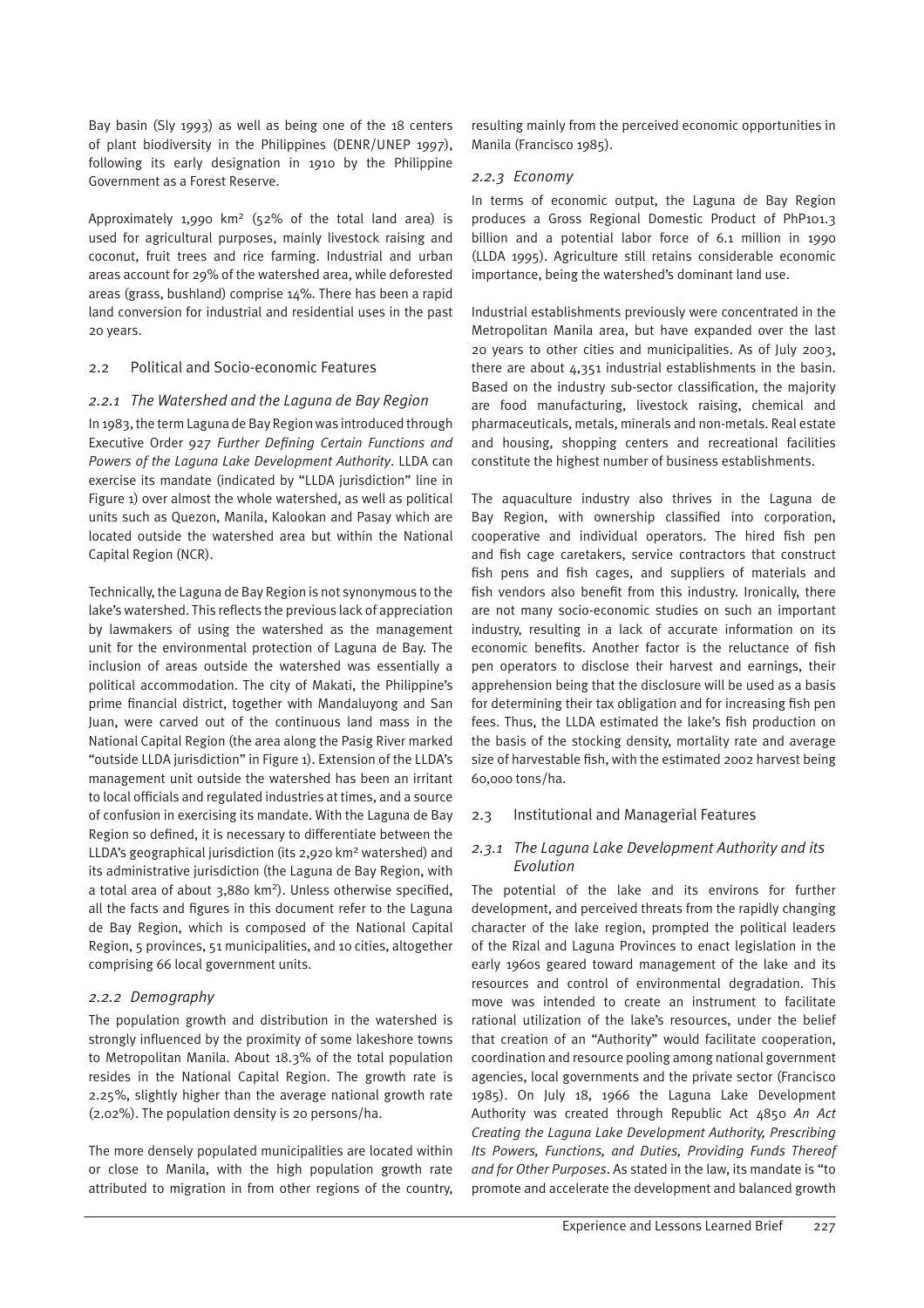Bay basin (Sly 1993) as well as being one of the 18 centers of plant biodiversity in the Philippines (DENR/UNEP 1997), following its early designation in 1910 by the Philippine Government as a Forest Reserve.

Approximately 1,990 km² (52% of the total land area) is used for agricultural purposes, mainly livestock raising and coconut, fruit trees and rice farming. Industrial and urban areas account for 29% of the watershed area, while deforested areas (grass, bushland) comprise 14%. There has been a rapid land conversion for industrial and residential uses in the past 20 years.

## 2.2 Political and Socio-economic Features

### *2.2.1 The Watershed and the Laguna de Bay Region*

In 1983, the term Laguna de Bay Region was introduced through Executive Order 927 *Further Defining Certain Functions and Powers of the Laguna Lake Development Authority*. LLDA can exercise its mandate (indicated by "LLDA jurisdiction" line in Figure 1) over almost the whole watershed, as well as political units such as Quezon, Manila, Kalookan and Pasay which are located outside the watershed area but within the National Capital Region (NCR).

Technically, the Laguna de Bay Region is not synonymous to the lake's watershed. This reflects the previous lack of appreciation by lawmakers of using the watershed as the management unit for the environmental protection of Laguna de Bay. The inclusion of areas outside the watershed was essentially a political accommodation. The city of Makati, the Philippine's prime financial district, together with Mandaluyong and San Juan, were carved out of the continuous land mass in the National Capital Region (the area along the Pasig River marked "outside LLDA jurisdiction" in Figure 1). Extension of the LLDA's management unit outside the watershed has been an irritant to local officials and regulated industries at times, and a source of confusion in exercising its mandate. With the Laguna de Bay Region so defined, it is necessary to differentiate between the LLDA's geographical jurisdiction (its 2,920 km² watershed) and its administrative jurisdiction (the Laguna de Bay Region, with a total area of about 3,880 km²). Unless otherwise specified, all the facts and figures in this document refer to the Laguna de Bay Region, which is composed of the National Capital Region, 5 provinces, 51 municipalities, and 10 cities, altogether comprising 66 local government units.

### *2.2.2 Demography*

The population growth and distribution in the watershed is strongly influenced by the proximity of some lakeshore towns to Metropolitan Manila. About 18.3% of the total population resides in the National Capital Region. The growth rate is 2.25%, slightly higher than the average national growth rate (2.02%). The population density is 20 persons/ha.

The more densely populated municipalities are located within or close to Manila, with the high population growth rate attributed to migration in from other regions of the country, resulting mainly from the perceived economic opportunities in Manila (Francisco 1985).

### *2.2.3 Economy*

In terms of economic output, the Laguna de Bay Region produces a Gross Regional Domestic Product of PhP101.3 billion and a potential labor force of 6.1 million in 1990 (LLDA 1995). Agriculture still retains considerable economic importance, being the watershed's dominant land use.

Industrial establishments previously were concentrated in the Metropolitan Manila area, but have expanded over the last 20 years to other cities and municipalities. As of July 2003, there are about 4,351 industrial establishments in the basin. Based on the industry sub-sector classification, the majority are food manufacturing, livestock raising, chemical and pharmaceuticals, metals, minerals and non-metals. Real estate and housing, shopping centers and recreational facilities constitute the highest number of business establishments.

The aquaculture industry also thrives in the Laguna de Bay Region, with ownership classified into corporation, cooperative and individual operators. The hired fish pen and fish cage caretakers, service contractors that construct fish pens and fish cages, and suppliers of materials and fish vendors also benefit from this industry. Ironically, there are not many socio-economic studies on such an important industry, resulting in a lack of accurate information on its economic benefits. Another factor is the reluctance of fish pen operators to disclose their harvest and earnings, their apprehension being that the disclosure will be used as a basis for determining their tax obligation and for increasing fish pen fees. Thus, the LLDA estimated the lake's fish production on the basis of the stocking density, mortality rate and average size of harvestable fish, with the estimated 2002 harvest being 60,000 tons/ha.

## 2.3 Institutional and Managerial Features

### *2.3.1 The Laguna Lake Development Authority and its Evolution*

The potential of the lake and its environs for further development, and perceived threats from the rapidly changing character of the lake region, prompted the political leaders of the Rizal and Laguna Provinces to enact legislation in the early 1960s geared toward management of the lake and its resources and control of environmental degradation. This move was intended to create an instrument to facilitate rational utilization of the lake's resources, under the belief that creation of an "Authority" would facilitate cooperation, coordination and resource pooling among national government agencies, local governments and the private sector (Francisco 1985). On July 18, 1966 the Laguna Lake Development Authority was created through Republic Act 4850 *An Act Creating the Laguna Lake Development Authority, Prescribing Its Powers, Functions, and Duties, Providing Funds Thereof and for Other Purposes*. As stated in the law, its mandate is "to promote and accelerate the development and balanced growth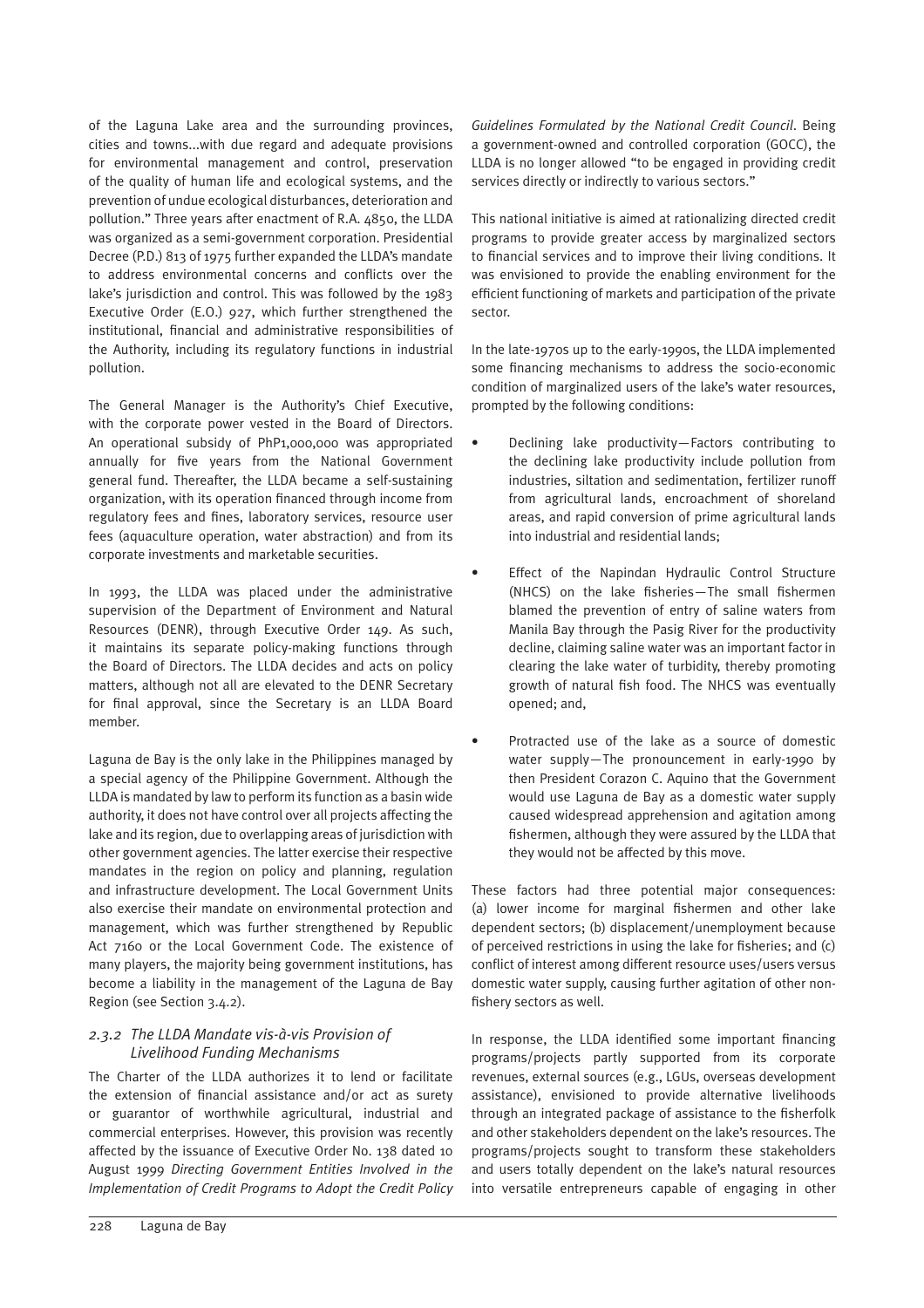of the Laguna Lake area and the surrounding provinces, cities and towns...with due regard and adequate provisions for environmental management and control, preservation of the quality of human life and ecological systems, and the prevention of undue ecological disturbances, deterioration and pollution." Three years after enactment of R.A. 4850, the LLDA was organized as a semi-government corporation. Presidential Decree (P.D.) 813 of 1975 further expanded the LLDA's mandate to address environmental concerns and conflicts over the lake's jurisdiction and control. This was followed by the 1983 Executive Order (E.O.) 927, which further strengthened the institutional, financial and administrative responsibilities of the Authority, including its regulatory functions in industrial pollution.

The General Manager is the Authority's Chief Executive, with the corporate power vested in the Board of Directors. An operational subsidy of PhP1,000,000 was appropriated annually for five years from the National Government general fund. Thereafter, the LLDA became a self-sustaining organization, with its operation financed through income from regulatory fees and fines, laboratory services, resource user fees (aquaculture operation, water abstraction) and from its corporate investments and marketable securities.

In 1993, the LLDA was placed under the administrative supervision of the Department of Environment and Natural Resources (DENR), through Executive Order 149. As such, it maintains its separate policy-making functions through the Board of Directors. The LLDA decides and acts on policy matters, although not all are elevated to the DENR Secretary for final approval, since the Secretary is an LLDA Board member.

Laguna de Bay is the only lake in the Philippines managed by a special agency of the Philippine Government. Although the LLDA is mandated by law to perform its function as a basin wide authority, it does not have control over all projects affecting the lake and its region, due to overlapping areas of jurisdiction with other government agencies. The latter exercise their respective mandates in the region on policy and planning, regulation and infrastructure development. The Local Government Units also exercise their mandate on environmental protection and management, which was further strengthened by Republic Act 7160 or the Local Government Code. The existence of many players, the majority being government institutions, has become a liability in the management of the Laguna de Bay Region (see Section 3.4.2).

### *2.3.2 The LLDA Mandate vis-à-vis Provision of Livelihood Funding Mechanisms*

The Charter of the LLDA authorizes it to lend or facilitate the extension of financial assistance and/or act as surety or guarantor of worthwhile agricultural, industrial and commercial enterprises. However, this provision was recently affected by the issuance of Executive Order No. 138 dated 10 August 1999 *Directing Government Entities Involved in the Implementation of Credit Programs to Adopt the Credit Policy Guidelines Formulated by the National Credit Council*. Being a government-owned and controlled corporation (GOCC), the LLDA is no longer allowed "to be engaged in providing credit services directly or indirectly to various sectors."

This national initiative is aimed at rationalizing directed credit programs to provide greater access by marginalized sectors to financial services and to improve their living conditions. It was envisioned to provide the enabling environment for the efficient functioning of markets and participation of the private sector.

In the late-1970s up to the early-1990s, the LLDA implemented some financing mechanisms to address the socio-economic condition of marginalized users of the lake's water resources, prompted by the following conditions:

- Declining lake productivity—Factors contributing to the declining lake productivity include pollution from industries, siltation and sedimentation, fertilizer runoff from agricultural lands, encroachment of shoreland areas, and rapid conversion of prime agricultural lands into industrial and residential lands;
- Effect of the Napindan Hydraulic Control Structure (NHCS) on the lake fisheries—The small fishermen blamed the prevention of entry of saline waters from Manila Bay through the Pasig River for the productivity decline, claiming saline water was an important factor in clearing the lake water of turbidity, thereby promoting growth of natural fish food. The NHCS was eventually opened; and,
- Protracted use of the lake as a source of domestic water supply—The pronouncement in early-1990 by then President Corazon C. Aquino that the Government would use Laguna de Bay as a domestic water supply caused widespread apprehension and agitation among fishermen, although they were assured by the LLDA that they would not be affected by this move.

These factors had three potential major consequences: (a) lower income for marginal fishermen and other lake dependent sectors; (b) displacement/unemployment because of perceived restrictions in using the lake for fisheries; and (c) conflict of interest among different resource uses/users versus domestic water supply, causing further agitation of other non-fishery sectors as well.

In response, the LLDA identified some important financing programs/projects partly supported from its corporate revenues, external sources (e.g., LGUs, overseas development assistance), envisioned to provide alternative livelihoods through an integrated package of assistance to the fisherfolk and other stakeholders dependent on the lake's resources. The programs/projects sought to transform these stakeholders and users totally dependent on the lake's natural resources into versatile entrepreneurs capable of engaging in other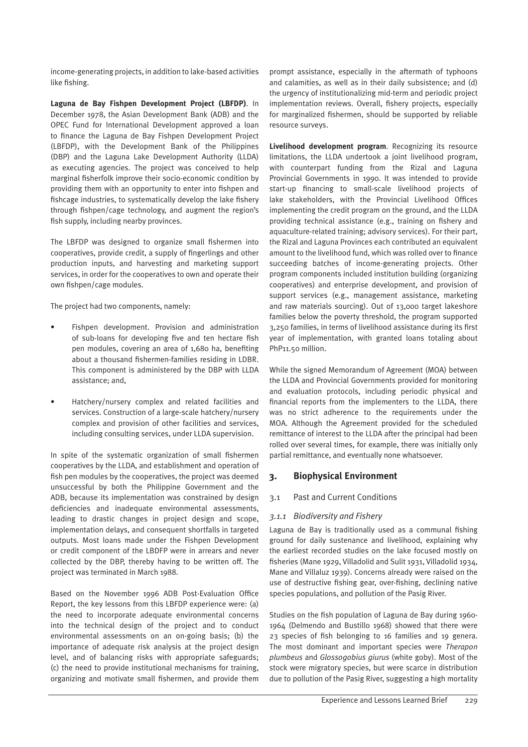income-generating projects, in addition to lake-based activities like fishing.

**Laguna de Bay Fishpen Development Project (LBFDP)**. In December 1978, the Asian Development Bank (ADB) and the OPEC Fund for International Development approved a loan to finance the Laguna de Bay Fishpen Development Project (LBFDP), with the Development Bank of the Philippines (DBP) and the Laguna Lake Development Authority (LLDA) as executing agencies. The project was conceived to help marginal fisherfolk improve their socio-economic condition by providing them with an opportunity to enter into fishpen and fishcage industries, to systematically develop the lake fishery through fishpen/cage technology, and augment the region's fish supply, including nearby provinces.

The LBFDP was designed to organize small fishermen into cooperatives, provide credit, a supply of fingerlings and other production inputs, and harvesting and marketing support services, in order for the cooperatives to own and operate their own fishpen/cage modules.

The project had two components, namely:

- Fishpen development. Provision and administration of sub-loans for developing five and ten hectare fish pen modules, covering an area of 1,680 ha, benefiting about a thousand fishermen-families residing in LDBR. This component is administered by the DBP with LLDA assistance; and,
- Hatchery/nursery complex and related facilities and services. Construction of a large-scale hatchery/nursery complex and provision of other facilities and services, including consulting services, under LLDA supervision.

In spite of the systematic organization of small fishermen cooperatives by the LLDA, and establishment and operation of fish pen modules by the cooperatives, the project was deemed unsuccessful by both the Philippine Government and the ADB, because its implementation was constrained by design deficiencies and inadequate environmental assessments, leading to drastic changes in project design and scope, implementation delays, and consequent shortfalls in targeted outputs. Most loans made under the Fishpen Development or credit component of the LBDFP were in arrears and never collected by the DBP, thereby having to be written off. The project was terminated in March 1988.

Based on the November 1996 ADB Post-Evaluation Office Report, the key lessons from this LBFDP experience were: (a) the need to incorporate adequate environmental concerns into the technical design of the project and to conduct environmental assessments on an on-going basis; (b) the importance of adequate risk analysis at the project design level, and of balancing risks with appropriate safeguards; (c) the need to provide institutional mechanisms for training, organizing and motivate small fishermen, and provide them prompt assistance, especially in the aftermath of typhoons and calamities, as well as in their daily subsistence; and (d) the urgency of institutionalizing mid-term and periodic project implementation reviews. Overall, fishery projects, especially for marginalized fishermen, should be supported by reliable resource surveys.

**Livelihood development program**. Recognizing its resource limitations, the LLDA undertook a joint livelihood program, with counterpart funding from the Rizal and Laguna Provincial Governments in 1990. It was intended to provide start-up financing to small-scale livelihood projects of lake stakeholders, with the Provincial Livelihood Offices implementing the credit program on the ground, and the LLDA providing technical assistance (e.g., training on fishery and aquaculture-related training; advisory services). For their part, the Rizal and Laguna Provinces each contributed an equivalent amount to the livelihood fund, which was rolled over to finance succeeding batches of income-generating projects. Other program components included institution building (organizing cooperatives) and enterprise development, and provision of support services (e.g., management assistance, marketing and raw materials sourcing). Out of 13,000 target lakeshore families below the poverty threshold, the program supported 3,250 families, in terms of livelihood assistance during its first year of implementation, with granted loans totaling about PhP11.50 million.

While the signed Memorandum of Agreement (MOA) between the LLDA and Provincial Governments provided for monitoring and evaluation protocols, including periodic physical and financial reports from the implementers to the LLDA, there was no strict adherence to the requirements under the MOA. Although the Agreement provided for the scheduled remittance of interest to the LLDA after the principal had been rolled over several times, for example, there was initially only partial remittance, and eventually none whatsoever.

## 3. Biophysical Environment

### 3.1 Past and Current Conditions

#### *3.1.1 Biodiversity and Fishery*

Laguna de Bay is traditionally used as a communal fishing ground for daily sustenance and livelihood, explaining why the earliest recorded studies on the lake focused mostly on fisheries (Mane 1929, Villadolid and Sulit 1931, Villadolid 1934, Mane and Villaluz 1939). Concerns already were raised on the use of destructive fishing gear, over-fishing, declining native species populations, and pollution of the Pasig River.

Studies on the fish population of Laguna de Bay during 1960-1964 (Delmendo and Bustillo 1968) showed that there were 23 species of fish belonging to 16 families and 19 genera. The most dominant and important species were *Therapon plumbeus* and *Glossogobius giurus* (white goby). Most of the stock were migratory species, but were scarce in distribution due to pollution of the Pasig River, suggesting a high mortality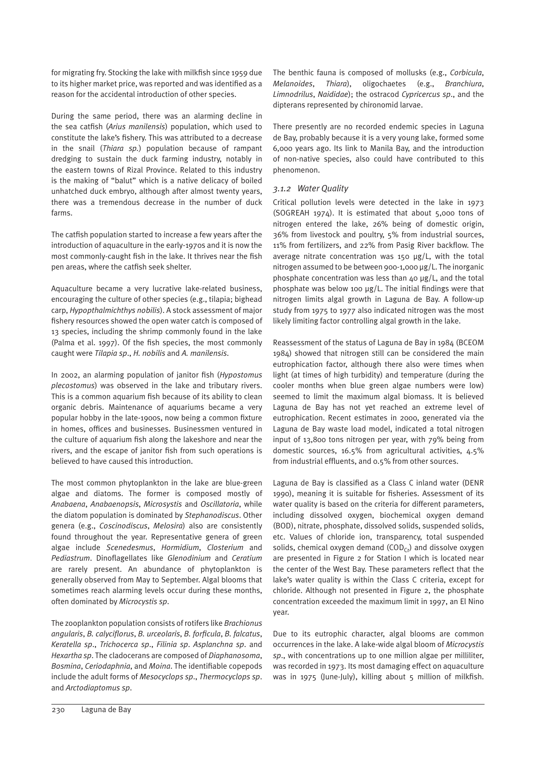for migrating fry. Stocking the lake with milkfish since 1959 due to its higher market price, was reported and was identified as a reason for the accidental introduction of other species.

During the same period, there was an alarming decline in the sea catfish (*Arius manilensis*) population, which used to constitute the lake's fishery. This was attributed to a decrease in the snail (*Thiara sp.*) population because of rampant dredging to sustain the duck farming industry, notably in the eastern towns of Rizal Province. Related to this industry is the making of "balut" which is a native delicacy of boiled unhatched duck embryo, although after almost twenty years, there was a tremendous decrease in the number of duck farms.

The catfish population started to increase a few years after the introduction of aquaculture in the early-1970s and it is now the most commonly-caught fish in the lake. It thrives near the fish pen areas, where the catfish seek shelter.

Aquaculture became a very lucrative lake-related business, encouraging the culture of other species (e.g., tilapia; bighead carp, *Hypopthalmichthys nobilis*). A stock assessment of major fishery resources showed the open water catch is composed of 13 species, including the shrimp commonly found in the lake (Palma et al. 1997). Of the fish species, the most commonly caught were *Tilapia sp*., *H. nobilis* and *A. manilensis*.

In 2002, an alarming population of janitor fish (*Hypostomus plecostomus*) was observed in the lake and tributary rivers. This is a common aquarium fish because of its ability to clean organic debris. Maintenance of aquariums became a very popular hobby in the late-1900s, now being a common fixture in homes, offices and businesses. Businessmen ventured in the culture of aquarium fish along the lakeshore and near the rivers, and the escape of janitor fish from such operations is believed to have caused this introduction.

The most common phytoplankton in the lake are blue-green algae and diatoms. The former is composed mostly of *Anabaena*, *Anabaenopsis*, *Microsystis* and *Oscillatoria*, while the diatom population is dominated by *Stephanodiscus*. Other genera (e.g., *Coscinodiscus*, *Melosira*) also are consistently found throughout the year. Representative genera of green algae include *Scenedesmus*, *Hormidium*, *Closterium* and *Pediastrum*. Dinoflagellates like *Glenodinium* and *Ceratium* are rarely present. An abundance of phytoplankton is generally observed from May to September. Algal blooms that sometimes reach alarming levels occur during these months, often dominated by *Microcystis sp*.

The zooplankton population consists of rotifers like *Brachionus angularis*, *B. calyciflorus*, *B. urceolaris*, *B. forficula*, *B. falcatus*, *Keratella sp*., *Trichocerca sp*., *Filinia sp*. *Asplanchna sp*. and *Hexartha sp*. The cladocerans are composed of *Diaphanosoma*, *Bosmina*, *Ceriodaphnia*, and *Moina*. The identifiable copepods include the adult forms of *Mesocyclops sp*., *Thermocyclops sp*. and *Arctodiaptomus sp*.

The benthic fauna is composed of mollusks (e.g., *Corbicula*, *Melanoides*, *Thiara*), oligochaetes (e.g., *Branchiura*, *Limnodrilus*, *Naididae*); the ostracod *Cypricercus sp*., and the dipterans represented by chironomid larvae.

There presently are no recorded endemic species in Laguna de Bay, probably because it is a very young lake, formed some 6,000 years ago. Its link to Manila Bay, and the introduction of non-native species, also could have contributed to this phenomenon.

### *3.1.2 Water Quality*

Critical pollution levels were detected in the lake in 1973 (SOGREAH 1974). It is estimated that about 5,000 tons of nitrogen entered the lake, 26% being of domestic origin, 36% from livestock and poultry, 5% from industrial sources, 11% from fertilizers, and 22% from Pasig River backflow. The average nitrate concentration was 150 µg/L, with the total nitrogen assumed to be between 900-1,000 µg/L. The inorganic phosphate concentration was less than 40 µg/L, and the total phosphate was below 100 µg/L. The initial findings were that nitrogen limits algal growth in Laguna de Bay. A follow-up study from 1975 to 1977 also indicated nitrogen was the most likely limiting factor controlling algal growth in the lake.

Reassessment of the status of Laguna de Bay in 1984 (BCEOM 1984) showed that nitrogen still can be considered the main eutrophication factor, although there also were times when light (at times of high turbidity) and temperature (during the cooler months when blue green algae numbers were low) seemed to limit the maximum algal biomass. It is believed Laguna de Bay has not yet reached an extreme level of eutrophication. Recent estimates in 2000, generated via the Laguna de Bay waste load model, indicated a total nitrogen input of 13,800 tons nitrogen per year, with 79% being from domestic sources, 16.5% from agricultural activities, 4.5% from industrial effluents, and 0.5% from other sources.

Laguna de Bay is classified as a Class C inland water (DENR 1990), meaning it is suitable for fisheries. Assessment of its water quality is based on the criteria for different parameters, including dissolved oxygen, biochemical oxygen demand (BOD), nitrate, phosphate, dissolved solids, suspended solids, etc. Values of chloride ion, transparency, total suspended solids, chemical oxygen demand ($COD_{Cr}$) and dissolve oxygen are presented in Figure 2 for Station I which is located near the center of the West Bay. These parameters reflect that the lake's water quality is within the Class C criteria, except for chloride. Although not presented in Figure 2, the phosphate concentration exceeded the maximum limit in 1997, an El Nino year.

Due to its eutrophic character, algal blooms are common occurrences in the lake. A lake-wide algal bloom of *Microcystis sp*., with concentrations up to one million algae per milliliter, was recorded in 1973. Its most damaging effect on aquaculture was in 1975 (June-July), killing about 5 million of milkfish.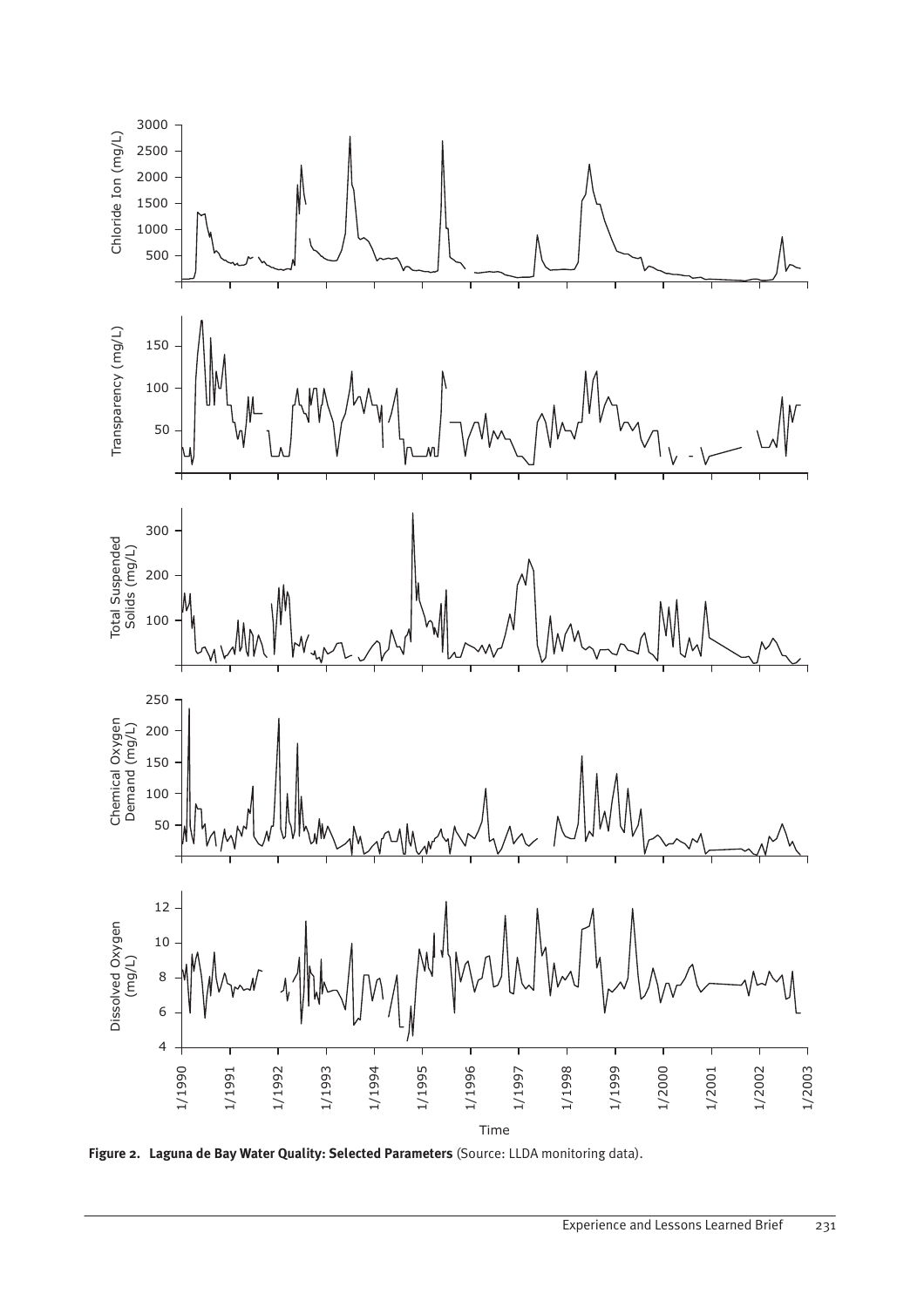**Figure 2. Laguna de Bay Water Quality: Selected Parameters** (Source: LLDA monitoring data).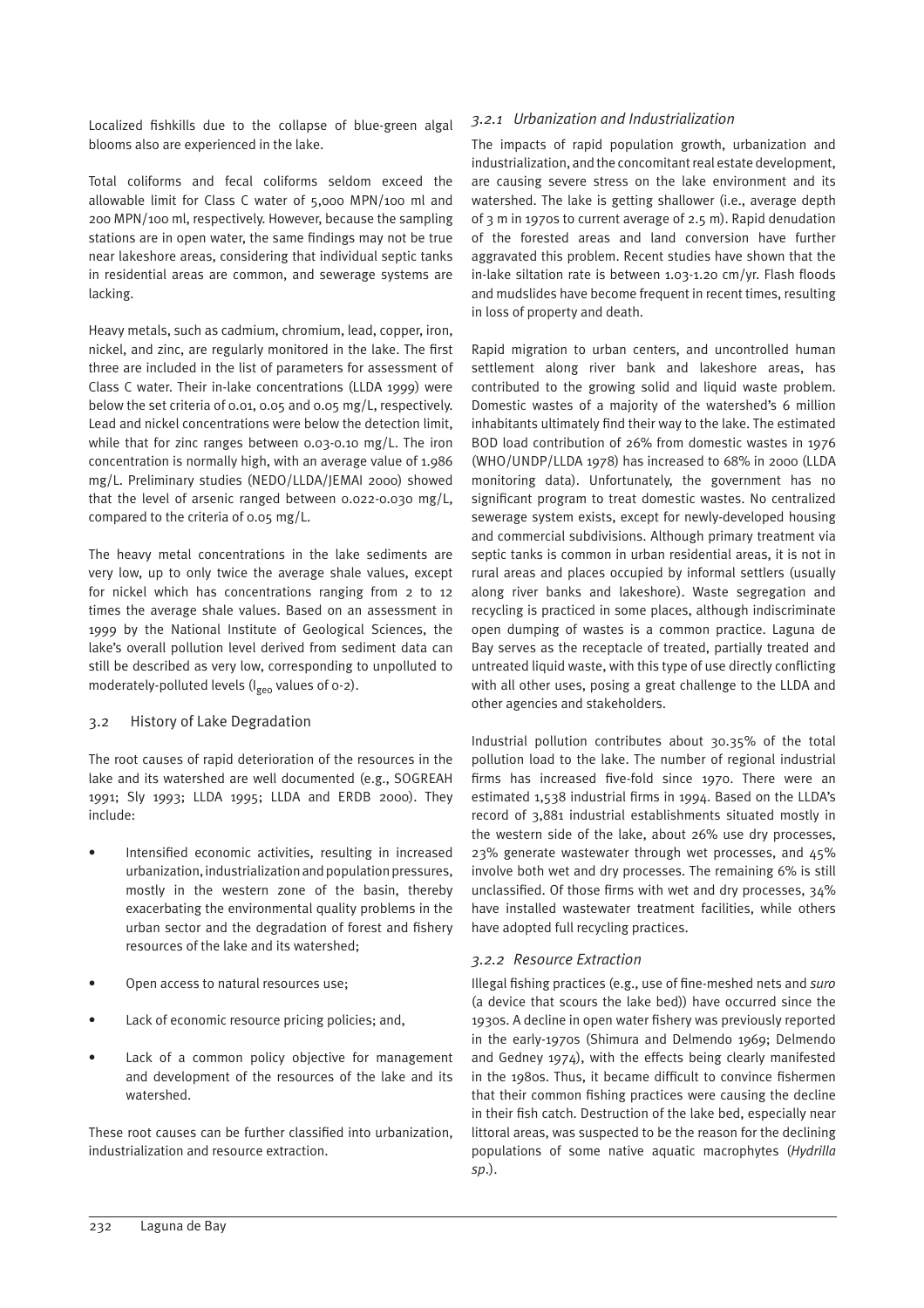Localized fishkills due to the collapse of blue-green algal blooms also are experienced in the lake.

Total coliforms and fecal coliforms seldom exceed the allowable limit for Class C water of 5,000 MPN/100 ml and 200 MPN/100 ml, respectively. However, because the sampling stations are in open water, the same findings may not be true near lakeshore areas, considering that individual septic tanks in residential areas are common, and sewerage systems are lacking.

Heavy metals, such as cadmium, chromium, lead, copper, iron, nickel, and zinc, are regularly monitored in the lake. The first three are included in the list of parameters for assessment of Class C water. Their in-lake concentrations (LLDA 1999) were below the set criteria of 0.01, 0.05 and 0.05 mg/L, respectively. Lead and nickel concentrations were below the detection limit, while that for zinc ranges between 0.03-0.10 mg/L. The iron concentration is normally high, with an average value of 1.986 mg/L. Preliminary studies (NEDO/LLDA/JEMAI 2000) showed that the level of arsenic ranged between 0.022-0.030 mg/L, compared to the criteria of 0.05 mg/L.

The heavy metal concentrations in the lake sediments are very low, up to only twice the average shale values, except for nickel which has concentrations ranging from 2 to 12 times the average shale values. Based on an assessment in 1999 by the National Institute of Geological Sciences, the lake's overall pollution level derived from sediment data can still be described as very low, corresponding to unpolluted to moderately-polluted levels ($I_{geo}$ values of 0-2).

## 3.2 History of Lake Degradation

The root causes of rapid deterioration of the resources in the lake and its watershed are well documented (e.g., SOGREAH 1991; Sly 1993; LLDA 1995; LLDA and ERDB 2000). They include:

- Intensified economic activities, resulting in increased urbanization, industrialization and population pressures, mostly in the western zone of the basin, thereby exacerbating the environmental quality problems in the urban sector and the degradation of forest and fishery resources of the lake and its watershed;
- Open access to natural resources use;
- Lack of economic resource pricing policies; and,
- Lack of a common policy objective for management and development of the resources of the lake and its watershed.

These root causes can be further classified into urbanization, industrialization and resource extraction.

### *3.2.1 Urbanization and Industrialization*

The impacts of rapid population growth, urbanization and industrialization, and the concomitant real estate development, are causing severe stress on the lake environment and its watershed. The lake is getting shallower (i.e., average depth of 3 m in 1970s to current average of 2.5 m). Rapid denudation of the forested areas and land conversion have further aggravated this problem. Recent studies have shown that the in-lake siltation rate is between 1.03-1.20 cm/yr. Flash floods and mudslides have become frequent in recent times, resulting in loss of property and death.

Rapid migration to urban centers, and uncontrolled human settlement along river bank and lakeshore areas, has contributed to the growing solid and liquid waste problem. Domestic wastes of a majority of the watershed's 6 million inhabitants ultimately find their way to the lake. The estimated BOD load contribution of 26% from domestic wastes in 1976 (WHO/UNDP/LLDA 1978) has increased to 68% in 2000 (LLDA monitoring data). Unfortunately, the government has no significant program to treat domestic wastes. No centralized sewerage system exists, except for newly-developed housing and commercial subdivisions. Although primary treatment via septic tanks is common in urban residential areas, it is not in rural areas and places occupied by informal settlers (usually along river banks and lakeshore). Waste segregation and recycling is practiced in some places, although indiscriminate open dumping of wastes is a common practice. Laguna de Bay serves as the receptacle of treated, partially treated and untreated liquid waste, with this type of use directly conflicting with all other uses, posing a great challenge to the LLDA and other agencies and stakeholders.

Industrial pollution contributes about 30.35% of the total pollution load to the lake. The number of regional industrial firms has increased five-fold since 1970. There were an estimated 1,538 industrial firms in 1994. Based on the LLDA's record of 3,881 industrial establishments situated mostly in the western side of the lake, about 26% use dry processes, 23% generate wastewater through wet processes, and 45% involve both wet and dry processes. The remaining 6% is still unclassified. Of those firms with wet and dry processes, 34% have installed wastewater treatment facilities, while others have adopted full recycling practices.

### *3.2.2 Resource Extraction*

Illegal fishing practices (e.g., use of fine-meshed nets and *suro* (a device that scours the lake bed)) have occurred since the 1930s. A decline in open water fishery was previously reported in the early-1970s (Shimura and Delmendo 1969; Delmendo and Gedney 1974), with the effects being clearly manifested in the 1980s. Thus, it became difficult to convince fishermen that their common fishing practices were causing the decline in their fish catch. Destruction of the lake bed, especially near littoral areas, was suspected to be the reason for the declining populations of some native aquatic macrophytes (*Hydrilla sp*.).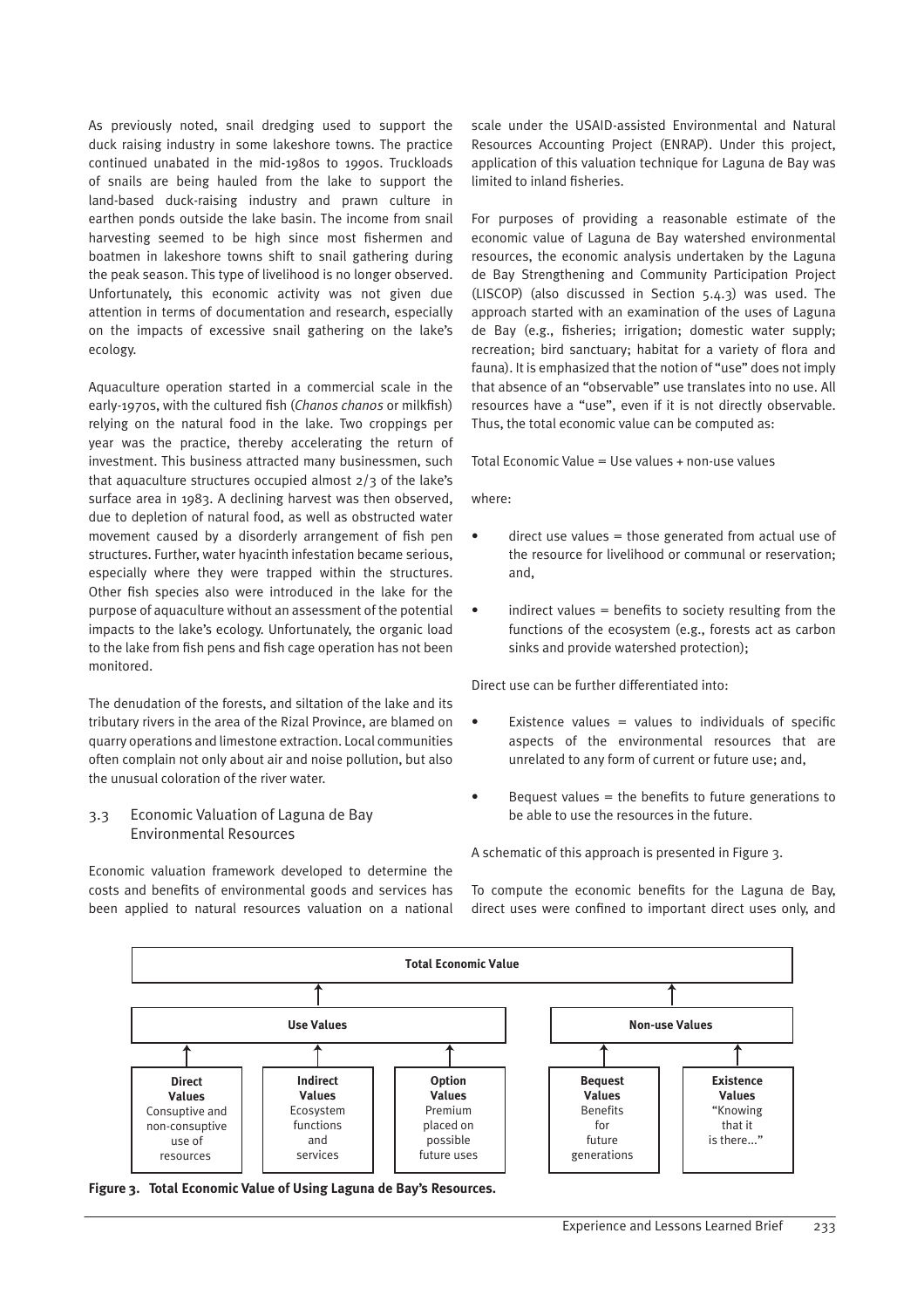As previously noted, snail dredging used to support the duck raising industry in some lakeshore towns. The practice continued unabated in the mid-1980s to 1990s. Truckloads of snails are being hauled from the lake to support the land-based duck-raising industry and prawn culture in earthen ponds outside the lake basin. The income from snail harvesting seemed to be high since most fishermen and boatmen in lakeshore towns shift to snail gathering during the peak season. This type of livelihood is no longer observed. Unfortunately, this economic activity was not given due attention in terms of documentation and research, especially on the impacts of excessive snail gathering on the lake's ecology.

Aquaculture operation started in a commercial scale in the early-1970s, with the cultured fish (*Chanos chanos* or milkfish) relying on the natural food in the lake. Two croppings per year was the practice, thereby accelerating the return of investment. This business attracted many businessmen, such that aquaculture structures occupied almost 2/3 of the lake's surface area in 1983. A declining harvest was then observed, due to depletion of natural food, as well as obstructed water movement caused by a disorderly arrangement of fish pen structures. Further, water hyacinth infestation became serious, especially where they were trapped within the structures. Other fish species also were introduced in the lake for the purpose of aquaculture without an assessment of the potential impacts to the lake's ecology. Unfortunately, the organic load to the lake from fish pens and fish cage operation has not been monitored.

The denudation of the forests, and siltation of the lake and its tributary rivers in the area of the Rizal Province, are blamed on quarry operations and limestone extraction. Local communities often complain not only about air and noise pollution, but also the unusual coloration of the river water.

## 3.3 Economic Valuation of Laguna de Bay Environmental Resources

Economic valuation framework developed to determine the costs and benefits of environmental goods and services has been applied to natural resources valuation on a national scale under the USAID-assisted Environmental and Natural Resources Accounting Project (ENRAP). Under this project, application of this valuation technique for Laguna de Bay was limited to inland fisheries.

For purposes of providing a reasonable estimate of the economic value of Laguna de Bay watershed environmental resources, the economic analysis undertaken by the Laguna de Bay Strengthening and Community Participation Project (LISCOP) (also discussed in Section 5.4.3) was used. The approach started with an examination of the uses of Laguna de Bay (e.g., fisheries; irrigation; domestic water supply; recreation; bird sanctuary; habitat for a variety of flora and fauna). It is emphasized that the notion of "use" does not imply that absence of an "observable" use translates into no use. All resources have a "use", even if it is not directly observable. Thus, the total economic value can be computed as:

Total Economic Value = Use values + non-use values

where:

- direct use values = those generated from actual use of the resource for livelihood or communal or reservation; and,
- indirect values = benefits to society resulting from the functions of the ecosystem (e.g., forests act as carbon sinks and provide watershed protection);

Direct use can be further differentiated into:

- Existence values = values to individuals of specific aspects of the environmental resources that are unrelated to any form of current or future use; and,
- Bequest values = the benefits to future generations to be able to use the resources in the future.

A schematic of this approach is presented in Figure 3.

To compute the economic benefits for the Laguna de Bay, direct uses were confined to important direct uses only, and

**Total Economic Value**

- **Use Values**
  - **Direct Values**: Consuptive and non-consuptive use of resources
  - **Indirect Values**: Ecosystem functions and services
  - **Option Values**: Premium placed on possible future uses
- **Non-use Values**
  - **Bequest Values**: Benefits for future generations
  - **Existence Values**: "Knowing that it is there..."

**Figure 3. Total Economic Value of Using Laguna de Bay's Resources.**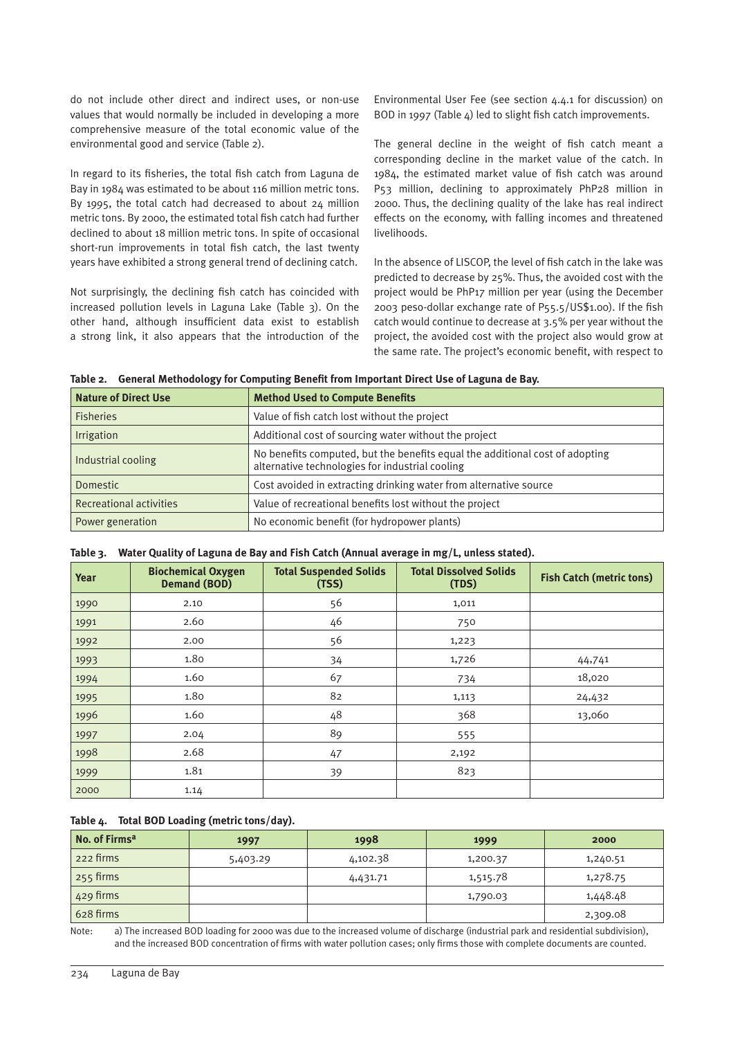do not include other direct and indirect uses, or non-use values that would normally be included in developing a more comprehensive measure of the total economic value of the environmental good and service (Table 2).

In regard to its fisheries, the total fish catch from Laguna de Bay in 1984 was estimated to be about 116 million metric tons. By 1995, the total catch had decreased to about 24 million metric tons. By 2000, the estimated total fish catch had further declined to about 18 million metric tons. In spite of occasional short-run improvements in total fish catch, the last twenty years have exhibited a strong general trend of declining catch.

Not surprisingly, the declining fish catch has coincided with increased pollution levels in Laguna Lake (Table 3). On the other hand, although insufficient data exist to establish a strong link, it also appears that the introduction of the Environmental User Fee (see section 4.4.1 for discussion) on BOD in 1997 (Table 4) led to slight fish catch improvements.

The general decline in the weight of fish catch meant a corresponding decline in the market value of the catch. In 1984, the estimated market value of fish catch was around P53 million, declining to approximately PhP28 million in 2000. Thus, the declining quality of the lake has real indirect effects on the economy, with falling incomes and threatened livelihoods.

In the absence of LISCOP, the level of fish catch in the lake was predicted to decrease by 25%. Thus, the avoided cost with the project would be PhP17 million per year (using the December 2003 peso-dollar exchange rate of P55.5/US$1.00). If the fish catch would continue to decrease at 3.5% per year without the project, the avoided cost with the project also would grow at the same rate. The project's economic benefit, with respect to

**Table 2. General Methodology for Computing Benefit from Important Direct Use of Laguna de Bay.**

| Nature of Direct Use | Method Used to Compute Benefits |
|---|---|
| Fisheries | Value of fish catch lost without the project |
| Irrigation | Additional cost of sourcing water without the project |
| Industrial cooling | No benefits computed, but the benefits equal the additional cost of adopting alternative technologies for industrial cooling |
| Domestic | Cost avoided in extracting drinking water from alternative source |
| Recreational activities | Value of recreational benefits lost without the project |
| Power generation | No economic benefit (for hydropower plants) |

**Table 3. Water Quality of Laguna de Bay and Fish Catch (Annual average in mg/L, unless stated).**

| Year | Biochemical Oxygen Demand (BOD) | Total Suspended Solids (TSS) | Total Dissolved Solids (TDS) | Fish Catch (metric tons) |
|---|---|---|---|---|
| 1990 | 2.10 | 56 | 1,011 | |
| 1991 | 2.60 | 46 | 750 | |
| 1992 | 2.00 | 56 | 1,223 | |
| 1993 | 1.80 | 34 | 1,726 | 44,741 |
| 1994 | 1.60 | 67 | 734 | 18,020 |
| 1995 | 1.80 | 82 | 1,113 | 24,432 |
| 1996 | 1.60 | 48 | 368 | 13,060 |
| 1997 | 2.04 | 89 | 555 | |
| 1998 | 2.68 | 47 | 2,192 | |
| 1999 | 1.81 | 39 | 823 | |
| 2000 | 1.14 | | | |

**Table 4. Total BOD Loading (metric tons/day).**

| No. of Firms[a] | 1997 | 1998 | 1999 | 2000 |
|---|---|---|---|---|
| 222 firms | 5,403.29 | 4,102.38 | 1,200.37 | 1,240.51 |
| 255 firms | | 4,431.71 | 1,515.78 | 1,278.75 |
| 429 firms | | | 1,790.03 | 1,448.48 |
| 628 firms | | | | 2,309.08 |

Note: a) The increased BOD loading for 2000 was due to the increased volume of discharge (industrial park and residential subdivision), and the increased BOD concentration of firms with water pollution cases; only firms those with complete documents are counted.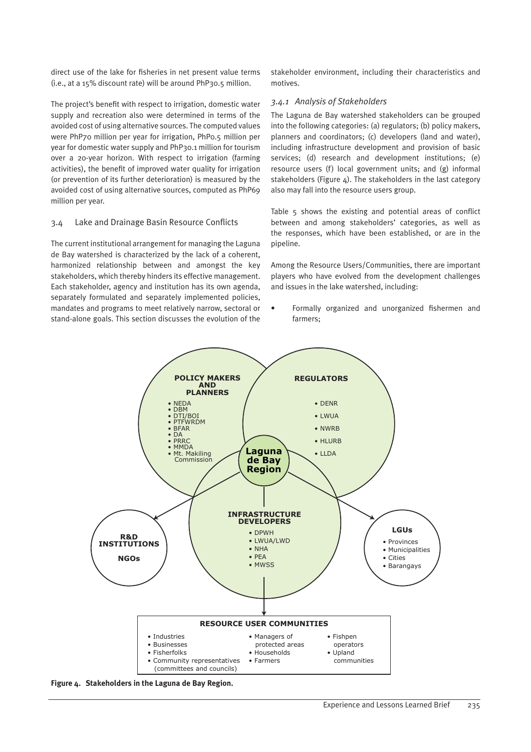direct use of the lake for fisheries in net present value terms (i.e., at a 15% discount rate) will be around PhP30.5 million.

The project's benefit with respect to irrigation, domestic water supply and recreation also were determined in terms of the avoided cost of using alternative sources. The computed values were PhP70 million per year for irrigation, PhP0.5 million per year for domestic water supply and PhP30.1 million for tourism over a 20-year horizon. With respect to irrigation (farming activities), the benefit of improved water quality for irrigation (or prevention of its further deterioration) is measured by the avoided cost of using alternative sources, computed as PhP69 million per year.

## 3.4 Lake and Drainage Basin Resource Conflicts

The current institutional arrangement for managing the Laguna de Bay watershed is characterized by the lack of a coherent, harmonized relationship between and amongst the key stakeholders, which thereby hinders its effective management. Each stakeholder, agency and institution has its own agenda, separately formulated and separately implemented policies, mandates and programs to meet relatively narrow, sectoral or stand-alone goals. This section discusses the evolution of the stakeholder environment, including their characteristics and motives.

### *3.4.1 Analysis of Stakeholders*

The Laguna de Bay watershed stakeholders can be grouped into the following categories: (a) regulators; (b) policy makers, planners and coordinators; (c) developers (land and water), including infrastructure development and provision of basic services; (d) research and development institutions; (e) resource users (f) local government units; and (g) informal stakeholders (Figure 4). The stakeholders in the last category also may fall into the resource users group.

Table 5 shows the existing and potential areas of conflict between and among stakeholders' categories, as well as the responses, which have been established, or are in the pipeline.

Among the Resource Users/Communities, there are important players who have evolved from the development challenges and issues in the lake watershed, including:

- Formally organized and unorganized fishermen and farmers;

**POLICY MAKERS AND PLANNERS**
- NEDA
- DBM
- DTI/BOI
- PTFWRDM
- BFAR
- DA
- PRRC
- MMDA
- Mt. Makiling Commission

**REGULATORS**
- DENR
- LWUA
- NWRB
- HLURB
- LLDA

**Laguna de Bay Region**

**INFRASTRUCTURE DEVELOPERS**
- DPWH
- LWUA/LWD
- NHA
- PEA
- MWSS

**R&D INSTITUTIONS**

**NGOs**

**LGUs**
- Provinces
- Municipalities
- Cities
- Barangays

**RESOURCE USER COMMUNITIES**
- Industries
- Businesses
- Fisherfolks
- Community representatives (committees and councils)
- Managers of protected areas
- Households
- Farmers
- Fishpen operators
- Upland communities

**Figure 4. Stakeholders in the Laguna de Bay Region.**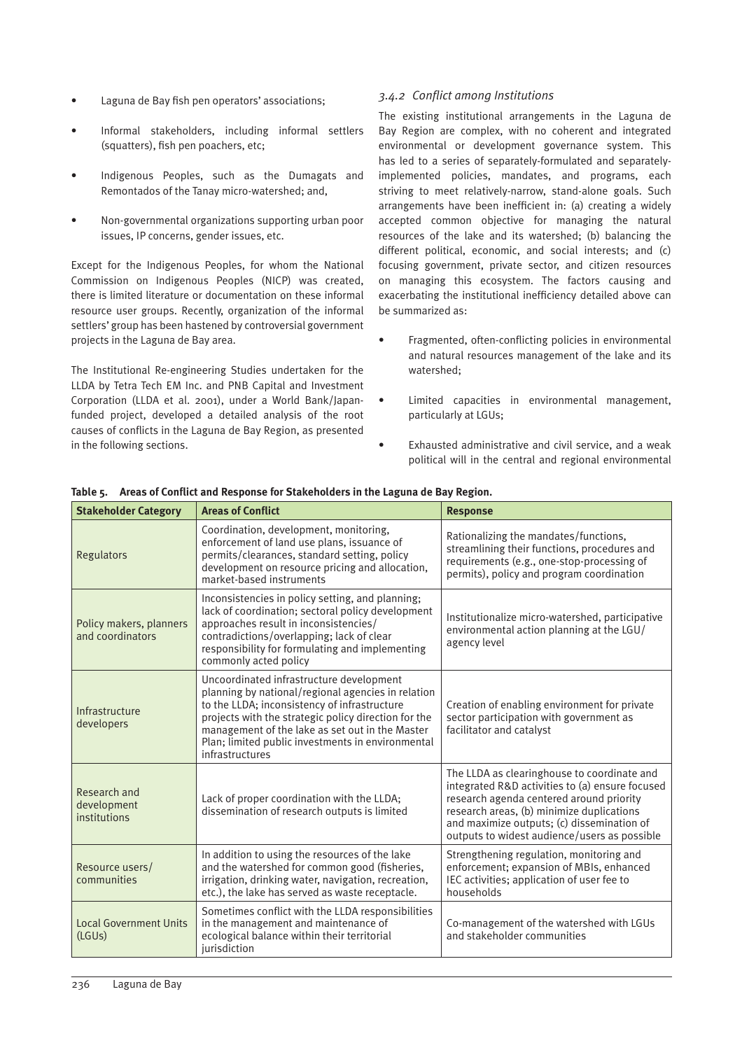- Laguna de Bay fish pen operators' associations;
- Informal stakeholders, including informal settlers (squatters), fish pen poachers, etc;
- Indigenous Peoples, such as the Dumagats and Remontados of the Tanay micro-watershed; and,
- Non-governmental organizations supporting urban poor issues, IP concerns, gender issues, etc.

Except for the Indigenous Peoples, for whom the National Commission on Indigenous Peoples (NICP) was created, there is limited literature or documentation on these informal resource user groups. Recently, organization of the informal settlers' group has been hastened by controversial government projects in the Laguna de Bay area.

The Institutional Re-engineering Studies undertaken for the LLDA by Tetra Tech EM Inc. and PNB Capital and Investment Corporation (LLDA et al. 2001), under a World Bank/Japan-funded project, developed a detailed analysis of the root causes of conflicts in the Laguna de Bay Region, as presented in the following sections.

### *3.4.2 Conflict among Institutions*

The existing institutional arrangements in the Laguna de Bay Region are complex, with no coherent and integrated environmental or development governance system. This has led to a series of separately-formulated and separately-implemented policies, mandates, and programs, each striving to meet relatively-narrow, stand-alone goals. Such arrangements have been inefficient in: (a) creating a widely accepted common objective for managing the natural resources of the lake and its watershed; (b) balancing the different political, economic, and social interests; and (c) focusing government, private sector, and citizen resources on managing this ecosystem. The factors causing and exacerbating the institutional inefficiency detailed above can be summarized as:

- Fragmented, often-conflicting policies in environmental and natural resources management of the lake and its watershed;
- Limited capacities in environmental management, particularly at LGUs;
- Exhausted administrative and civil service, and a weak political will in the central and regional environmental

**Table 5. Areas of Conflict and Response for Stakeholders in the Laguna de Bay Region.**

| Stakeholder Category | Areas of Conflict | Response |
|---|---|---|
| Regulators | Coordination, development, monitoring, enforcement of land use plans, issuance of permits/clearances, standard setting, policy development on resource pricing and allocation, market-based instruments | Rationalizing the mandates/functions, streamlining their functions, procedures and requirements (e.g., one-stop-processing of permits), policy and program coordination |
| Policy makers, planners and coordinators | Inconsistencies in policy setting, and planning; lack of coordination; sectoral policy development approaches result in inconsistencies/ contradictions/overlapping; lack of clear responsibility for formulating and implementing commonly acted policy | Institutionalize micro-watershed, participative environmental action planning at the LGU/ agency level |
| Infrastructure developers | Uncoordinated infrastructure development planning by national/regional agencies in relation to the LLDA; inconsistency of infrastructure projects with the strategic policy direction for the management of the lake as set out in the Master Plan; limited public investments in environmental infrastructures | Creation of enabling environment for private sector participation with government as facilitator and catalyst |
| Research and development institutions | Lack of proper coordination with the LLDA; dissemination of research outputs is limited | The LLDA as clearinghouse to coordinate and integrated R&D activities to (a) ensure focused research agenda centered around priority research areas, (b) minimize duplications and maximize outputs; (c) dissemination of outputs to widest audience/users as possible |
| Resource users/ communities | In addition to using the resources of the lake and the watershed for common good (fisheries, irrigation, drinking water, navigation, recreation, etc.), the lake has served as waste receptacle. | Strengthening regulation, monitoring and enforcement; expansion of MBIs, enhanced IEC activities; application of user fee to households |
| Local Government Units (LGUs) | Sometimes conflict with the LLDA responsibilities in the management and maintenance of ecological balance within their territorial jurisdiction | Co-management of the watershed with LGUs and stakeholder communities |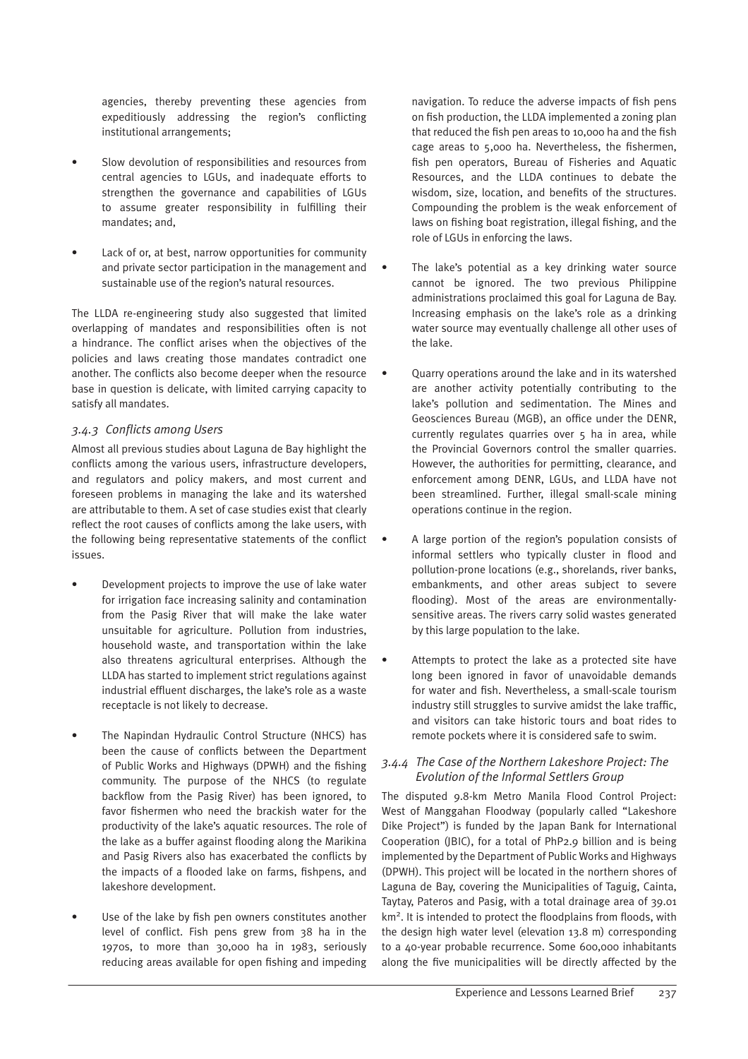agencies, thereby preventing these agencies from expeditiously addressing the region's conflicting institutional arrangements;

- Slow devolution of responsibilities and resources from central agencies to LGUs, and inadequate efforts to strengthen the governance and capabilities of LGUs to assume greater responsibility in fulfilling their mandates; and,
- Lack of or, at best, narrow opportunities for community and private sector participation in the management and sustainable use of the region's natural resources.

The LLDA re-engineering study also suggested that limited overlapping of mandates and responsibilities often is not a hindrance. The conflict arises when the objectives of the policies and laws creating those mandates contradict one another. The conflicts also become deeper when the resource base in question is delicate, with limited carrying capacity to satisfy all mandates.

### *3.4.3 Conflicts among Users*

Almost all previous studies about Laguna de Bay highlight the conflicts among the various users, infrastructure developers, and regulators and policy makers, and most current and foreseen problems in managing the lake and its watershed are attributable to them. A set of case studies exist that clearly reflect the root causes of conflicts among the lake users, with the following being representative statements of the conflict issues.

- Development projects to improve the use of lake water for irrigation face increasing salinity and contamination from the Pasig River that will make the lake water unsuitable for agriculture. Pollution from industries, household waste, and transportation within the lake also threatens agricultural enterprises. Although the LLDA has started to implement strict regulations against industrial effluent discharges, the lake's role as a waste receptacle is not likely to decrease.
- The Napindan Hydraulic Control Structure (NHCS) has been the cause of conflicts between the Department of Public Works and Highways (DPWH) and the fishing community. The purpose of the NHCS (to regulate backflow from the Pasig River) has been ignored, to favor fishermen who need the brackish water for the productivity of the lake's aquatic resources. The role of the lake as a buffer against flooding along the Marikina and Pasig Rivers also has exacerbated the conflicts by the impacts of a flooded lake on farms, fishpens, and lakeshore development.
- Use of the lake by fish pen owners constitutes another level of conflict. Fish pens grew from 38 ha in the 1970s, to more than 30,000 ha in 1983, seriously reducing areas available for open fishing and impeding navigation. To reduce the adverse impacts of fish pens on fish production, the LLDA implemented a zoning plan that reduced the fish pen areas to 10,000 ha and the fish cage areas to 5,000 ha. Nevertheless, the fishermen, fish pen operators, Bureau of Fisheries and Aquatic Resources, and the LLDA continues to debate the wisdom, size, location, and benefits of the structures. Compounding the problem is the weak enforcement of laws on fishing boat registration, illegal fishing, and the role of LGUs in enforcing the laws.
- The lake's potential as a key drinking water source cannot be ignored. The two previous Philippine administrations proclaimed this goal for Laguna de Bay. Increasing emphasis on the lake's role as a drinking water source may eventually challenge all other uses of the lake.
- Quarry operations around the lake and in its watershed are another activity potentially contributing to the lake's pollution and sedimentation. The Mines and Geosciences Bureau (MGB), an office under the DENR, currently regulates quarries over 5 ha in area, while the Provincial Governors control the smaller quarries. However, the authorities for permitting, clearance, and enforcement among DENR, LGUs, and LLDA have not been streamlined. Further, illegal small-scale mining operations continue in the region.
- A large portion of the region's population consists of informal settlers who typically cluster in flood and pollution-prone locations (e.g., shorelands, river banks, embankments, and other areas subject to severe flooding). Most of the areas are environmentally-sensitive areas. The rivers carry solid wastes generated by this large population to the lake.
- Attempts to protect the lake as a protected site have long been ignored in favor of unavoidable demands for water and fish. Nevertheless, a small-scale tourism industry still struggles to survive amidst the lake traffic, and visitors can take historic tours and boat rides to remote pockets where it is considered safe to swim.

### *3.4.4 The Case of the Northern Lakeshore Project: The Evolution of the Informal Settlers Group*

The disputed 9.8-km Metro Manila Flood Control Project: West of Manggahan Floodway (popularly called "Lakeshore Dike Project") is funded by the Japan Bank for International Cooperation (JBIC), for a total of PhP2.9 billion and is being implemented by the Department of Public Works and Highways (DPWH). This project will be located in the northern shores of Laguna de Bay, covering the Municipalities of Taguig, Cainta, Taytay, Pateros and Pasig, with a total drainage area of 39.01 km$^2$. It is intended to protect the floodplains from floods, with the design high water level (elevation 13.8 m) corresponding to a 40-year probable recurrence. Some 600,000 inhabitants along the five municipalities will be directly affected by the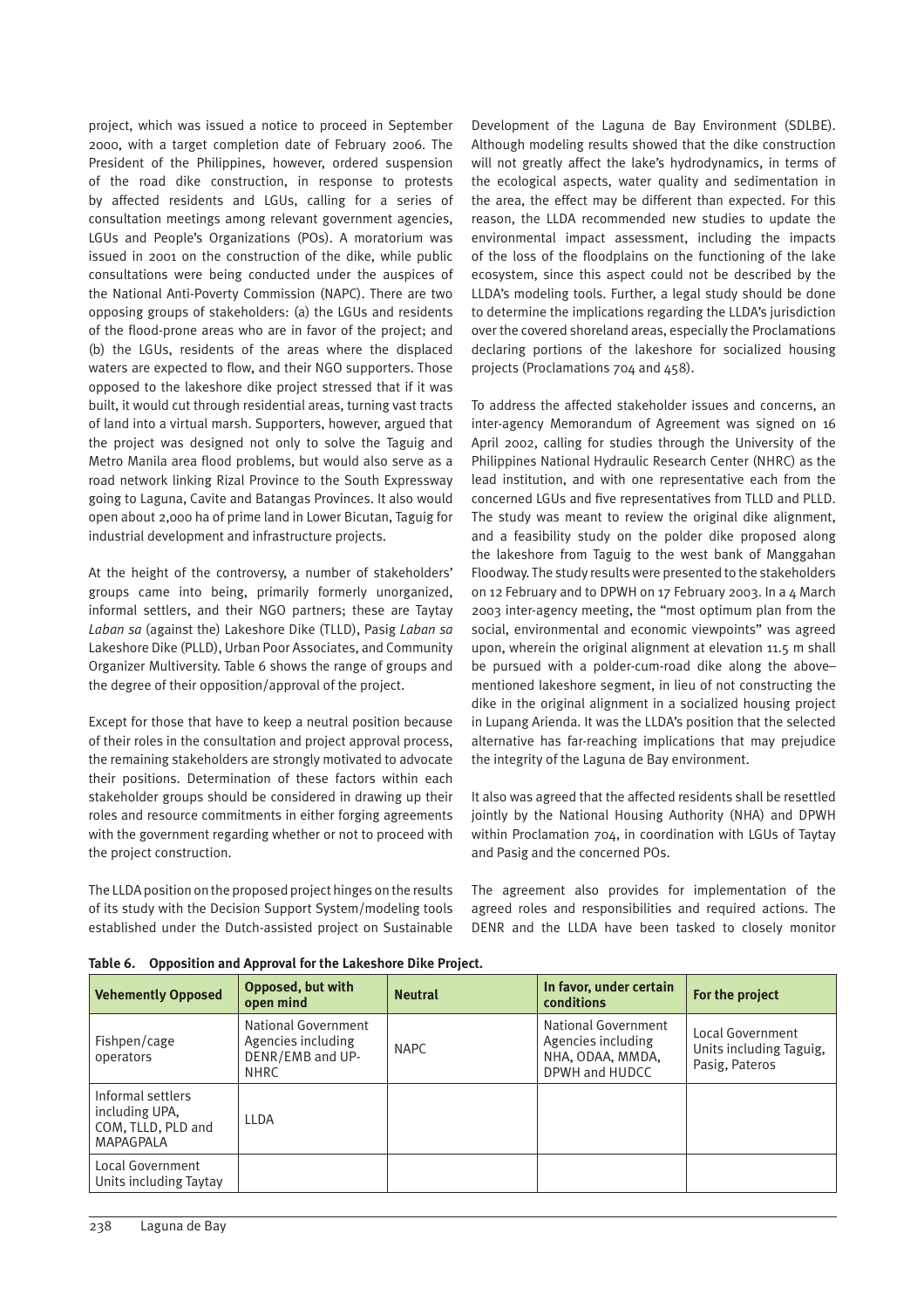project, which was issued a notice to proceed in September 2000, with a target completion date of February 2006. The President of the Philippines, however, ordered suspension of the road dike construction, in response to protests by affected residents and LGUs, calling for a series of consultation meetings among relevant government agencies, LGUs and People's Organizations (POs). A moratorium was issued in 2001 on the construction of the dike, while public consultations were being conducted under the auspices of the National Anti-Poverty Commission (NAPC). There are two opposing groups of stakeholders: (a) the LGUs and residents of the flood-prone areas who are in favor of the project; and (b) the LGUs, residents of the areas where the displaced waters are expected to flow, and their NGO supporters. Those opposed to the lakeshore dike project stressed that if it was built, it would cut through residential areas, turning vast tracts of land into a virtual marsh. Supporters, however, argued that the project was designed not only to solve the Taguig and Metro Manila area flood problems, but would also serve as a road network linking Rizal Province to the South Expressway going to Laguna, Cavite and Batangas Provinces. It also would open about 2,000 ha of prime land in Lower Bicutan, Taguig for industrial development and infrastructure projects.

At the height of the controversy, a number of stakeholders' groups came into being, primarily formerly unorganized, informal settlers, and their NGO partners; these are Taytay *Laban sa* (against the) Lakeshore Dike (TLLD), Pasig *Laban sa* Lakeshore Dike (PLLD), Urban Poor Associates, and Community Organizer Multiversity. Table 6 shows the range of groups and the degree of their opposition/approval of the project.

Except for those that have to keep a neutral position because of their roles in the consultation and project approval process, the remaining stakeholders are strongly motivated to advocate their positions. Determination of these factors within each stakeholder groups should be considered in drawing up their roles and resource commitments in either forging agreements with the government regarding whether or not to proceed with the project construction.

The LLDA position on the proposed project hinges on the results of its study with the Decision Support System/modeling tools established under the Dutch-assisted project on Sustainable Development of the Laguna de Bay Environment (SDLBE). Although modeling results showed that the dike construction will not greatly affect the lake's hydrodynamics, in terms of the ecological aspects, water quality and sedimentation in the area, the effect may be different than expected. For this reason, the LLDA recommended new studies to update the environmental impact assessment, including the impacts of the loss of the floodplains on the functioning of the lake ecosystem, since this aspect could not be described by the LLDA's modeling tools. Further, a legal study should be done to determine the implications regarding the LLDA's jurisdiction over the covered shoreland areas, especially the Proclamations declaring portions of the lakeshore for socialized housing projects (Proclamations 704 and 458).

To address the affected stakeholder issues and concerns, an inter-agency Memorandum of Agreement was signed on 16 April 2002, calling for studies through the University of the Philippines National Hydraulic Research Center (NHRC) as the lead institution, and with one representative each from the concerned LGUs and five representatives from TLLD and PLLD. The study was meant to review the original dike alignment, and a feasibility study on the polder dike proposed along the lakeshore from Taguig to the west bank of Manggahan Floodway. The study results were presented to the stakeholders on 12 February and to DPWH on 17 February 2003. In a 4 March 2003 inter-agency meeting, the "most optimum plan from the social, environmental and economic viewpoints" was agreed upon, wherein the original alignment at elevation 11.5 m shall be pursued with a polder-cum-road dike along the above–mentioned lakeshore segment, in lieu of not constructing the dike in the original alignment in a socialized housing project in Lupang Arienda. It was the LLDA's position that the selected alternative has far-reaching implications that may prejudice the integrity of the Laguna de Bay environment.

It also was agreed that the affected residents shall be resettled jointly by the National Housing Authority (NHA) and DPWH within Proclamation 704, in coordination with LGUs of Taytay and Pasig and the concerned POs.

The agreement also provides for implementation of the agreed roles and responsibilities and required actions. The DENR and the LLDA have been tasked to closely monitor

**Table 6. Opposition and Approval for the Lakeshore Dike Project.**

| Vehemently Opposed | Opposed, but with open mind | Neutral | In favor, under certain conditions | For the project |
|---|---|---|---|---|
| Fishpen/cage operators | National Government Agencies including DENR/EMB and UP-NHRC | NAPC | National Government Agencies including NHA, ODAA, MMDA, DPWH and HUDCC | Local Government Units including Taguig, Pasig, Pateros |
| Informal settlers including UPA, COM, TLLD, PLD and MAPAGPALA | LLDA | | | |
| Local Government Units including Taytay | | | | |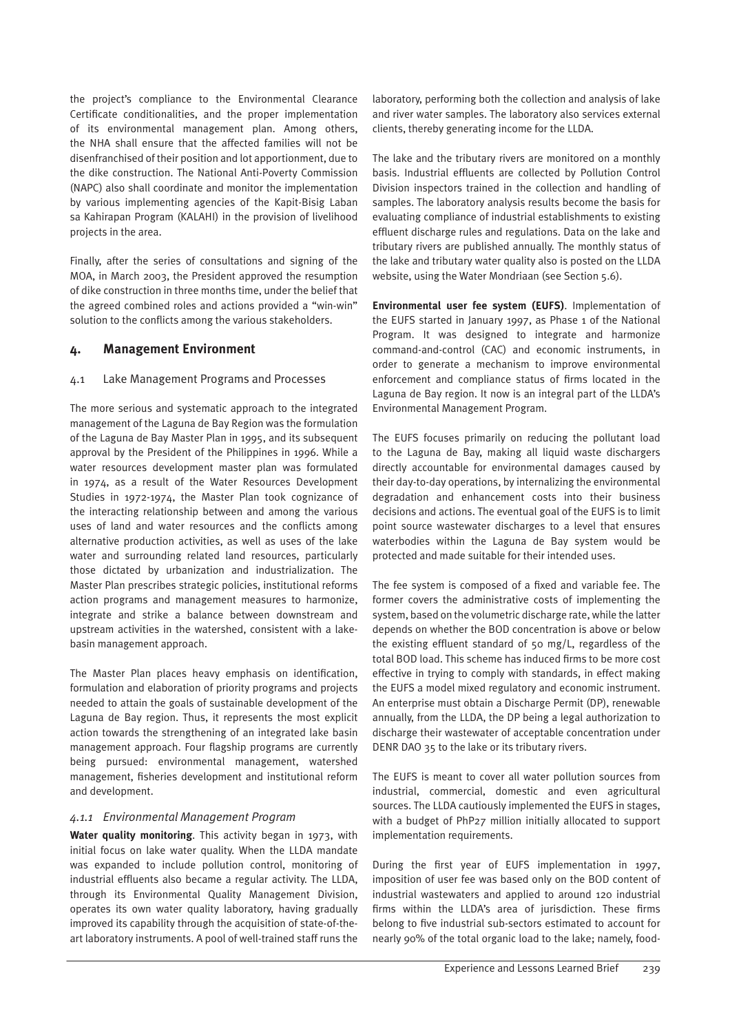the project's compliance to the Environmental Clearance Certificate conditionalities, and the proper implementation of its environmental management plan. Among others, the NHA shall ensure that the affected families will not be disenfranchised of their position and lot apportionment, due to the dike construction. The National Anti-Poverty Commission (NAPC) also shall coordinate and monitor the implementation by various implementing agencies of the Kapit-Bisig Laban sa Kahirapan Program (KALAHI) in the provision of livelihood projects in the area.

Finally, after the series of consultations and signing of the MOA, in March 2003, the President approved the resumption of dike construction in three months time, under the belief that the agreed combined roles and actions provided a "win-win" solution to the conflicts among the various stakeholders.

## 4. Management Environment

### 4.1 Lake Management Programs and Processes

The more serious and systematic approach to the integrated management of the Laguna de Bay Region was the formulation of the Laguna de Bay Master Plan in 1995, and its subsequent approval by the President of the Philippines in 1996. While a water resources development master plan was formulated in 1974, as a result of the Water Resources Development Studies in 1972-1974, the Master Plan took cognizance of the interacting relationship between and among the various uses of land and water resources and the conflicts among alternative production activities, as well as uses of the lake water and surrounding related land resources, particularly those dictated by urbanization and industrialization. The Master Plan prescribes strategic policies, institutional reforms action programs and management measures to harmonize, integrate and strike a balance between downstream and upstream activities in the watershed, consistent with a lake-basin management approach.

The Master Plan places heavy emphasis on identification, formulation and elaboration of priority programs and projects needed to attain the goals of sustainable development of the Laguna de Bay region. Thus, it represents the most explicit action towards the strengthening of an integrated lake basin management approach. Four flagship programs are currently being pursued: environmental management, watershed management, fisheries development and institutional reform and development.

#### *4.1.1 Environmental Management Program*

**Water quality monitoring**. This activity began in 1973, with initial focus on lake water quality. When the LLDA mandate was expanded to include pollution control, monitoring of industrial effluents also became a regular activity. The LLDA, through its Environmental Quality Management Division, operates its own water quality laboratory, having gradually improved its capability through the acquisition of state-of-the-art laboratory instruments. A pool of well-trained staff runs the laboratory, performing both the collection and analysis of lake and river water samples. The laboratory also services external clients, thereby generating income for the LLDA.

The lake and the tributary rivers are monitored on a monthly basis. Industrial effluents are collected by Pollution Control Division inspectors trained in the collection and handling of samples. The laboratory analysis results become the basis for evaluating compliance of industrial establishments to existing effluent discharge rules and regulations. Data on the lake and tributary rivers are published annually. The monthly status of the lake and tributary water quality also is posted on the LLDA website, using the Water Mondriaan (see Section 5.6).

**Environmental user fee system (EUFS)**. Implementation of the EUFS started in January 1997, as Phase 1 of the National Program. It was designed to integrate and harmonize command-and-control (CAC) and economic instruments, in order to generate a mechanism to improve environmental enforcement and compliance status of firms located in the Laguna de Bay region. It now is an integral part of the LLDA's Environmental Management Program.

The EUFS focuses primarily on reducing the pollutant load to the Laguna de Bay, making all liquid waste dischargers directly accountable for environmental damages caused by their day-to-day operations, by internalizing the environmental degradation and enhancement costs into their business decisions and actions. The eventual goal of the EUFS is to limit point source wastewater discharges to a level that ensures waterbodies within the Laguna de Bay system would be protected and made suitable for their intended uses.

The fee system is composed of a fixed and variable fee. The former covers the administrative costs of implementing the system, based on the volumetric discharge rate, while the latter depends on whether the BOD concentration is above or below the existing effluent standard of 50 mg/L, regardless of the total BOD load. This scheme has induced firms to be more cost effective in trying to comply with standards, in effect making the EUFS a model mixed regulatory and economic instrument. An enterprise must obtain a Discharge Permit (DP), renewable annually, from the LLDA, the DP being a legal authorization to discharge their wastewater of acceptable concentration under DENR DAO 35 to the lake or its tributary rivers.

The EUFS is meant to cover all water pollution sources from industrial, commercial, domestic and even agricultural sources. The LLDA cautiously implemented the EUFS in stages, with a budget of PhP27 million initially allocated to support implementation requirements.

During the first year of EUFS implementation in 1997, imposition of user fee was based only on the BOD content of industrial wastewaters and applied to around 120 industrial firms within the LLDA's area of jurisdiction. These firms belong to five industrial sub-sectors estimated to account for nearly 90% of the total organic load to the lake; namely, food-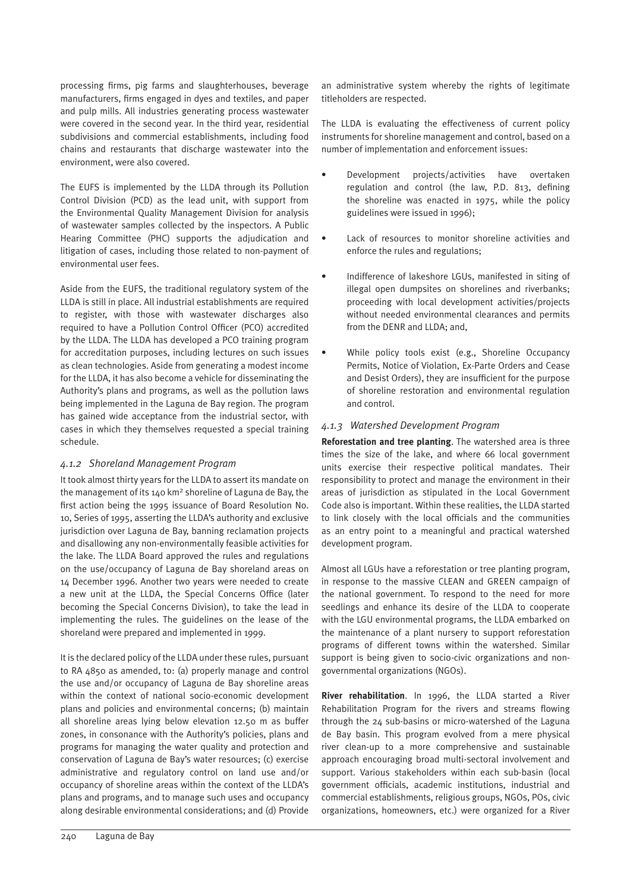processing firms, pig farms and slaughterhouses, beverage manufacturers, firms engaged in dyes and textiles, and paper and pulp mills. All industries generating process wastewater were covered in the second year. In the third year, residential subdivisions and commercial establishments, including food chains and restaurants that discharge wastewater into the environment, were also covered.

The EUFS is implemented by the LLDA through its Pollution Control Division (PCD) as the lead unit, with support from the Environmental Quality Management Division for analysis of wastewater samples collected by the inspectors. A Public Hearing Committee (PHC) supports the adjudication and litigation of cases, including those related to non-payment of environmental user fees.

Aside from the EUFS, the traditional regulatory system of the LLDA is still in place. All industrial establishments are required to register, with those with wastewater discharges also required to have a Pollution Control Officer (PCO) accredited by the LLDA. The LLDA has developed a PCO training program for accreditation purposes, including lectures on such issues as clean technologies. Aside from generating a modest income for the LLDA, it has also become a vehicle for disseminating the Authority's plans and programs, as well as the pollution laws being implemented in the Laguna de Bay region. The program has gained wide acceptance from the industrial sector, with cases in which they themselves requested a special training schedule.

### *4.1.2 Shoreland Management Program*

It took almost thirty years for the LLDA to assert its mandate on the management of its 140 km² shoreline of Laguna de Bay, the first action being the 1995 issuance of Board Resolution No. 10, Series of 1995, asserting the LLDA's authority and exclusive jurisdiction over Laguna de Bay, banning reclamation projects and disallowing any non-environmentally feasible activities for the lake. The LLDA Board approved the rules and regulations on the use/occupancy of Laguna de Bay shoreland areas on 14 December 1996. Another two years were needed to create a new unit at the LLDA, the Special Concerns Office (later becoming the Special Concerns Division), to take the lead in implementing the rules. The guidelines on the lease of the shoreland were prepared and implemented in 1999.

It is the declared policy of the LLDA under these rules, pursuant to RA 4850 as amended, to: (a) properly manage and control the use and/or occupancy of Laguna de Bay shoreline areas within the context of national socio-economic development plans and policies and environmental concerns; (b) maintain all shoreline areas lying below elevation 12.50 m as buffer zones, in consonance with the Authority's policies, plans and programs for managing the water quality and protection and conservation of Laguna de Bay's water resources; (c) exercise administrative and regulatory control on land use and/or occupancy of shoreline areas within the context of the LLDA's plans and programs, and to manage such uses and occupancy along desirable environmental considerations; and (d) Provide an administrative system whereby the rights of legitimate titleholders are respected.

The LLDA is evaluating the effectiveness of current policy instruments for shoreline management and control, based on a number of implementation and enforcement issues:

- Development projects/activities have overtaken regulation and control (the law, P.D. 813, defining the shoreline was enacted in 1975, while the policy guidelines were issued in 1996);
- Lack of resources to monitor shoreline activities and enforce the rules and regulations;
- Indifference of lakeshore LGUs, manifested in siting of illegal open dumpsites on shorelines and riverbanks; proceeding with local development activities/projects without needed environmental clearances and permits from the DENR and LLDA; and,
- While policy tools exist (e.g., Shoreline Occupancy Permits, Notice of Violation, Ex-Parte Orders and Cease and Desist Orders), they are insufficient for the purpose of shoreline restoration and environmental regulation and control.

### *4.1.3 Watershed Development Program*

**Reforestation and tree planting**. The watershed area is three times the size of the lake, and where 66 local government units exercise their respective political mandates. Their responsibility to protect and manage the environment in their areas of jurisdiction as stipulated in the Local Government Code also is important. Within these realities, the LLDA started to link closely with the local officials and the communities as an entry point to a meaningful and practical watershed development program.

Almost all LGUs have a reforestation or tree planting program, in response to the massive CLEAN and GREEN campaign of the national government. To respond to the need for more seedlings and enhance its desire of the LLDA to cooperate with the LGU environmental programs, the LLDA embarked on the maintenance of a plant nursery to support reforestation programs of different towns within the watershed. Similar support is being given to socio-civic organizations and non-governmental organizations (NGOs).

**River rehabilitation**. In 1996, the LLDA started a River Rehabilitation Program for the rivers and streams flowing through the 24 sub-basins or micro-watershed of the Laguna de Bay basin. This program evolved from a mere physical river clean-up to a more comprehensive and sustainable approach encouraging broad multi-sectoral involvement and support. Various stakeholders within each sub-basin (local government officials, academic institutions, industrial and commercial establishments, religious groups, NGOs, POs, civic organizations, homeowners, etc.) were organized for a River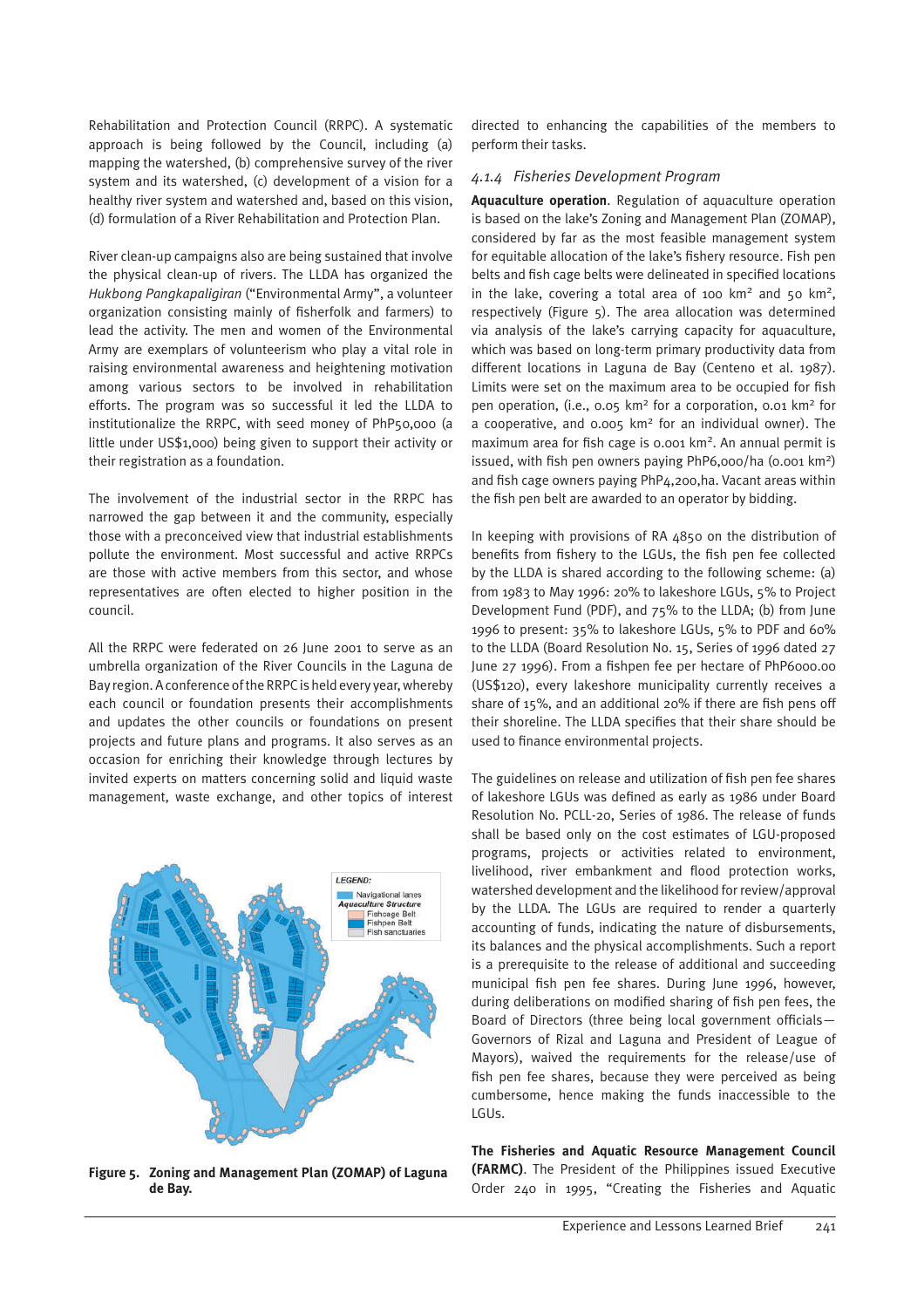Rehabilitation and Protection Council (RRPC). A systematic approach is being followed by the Council, including (a) mapping the watershed, (b) comprehensive survey of the river system and its watershed, (c) development of a vision for a healthy river system and watershed and, based on this vision, (d) formulation of a River Rehabilitation and Protection Plan.

River clean-up campaigns also are being sustained that involve the physical clean-up of rivers. The LLDA has organized the *Hukbong Pangkapaligiran* ("Environmental Army", a volunteer organization consisting mainly of fisherfolk and farmers) to lead the activity. The men and women of the Environmental Army are exemplars of volunteerism who play a vital role in raising environmental awareness and heightening motivation among various sectors to be involved in rehabilitation efforts. The program was so successful it led the LLDA to institutionalize the RRPC, with seed money of PhP50,000 (a little under US$1,000) being given to support their activity or their registration as a foundation.

The involvement of the industrial sector in the RRPC has narrowed the gap between it and the community, especially those with a preconceived view that industrial establishments pollute the environment. Most successful and active RRPCs are those with active members from this sector, and whose representatives are often elected to higher position in the council.

All the RRPC were federated on 26 June 2001 to serve as an umbrella organization of the River Councils in the Laguna de Bay region. A conference of the RRPC is held every year, whereby each council or foundation presents their accomplishments and updates the other councils or foundations on present projects and future plans and programs. It also serves as an occasion for enriching their knowledge through lectures by invited experts on matters concerning solid and liquid waste management, waste exchange, and other topics of interest directed to enhancing the capabilities of the members to perform their tasks.

**Figure 5. Zoning and Management Plan (ZOMAP) of Laguna de Bay.**

### *4.1.4 Fisheries Development Program*

**Aquaculture operation**. Regulation of aquaculture operation is based on the lake's Zoning and Management Plan (ZOMAP), considered by far as the most feasible management system for equitable allocation of the lake's fishery resource. Fish pen belts and fish cage belts were delineated in specified locations in the lake, covering a total area of 100 km² and 50 km², respectively (Figure 5). The area allocation was determined via analysis of the lake's carrying capacity for aquaculture, which was based on long-term primary productivity data from different locations in Laguna de Bay (Centeno et al. 1987). Limits were set on the maximum area to be occupied for fish pen operation, (i.e., 0.05 km² for a corporation, 0.01 km² for a cooperative, and 0.005 km² for an individual owner). The maximum area for fish cage is 0.001 km². An annual permit is issued, with fish pen owners paying PhP6,000/ha (0.001 km²) and fish cage owners paying PhP4,200,ha. Vacant areas within the fish pen belt are awarded to an operator by bidding.

In keeping with provisions of RA 4850 on the distribution of benefits from fishery to the LGUs, the fish pen fee collected by the LLDA is shared according to the following scheme: (a) from 1983 to May 1996: 20% to lakeshore LGUs, 5% to Project Development Fund (PDF), and 75% to the LLDA; (b) from June 1996 to present: 35% to lakeshore LGUs, 5% to PDF and 60% to the LLDA (Board Resolution No. 15, Series of 1996 dated 27 June 27 1996). From a fishpen fee per hectare of PhP6000.00 (US$120), every lakeshore municipality currently receives a share of 15%, and an additional 20% if there are fish pens off their shoreline. The LLDA specifies that their share should be used to finance environmental projects.

The guidelines on release and utilization of fish pen fee shares of lakeshore LGUs was defined as early as 1986 under Board Resolution No. PCLL-20, Series of 1986. The release of funds shall be based only on the cost estimates of LGU-proposed programs, projects or activities related to environment, livelihood, river embankment and flood protection works, watershed development and the likelihood for review/approval by the LLDA. The LGUs are required to render a quarterly accounting of funds, indicating the nature of disbursements, its balances and the physical accomplishments. Such a report is a prerequisite to the release of additional and succeeding municipal fish pen fee shares. During June 1996, however, during deliberations on modified sharing of fish pen fees, the Board of Directors (three being local government officials—Governors of Rizal and Laguna and President of League of Mayors), waived the requirements for the release/use of fish pen fee shares, because they were perceived as being cumbersome, hence making the funds inaccessible to the LGUs.

**The Fisheries and Aquatic Resource Management Council (FARMC)**. The President of the Philippines issued Executive Order 240 in 1995, "Creating the Fisheries and Aquatic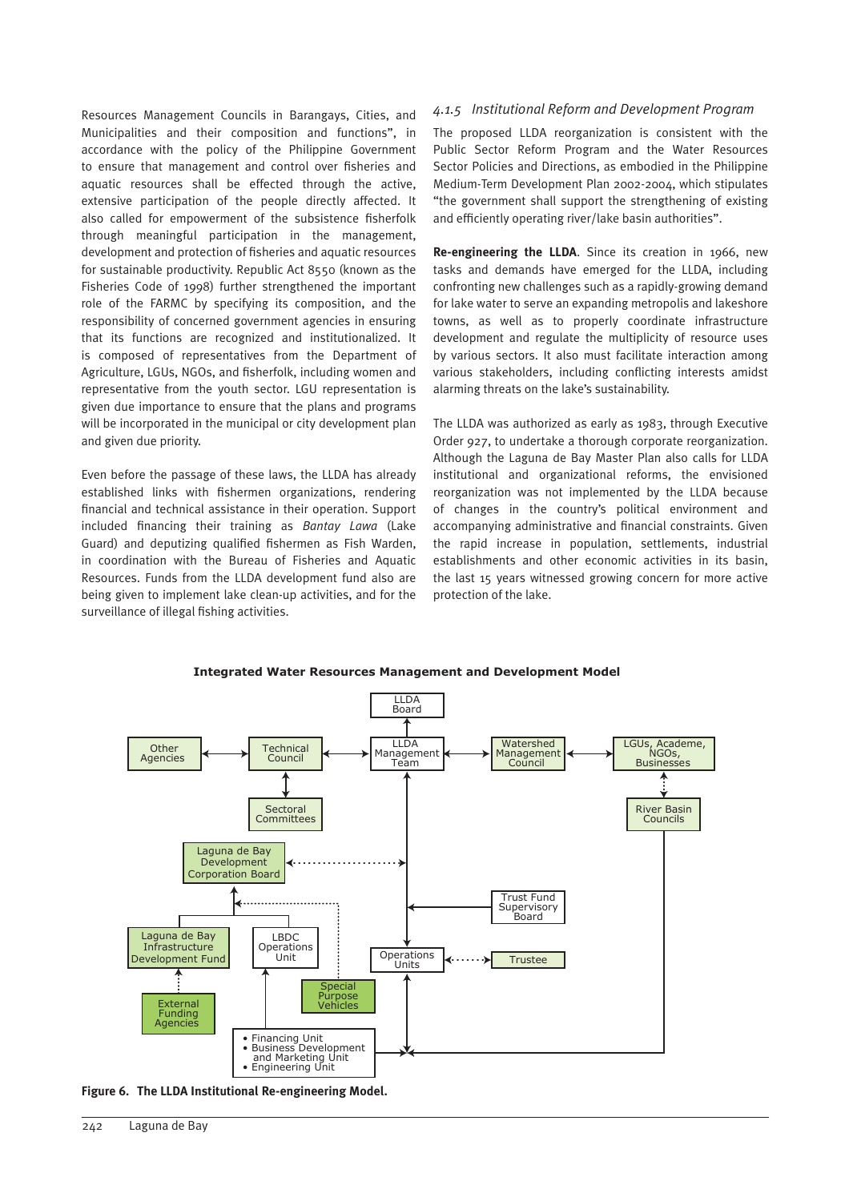Resources Management Councils in Barangays, Cities, and Municipalities and their composition and functions", in accordance with the policy of the Philippine Government to ensure that management and control over fisheries and aquatic resources shall be effected through the active, extensive participation of the people directly affected. It also called for empowerment of the subsistence fisherfolk through meaningful participation in the management, development and protection of fisheries and aquatic resources for sustainable productivity. Republic Act 8550 (known as the Fisheries Code of 1998) further strengthened the important role of the FARMC by specifying its composition, and the responsibility of concerned government agencies in ensuring that its functions are recognized and institutionalized. It is composed of representatives from the Department of Agriculture, LGUs, NGOs, and fisherfolk, including women and representative from the youth sector. LGU representation is given due importance to ensure that the plans and programs will be incorporated in the municipal or city development plan and given due priority.

Even before the passage of these laws, the LLDA has already established links with fishermen organizations, rendering financial and technical assistance in their operation. Support included financing their training as *Bantay Lawa* (Lake Guard) and deputizing qualified fishermen as Fish Warden, in coordination with the Bureau of Fisheries and Aquatic Resources. Funds from the LLDA development fund also are being given to implement lake clean-up activities, and for the surveillance of illegal fishing activities.

### *4.1.5 Institutional Reform and Development Program*

The proposed LLDA reorganization is consistent with the Public Sector Reform Program and the Water Resources Sector Policies and Directions, as embodied in the Philippine Medium-Term Development Plan 2002-2004, which stipulates "the government shall support the strengthening of existing and efficiently operating river/lake basin authorities".

**Re-engineering the LLDA**. Since its creation in 1966, new tasks and demands have emerged for the LLDA, including confronting new challenges such as a rapidly-growing demand for lake water to serve an expanding metropolis and lakeshore towns, as well as to properly coordinate infrastructure development and regulate the multiplicity of resource uses by various sectors. It also must facilitate interaction among various stakeholders, including conflicting interests amidst alarming threats on the lake's sustainability.

The LLDA was authorized as early as 1983, through Executive Order 927, to undertake a thorough corporate reorganization. Although the Laguna de Bay Master Plan also calls for LLDA institutional and organizational reforms, the envisioned reorganization was not implemented by the LLDA because of changes in the country's political environment and accompanying administrative and financial constraints. Given the rapid increase in population, settlements, industrial establishments and other economic activities in its basin, the last 15 years witnessed growing concern for more active protection of the lake.

**Integrated Water Resources Management and Development Model**

LLDA Board; LLDA Management Team; Other Agencies; Technical Council; Sectoral Committees; Watershed Management Council; LGUs, Academe, NGOs, Businesses; River Basin Councils; Laguna de Bay Development Corporation Board; Trust Fund Supervisory Board; Laguna de Bay Infrastructure Development Fund; LBDC Operations Unit; Operations Units; Trustee; Special Purpose Vehicles; External Funding Agencies

- Financing Unit
- Business Development and Marketing Unit
- Engineering Unit

**Figure 6. The LLDA Institutional Re-engineering Model.**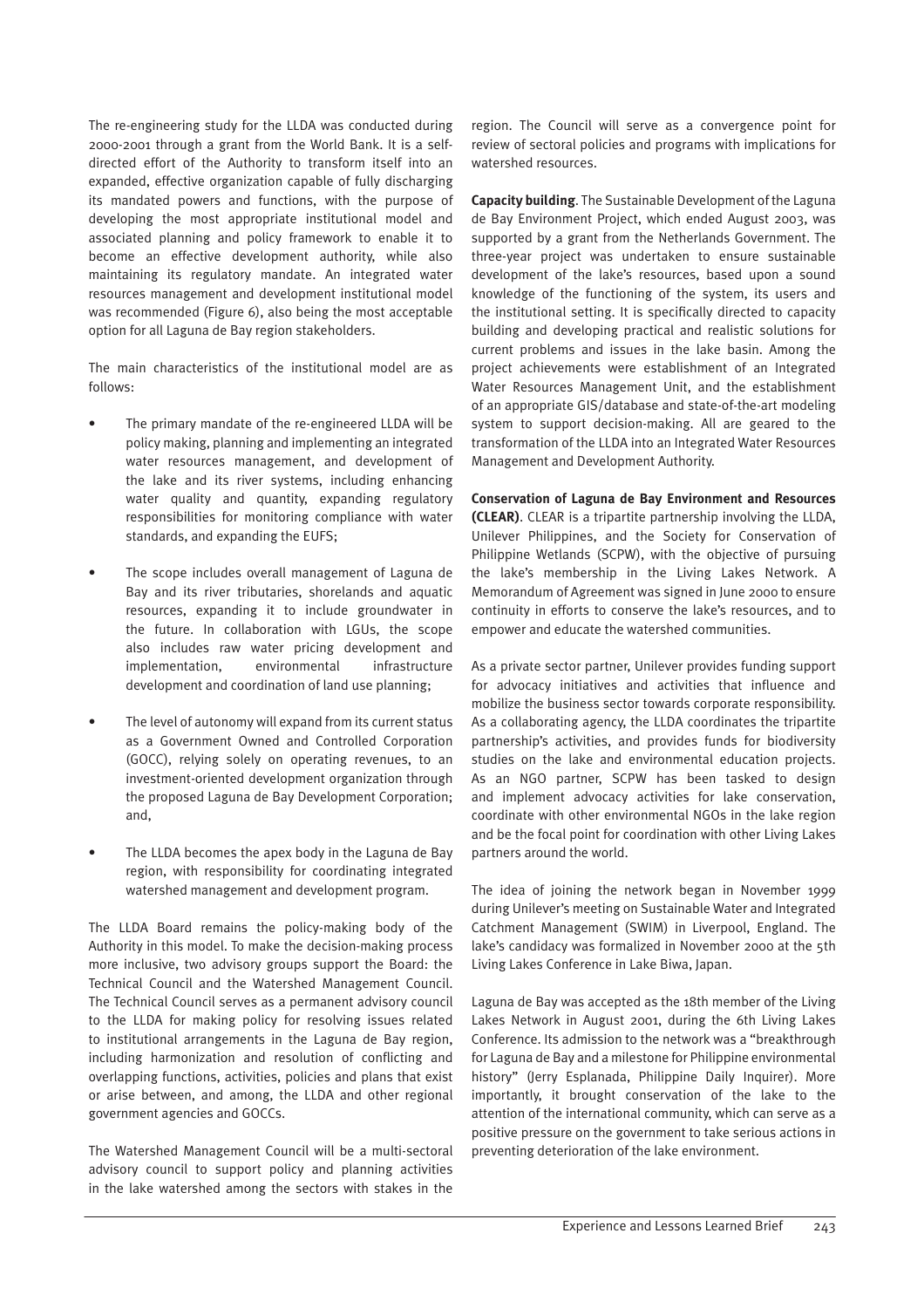The re-engineering study for the LLDA was conducted during 2000-2001 through a grant from the World Bank. It is a self-directed effort of the Authority to transform itself into an expanded, effective organization capable of fully discharging its mandated powers and functions, with the purpose of developing the most appropriate institutional model and associated planning and policy framework to enable it to become an effective development authority, while also maintaining its regulatory mandate. An integrated water resources management and development institutional model was recommended (Figure 6), also being the most acceptable option for all Laguna de Bay region stakeholders.

The main characteristics of the institutional model are as follows:

- The primary mandate of the re-engineered LLDA will be policy making, planning and implementing an integrated water resources management, and development of the lake and its river systems, including enhancing water quality and quantity, expanding regulatory responsibilities for monitoring compliance with water standards, and expanding the EUFS;
- The scope includes overall management of Laguna de Bay and its river tributaries, shorelands and aquatic resources, expanding it to include groundwater in the future. In collaboration with LGUs, the scope also includes raw water pricing development and implementation, environmental infrastructure development and coordination of land use planning;
- The level of autonomy will expand from its current status as a Government Owned and Controlled Corporation (GOCC), relying solely on operating revenues, to an investment-oriented development organization through the proposed Laguna de Bay Development Corporation; and,
- The LLDA becomes the apex body in the Laguna de Bay region, with responsibility for coordinating integrated watershed management and development program.

The LLDA Board remains the policy-making body of the Authority in this model. To make the decision-making process more inclusive, two advisory groups support the Board: the Technical Council and the Watershed Management Council. The Technical Council serves as a permanent advisory council to the LLDA for making policy for resolving issues related to institutional arrangements in the Laguna de Bay region, including harmonization and resolution of conflicting and overlapping functions, activities, policies and plans that exist or arise between, and among, the LLDA and other regional government agencies and GOCCs.

The Watershed Management Council will be a multi-sectoral advisory council to support policy and planning activities in the lake watershed among the sectors with stakes in the region. The Council will serve as a convergence point for review of sectoral policies and programs with implications for watershed resources.

**Capacity building**. The Sustainable Development of the Laguna de Bay Environment Project, which ended August 2003, was supported by a grant from the Netherlands Government. The three-year project was undertaken to ensure sustainable development of the lake's resources, based upon a sound knowledge of the functioning of the system, its users and the institutional setting. It is specifically directed to capacity building and developing practical and realistic solutions for current problems and issues in the lake basin. Among the project achievements were establishment of an Integrated Water Resources Management Unit, and the establishment of an appropriate GIS/database and state-of-the-art modeling system to support decision-making. All are geared to the transformation of the LLDA into an Integrated Water Resources Management and Development Authority.

**Conservation of Laguna de Bay Environment and Resources (CLEAR)**. CLEAR is a tripartite partnership involving the LLDA, Unilever Philippines, and the Society for Conservation of Philippine Wetlands (SCPW), with the objective of pursuing the lake's membership in the Living Lakes Network. A Memorandum of Agreement was signed in June 2000 to ensure continuity in efforts to conserve the lake's resources, and to empower and educate the watershed communities.

As a private sector partner, Unilever provides funding support for advocacy initiatives and activities that influence and mobilize the business sector towards corporate responsibility. As a collaborating agency, the LLDA coordinates the tripartite partnership's activities, and provides funds for biodiversity studies on the lake and environmental education projects. As an NGO partner, SCPW has been tasked to design and implement advocacy activities for lake conservation, coordinate with other environmental NGOs in the lake region and be the focal point for coordination with other Living Lakes partners around the world.

The idea of joining the network began in November 1999 during Unilever's meeting on Sustainable Water and Integrated Catchment Management (SWIM) in Liverpool, England. The lake's candidacy was formalized in November 2000 at the 5th Living Lakes Conference in Lake Biwa, Japan.

Laguna de Bay was accepted as the 18th member of the Living Lakes Network in August 2001, during the 6th Living Lakes Conference. Its admission to the network was a "breakthrough for Laguna de Bay and a milestone for Philippine environmental history" (Jerry Esplanada, Philippine Daily Inquirer). More importantly, it brought conservation of the lake to the attention of the international community, which can serve as a positive pressure on the government to take serious actions in preventing deterioration of the lake environment.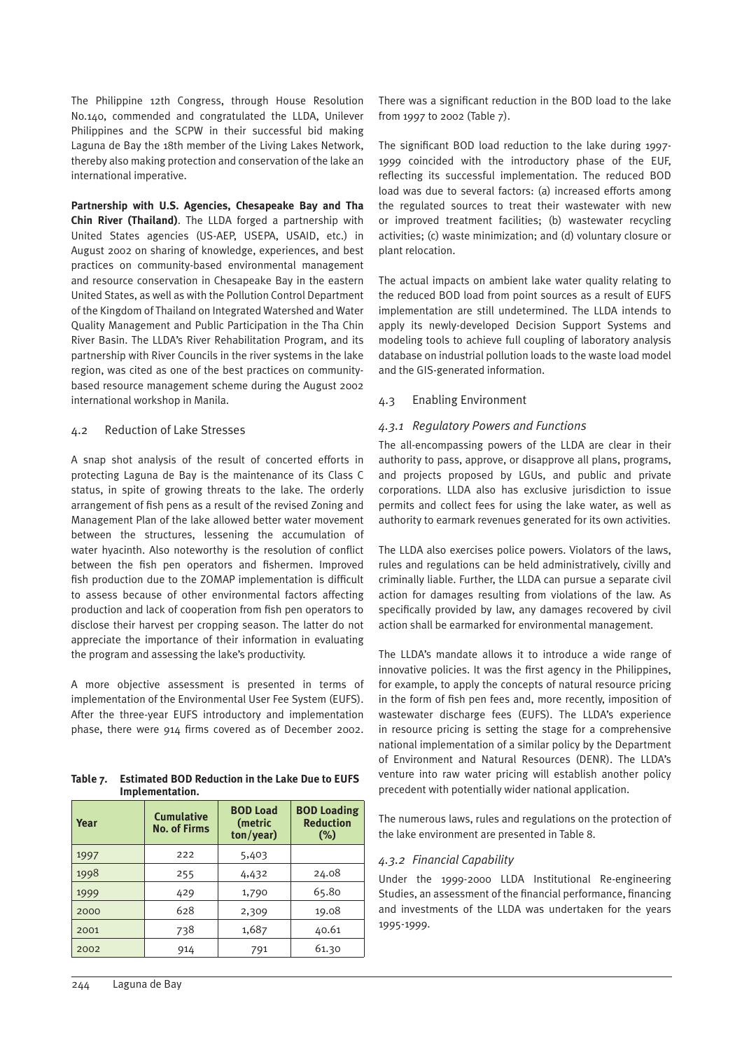The Philippine 12th Congress, through House Resolution No.140, commended and congratulated the LLDA, Unilever Philippines and the SCPW in their successful bid making Laguna de Bay the 18th member of the Living Lakes Network, thereby also making protection and conservation of the lake an international imperative.

**Partnership with U.S. Agencies, Chesapeake Bay and Tha Chin River (Thailand)**. The LLDA forged a partnership with United States agencies (US-AEP, USEPA, USAID, etc.) in August 2002 on sharing of knowledge, experiences, and best practices on community-based environmental management and resource conservation in Chesapeake Bay in the eastern United States, as well as with the Pollution Control Department of the Kingdom of Thailand on Integrated Watershed and Water Quality Management and Public Participation in the Tha Chin River Basin. The LLDA's River Rehabilitation Program, and its partnership with River Councils in the river systems in the lake region, was cited as one of the best practices on community-based resource management scheme during the August 2002 international workshop in Manila.

## 4.2 Reduction of Lake Stresses

A snap shot analysis of the result of concerted efforts in protecting Laguna de Bay is the maintenance of its Class C status, in spite of growing threats to the lake. The orderly arrangement of fish pens as a result of the revised Zoning and Management Plan of the lake allowed better water movement between the structures, lessening the accumulation of water hyacinth. Also noteworthy is the resolution of conflict between the fish pen operators and fishermen. Improved fish production due to the ZOMAP implementation is difficult to assess because of other environmental factors affecting production and lack of cooperation from fish pen operators to disclose their harvest per cropping season. The latter do not appreciate the importance of their information in evaluating the program and assessing the lake's productivity.

A more objective assessment is presented in terms of implementation of the Environmental User Fee System (EUFS). After the three-year EUFS introductory and implementation phase, there were 914 firms covered as of December 2002.

**Table 7. Estimated BOD Reduction in the Lake Due to EUFS Implementation.**

| Year | Cumulative No. of Firms | BOD Load (metric ton/year) | BOD Loading Reduction (%) |
|---|---|---|---|
| 1997 | 222 | 5,403 | |
| 1998 | 255 | 4,432 | 24.08 |
| 1999 | 429 | 1,790 | 65.80 |
| 2000 | 628 | 2,309 | 19.08 |
| 2001 | 738 | 1,687 | 40.61 |
| 2002 | 914 | 791 | 61.30 |

There was a significant reduction in the BOD load to the lake from 1997 to 2002 (Table 7).

The significant BOD load reduction to the lake during 1997-1999 coincided with the introductory phase of the EUF, reflecting its successful implementation. The reduced BOD load was due to several factors: (a) increased efforts among the regulated sources to treat their wastewater with new or improved treatment facilities; (b) wastewater recycling activities; (c) waste minimization; and (d) voluntary closure or plant relocation.

The actual impacts on ambient lake water quality relating to the reduced BOD load from point sources as a result of EUFS implementation are still undetermined. The LLDA intends to apply its newly-developed Decision Support Systems and modeling tools to achieve full coupling of laboratory analysis database on industrial pollution loads to the waste load model and the GIS-generated information.

## 4.3 Enabling Environment

### *4.3.1 Regulatory Powers and Functions*

The all-encompassing powers of the LLDA are clear in their authority to pass, approve, or disapprove all plans, programs, and projects proposed by LGUs, and public and private corporations. LLDA also has exclusive jurisdiction to issue permits and collect fees for using the lake water, as well as authority to earmark revenues generated for its own activities.

The LLDA also exercises police powers. Violators of the laws, rules and regulations can be held administratively, civilly and criminally liable. Further, the LLDA can pursue a separate civil action for damages resulting from violations of the law. As specifically provided by law, any damages recovered by civil action shall be earmarked for environmental management.

The LLDA's mandate allows it to introduce a wide range of innovative policies. It was the first agency in the Philippines, for example, to apply the concepts of natural resource pricing in the form of fish pen fees and, more recently, imposition of wastewater discharge fees (EUFS). The LLDA's experience in resource pricing is setting the stage for a comprehensive national implementation of a similar policy by the Department of Environment and Natural Resources (DENR). The LLDA's venture into raw water pricing will establish another policy precedent with potentially wider national application.

The numerous laws, rules and regulations on the protection of the lake environment are presented in Table 8.

### *4.3.2 Financial Capability*

Under the 1999-2000 LLDA Institutional Re-engineering Studies, an assessment of the financial performance, financing and investments of the LLDA was undertaken for the years 1995-1999.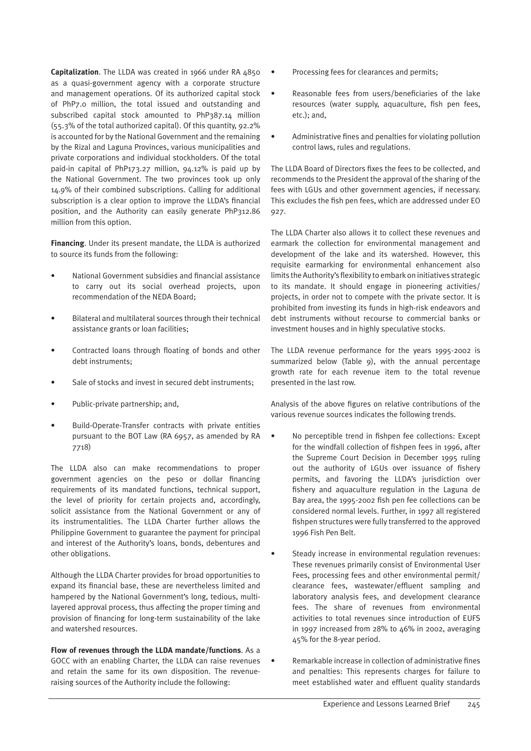**Capitalization**. The LLDA was created in 1966 under RA 4850 as a quasi-government agency with a corporate structure and management operations. Of its authorized capital stock of PhP7.0 million, the total issued and outstanding and subscribed capital stock amounted to PhP387.14 million (55.3% of the total authorized capital). Of this quantity, 92.2% is accounted for by the National Government and the remaining by the Rizal and Laguna Provinces, various municipalities and private corporations and individual stockholders. Of the total paid-in capital of PhP173.27 million, 94.12% is paid up by the National Government. The two provinces took up only 14.9% of their combined subscriptions. Calling for additional subscription is a clear option to improve the LLDA's financial position, and the Authority can easily generate PhP312.86 million from this option.

**Financing**. Under its present mandate, the LLDA is authorized to source its funds from the following:

- National Government subsidies and financial assistance to carry out its social overhead projects, upon recommendation of the NEDA Board;
- Bilateral and multilateral sources through their technical assistance grants or loan facilities;
- Contracted loans through floating of bonds and other debt instruments;
- Sale of stocks and invest in secured debt instruments;
- Public-private partnership; and,
- Build-Operate-Transfer contracts with private entities pursuant to the BOT Law (RA 6957, as amended by RA 7718)

The LLDA also can make recommendations to proper government agencies on the peso or dollar financing requirements of its mandated functions, technical support, the level of priority for certain projects and, accordingly, solicit assistance from the National Government or any of its instrumentalities. The LLDA Charter further allows the Philippine Government to guarantee the payment for principal and interest of the Authority's loans, bonds, debentures and other obligations.

Although the LLDA Charter provides for broad opportunities to expand its financial base, these are nevertheless limited and hampered by the National Government's long, tedious, multi-layered approval process, thus affecting the proper timing and provision of financing for long-term sustainability of the lake and watershed resources.

**Flow of revenues through the LLDA mandate/functions**. As a GOCC with an enabling Charter, the LLDA can raise revenues and retain the same for its own disposition. The revenue-raising sources of the Authority include the following:

- Processing fees for clearances and permits;
- Reasonable fees from users/beneficiaries of the lake resources (water supply, aquaculture, fish pen fees, etc.); and,
- Administrative fines and penalties for violating pollution control laws, rules and regulations.

The LLDA Board of Directors fixes the fees to be collected, and recommends to the President the approval of the sharing of the fees with LGUs and other government agencies, if necessary. This excludes the fish pen fees, which are addressed under EO 927.

The LLDA Charter also allows it to collect these revenues and earmark the collection for environmental management and development of the lake and its watershed. However, this requisite earmarking for environmental enhancement also limits the Authority's flexibility to embark on initiatives strategic to its mandate. It should engage in pioneering activities/ projects, in order not to compete with the private sector. It is prohibited from investing its funds in high-risk endeavors and debt instruments without recourse to commercial banks or investment houses and in highly speculative stocks.

The LLDA revenue performance for the years 1995-2002 is summarized below (Table 9), with the annual percentage growth rate for each revenue item to the total revenue presented in the last row.

Analysis of the above figures on relative contributions of the various revenue sources indicates the following trends.

- No perceptible trend in fishpen fee collections: Except for the windfall collection of fishpen fees in 1996, after the Supreme Court Decision in December 1995 ruling out the authority of LGUs over issuance of fishery permits, and favoring the LLDA's jurisdiction over fishery and aquaculture regulation in the Laguna de Bay area, the 1995-2002 fish pen fee collections can be considered normal levels. Further, in 1997 all registered fishpen structures were fully transferred to the approved 1996 Fish Pen Belt.
- Steady increase in environmental regulation revenues: These revenues primarily consist of Environmental User Fees, processing fees and other environmental permit/ clearance fees, wastewater/effluent sampling and laboratory analysis fees, and development clearance fees. The share of revenues from environmental activities to total revenues since introduction of EUFS in 1997 increased from 28% to 46% in 2002, averaging 45% for the 8-year period.
- Remarkable increase in collection of administrative fines and penalties: This represents charges for failure to meet established water and effluent quality standards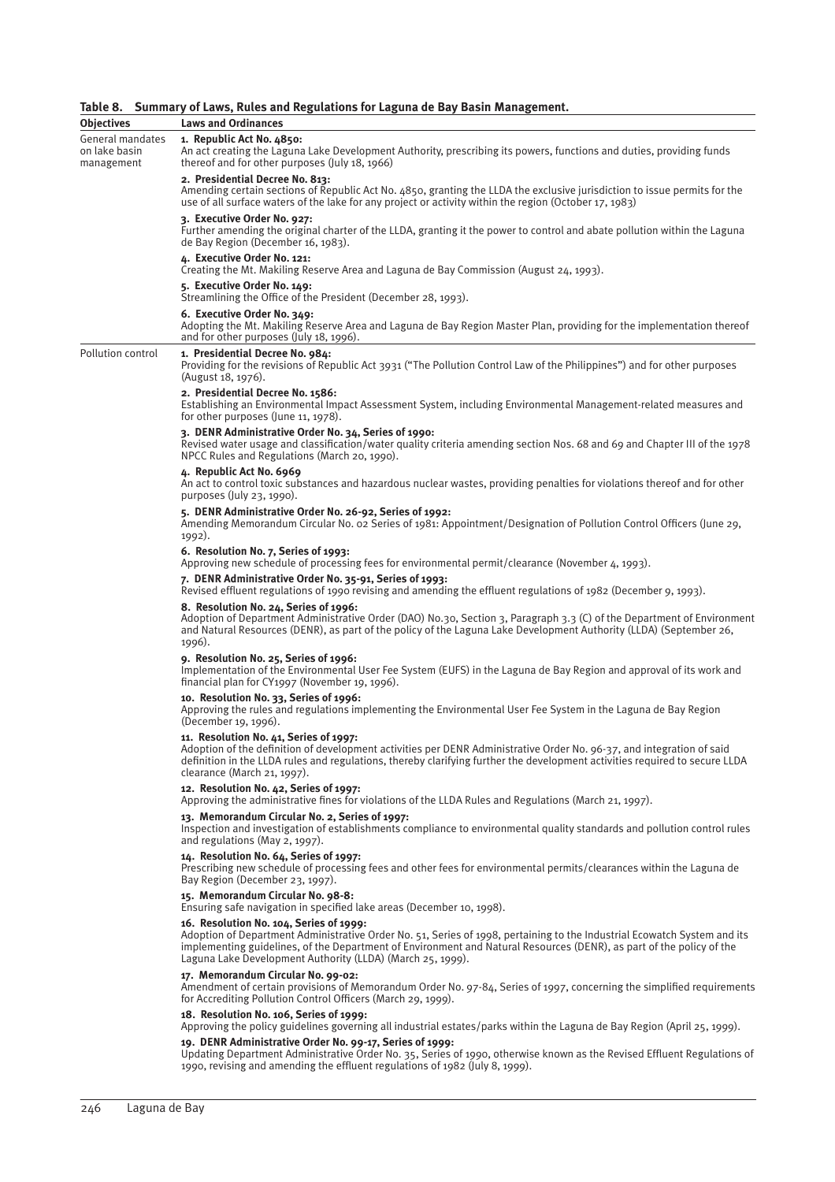**Table 8. Summary of Laws, Rules and Regulations for Laguna de Bay Basin Management.**

| Objectives | Laws and Ordinances |
|---|---|
| General mandates on lake basin management | **1. Republic Act No. 4850:** An act creating the Laguna Lake Development Authority, prescribing its powers, functions and duties, providing funds thereof and for other purposes (July 18, 1966) |
| | **2. Presidential Decree No. 813:** Amending certain sections of Republic Act No. 4850, granting the LLDA the exclusive jurisdiction to issue permits for the use of all surface waters of the lake for any project or activity within the region (October 17, 1983) |
| | **3. Executive Order No. 927:** Further amending the original charter of the LLDA, granting it the power to control and abate pollution within the Laguna de Bay Region (December 16, 1983). |
| | **4. Executive Order No. 121:** Creating the Mt. Makiling Reserve Area and Laguna de Bay Commission (August 24, 1993). |
| | **5. Executive Order No. 149:** Streamlining the Office of the President (December 28, 1993). |
| | **6. Executive Order No. 349:** Adopting the Mt. Makiling Reserve Area and Laguna de Bay Region Master Plan, providing for the implementation thereof and for other purposes (July 18, 1996). |
| Pollution control | **1. Presidential Decree No. 984:** Providing for the revisions of Republic Act 3931 ("The Pollution Control Law of the Philippines") and for other purposes (August 18, 1976). |
| | **2. Presidential Decree No. 1586:** Establishing an Environmental Impact Assessment System, including Environmental Management-related measures and for other purposes (June 11, 1978). |
| | **3. DENR Administrative Order No. 34, Series of 1990:** Revised water usage and classification/water quality criteria amending section Nos. 68 and 69 and Chapter III of the 1978 NPCC Rules and Regulations (March 20, 1990). |
| | **4. Republic Act No. 6969** An act to control toxic substances and hazardous nuclear wastes, providing penalties for violations thereof and for other purposes (July 23, 1990). |
| | **5. DENR Administrative Order No. 26-92, Series of 1992:** Amending Memorandum Circular No. 02 Series of 1981: Appointment/Designation of Pollution Control Officers (June 29, 1992). |
| | **6. Resolution No. 7, Series of 1993:** Approving new schedule of processing fees for environmental permit/clearance (November 4, 1993). |
| | **7. DENR Administrative Order No. 35-91, Series of 1993:** Revised effluent regulations of 1990 revising and amending the effluent regulations of 1982 (December 9, 1993). |
| | **8. Resolution No. 24, Series of 1996:** Adoption of Department Administrative Order (DAO) No.30, Section 3, Paragraph 3.3 (C) of the Department of Environment and Natural Resources (DENR), as part of the policy of the Laguna Lake Development Authority (LLDA) (September 26, 1996). |
| | **9. Resolution No. 25, Series of 1996:** Implementation of the Environmental User Fee System (EUFS) in the Laguna de Bay Region and approval of its work and financial plan for CY1997 (November 19, 1996). |
| | **10. Resolution No. 33, Series of 1996:** Approving the rules and regulations implementing the Environmental User Fee System in the Laguna de Bay Region (December 19, 1996). |
| | **11. Resolution No. 41, Series of 1997:** Adoption of the definition of development activities per DENR Administrative Order No. 96-37, and integration of said definition in the LLDA rules and regulations, thereby clarifying further the development activities required to secure LLDA clearance (March 21, 1997). |
| | **12. Resolution No. 42, Series of 1997:** Approving the administrative fines for violations of the LLDA Rules and Regulations (March 21, 1997). |
| | **13. Memorandum Circular No. 2, Series of 1997:** Inspection and investigation of establishments compliance to environmental quality standards and pollution control rules and regulations (May 2, 1997). |
| | **14. Resolution No. 64, Series of 1997:** Prescribing new schedule of processing fees and other fees for environmental permits/clearances within the Laguna de Bay Region (December 23, 1997). |
| | **15. Memorandum Circular No. 98-8:** Ensuring safe navigation in specified lake areas (December 10, 1998). |
| | **16. Resolution No. 104, Series of 1999:** Adoption of Department Administrative Order No. 51, Series of 1998, pertaining to the Industrial Ecowatch System and its implementing guidelines, of the Department of Environment and Natural Resources (DENR), as part of the policy of the Laguna Lake Development Authority (LLDA) (March 25, 1999). |
| | **17. Memorandum Circular No. 99-02:** Amendment of certain provisions of Memorandum Order No. 97-84, Series of 1997, concerning the simplified requirements for Accrediting Pollution Control Officers (March 29, 1999). |
| | **18. Resolution No. 106, Series of 1999:** Approving the policy guidelines governing all industrial estates/parks within the Laguna de Bay Region (April 25, 1999). |
| | **19. DENR Administrative Order No. 99-17, Series of 1999:** Updating Department Administrative Order No. 35, Series of 1990, otherwise known as the Revised Effluent Regulations of 1990, revising and amending the effluent regulations of 1982 (July 8, 1999). |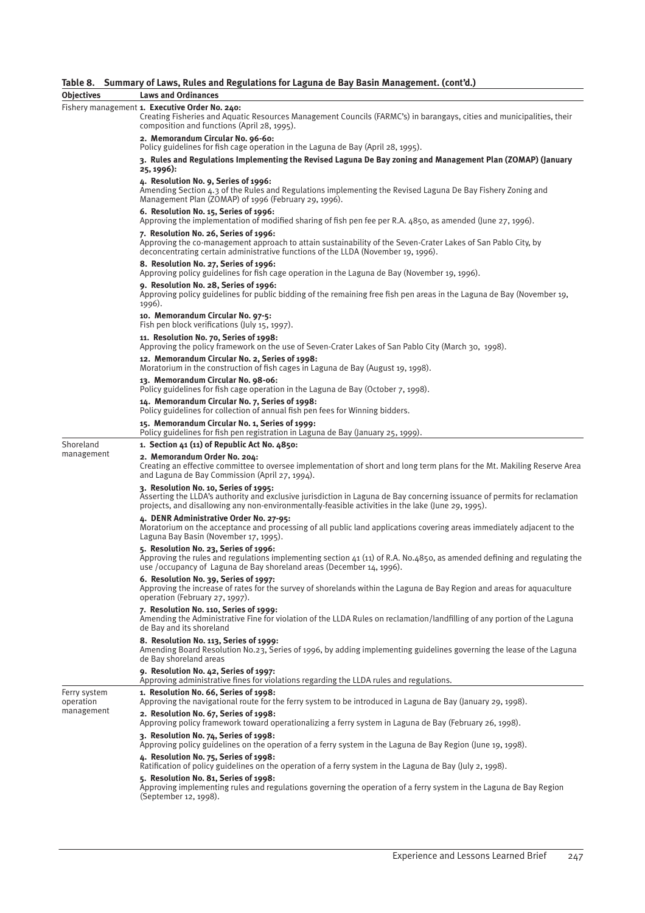**Table 8. Summary of Laws, Rules and Regulations for Laguna de Bay Basin Management. (cont'd.)**

| Objectives | Laws and Ordinances |
|---|---|
| Fishery management | **1. Executive Order No. 240:** Creating Fisheries and Aquatic Resources Management Councils (FARMC's) in barangays, cities and municipalities, their composition and functions (April 28, 1995). |
| | **2. Memorandum Circular No. 96-60:** Policy guidelines for fish cage operation in the Laguna de Bay (April 28, 1995). |
| | **3. Rules and Regulations Implementing the Revised Laguna De Bay zoning and Management Plan (ZOMAP) (January 25, 1996):** |
| | **4. Resolution No. 9, Series of 1996:** Amending Section 4.3 of the Rules and Regulations implementing the Revised Laguna De Bay Fishery Zoning and Management Plan (ZOMAP) of 1996 (February 29, 1996). |
| | **6. Resolution No. 15, Series of 1996:** Approving the implementation of modified sharing of fish pen fee per R.A. 4850, as amended (June 27, 1996). |
| | **7. Resolution No. 26, Series of 1996:** Approving the co-management approach to attain sustainability of the Seven-Crater Lakes of San Pablo City, by deconcentrating certain administrative functions of the LLDA (November 19, 1996). |
| | **8. Resolution No. 27, Series of 1996:** Approving policy guidelines for fish cage operation in the Laguna de Bay (November 19, 1996). |
| | **9. Resolution No. 28, Series of 1996:** Approving policy guidelines for public bidding of the remaining free fish pen areas in the Laguna de Bay (November 19, 1996). |
| | **10. Memorandum Circular No. 97-5:** Fish pen block verifications (July 15, 1997). |
| | **11. Resolution No. 70, Series of 1998:** Approving the policy framework on the use of Seven-Crater Lakes of San Pablo City (March 30, 1998). |
| | **12. Memorandum Circular No. 2, Series of 1998:** Moratorium in the construction of fish cages in Laguna de Bay (August 19, 1998). |
| | **13. Memorandum Circular No. 98-06:** Policy guidelines for fish cage operation in the Laguna de Bay (October 7, 1998). |
| | **14. Memorandum Circular No. 7, Series of 1998:** Policy guidelines for collection of annual fish pen fees for Winning bidders. |
| | **15. Memorandum Circular No. 1, Series of 1999:** Policy guidelines for fish pen registration in Laguna de Bay (January 25, 1999). |
| Shoreland management | **1. Section 41 (11) of Republic Act No. 4850:** |
| | **2. Memorandum Order No. 204:** Creating an effective committee to oversee implementation of short and long term plans for the Mt. Makiling Reserve Area and Laguna de Bay Commission (April 27, 1994). |
| | **3. Resolution No. 10, Series of 1995:** Asserting the LLDA's authority and exclusive jurisdiction in Laguna de Bay concerning issuance of permits for reclamation projects, and disallowing any non-environmentally-feasible activities in the lake (June 29, 1995). |
| | **4. DENR Administrative Order No. 27-95:** Moratorium on the acceptance and processing of all public land applications covering areas immediately adjacent to the Laguna Bay Basin (November 17, 1995). |
| | **5. Resolution No. 23, Series of 1996:** Approving the rules and regulations implementing section 41 (11) of R.A. No.4850, as amended defining and regulating the use /occupancy of Laguna de Bay shoreland areas (December 14, 1996). |
| | **6. Resolution No. 39, Series of 1997:** Approving the increase of rates for the survey of shorelands within the Laguna de Bay Region and areas for aquaculture operation (February 27, 1997). |
| | **7. Resolution No. 110, Series of 1999:** Amending the Administrative Fine for violation of the LLDA Rules on reclamation/landfilling of any portion of the Laguna de Bay and its shoreland |
| | **8. Resolution No. 113, Series of 1999:** Amending Board Resolution No.23, Series of 1996, by adding implementing guidelines governing the lease of the Laguna de Bay shoreland areas |
| | **9. Resolution No. 42, Series of 1997:** Approving administrative fines for violations regarding the LLDA rules and regulations. |
| Ferry system operation management | **1. Resolution No. 66, Series of 1998:** Approving the navigational route for the ferry system to be introduced in Laguna de Bay (January 29, 1998). |
| | **2. Resolution No. 67, Series of 1998:** Approving policy framework toward operationalizing a ferry system in Laguna de Bay (February 26, 1998). |
| | **3. Resolution No. 74, Series of 1998:** Approving policy guidelines on the operation of a ferry system in the Laguna de Bay Region (June 19, 1998). |
| | **4. Resolution No. 75, Series of 1998:** Ratification of policy guidelines on the operation of a ferry system in the Laguna de Bay (July 2, 1998). |
| | **5. Resolution No. 81, Series of 1998:** Approving implementing rules and regulations governing the operation of a ferry system in the Laguna de Bay Region (September 12, 1998). |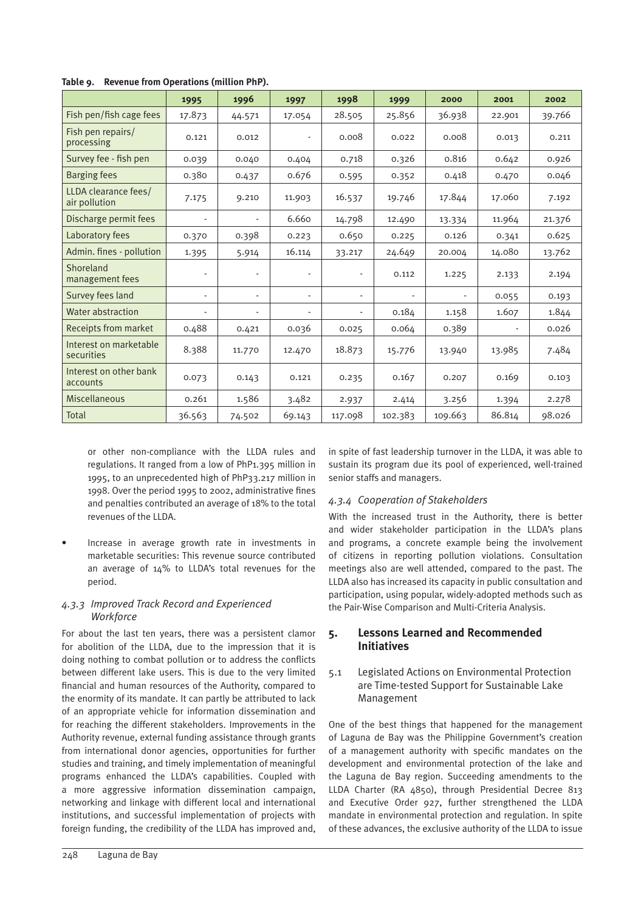**Table 9. Revenue from Operations (million PhP).**

| | 1995 | 1996 | 1997 | 1998 | 1999 | 2000 | 2001 | 2002 |
|---|---|---|---|---|---|---|---|---|
| Fish pen/fish cage fees | 17.873 | 44.571 | 17.054 | 28.505 | 25.856 | 36.938 | 22.901 | 39.766 |
| Fish pen repairs/ processing | 0.121 | 0.012 | - | 0.008 | 0.022 | 0.008 | 0.013 | 0.211 |
| Survey fee - fish pen | 0.039 | 0.040 | 0.404 | 0.718 | 0.326 | 0.816 | 0.642 | 0.926 |
| Barging fees | 0.380 | 0.437 | 0.676 | 0.595 | 0.352 | 0.418 | 0.470 | 0.046 |
| LLDA clearance fees/ air pollution | 7.175 | 9.210 | 11.903 | 16.537 | 19.746 | 17.844 | 17.060 | 7.192 |
| Discharge permit fees | - | - | 6.660 | 14.798 | 12.490 | 13.334 | 11.964 | 21.376 |
| Laboratory fees | 0.370 | 0.398 | 0.223 | 0.650 | 0.225 | 0.126 | 0.341 | 0.625 |
| Admin. fines - pollution | 1.395 | 5.914 | 16.114 | 33.217 | 24.649 | 20.004 | 14.080 | 13.762 |
| Shoreland management fees | - | - | - | - | 0.112 | 1.225 | 2.133 | 2.194 |
| Survey fees land | - | - | - | - | - | - | 0.055 | 0.193 |
| Water abstraction | - | - | - | - | 0.184 | 1.158 | 1.607 | 1.844 |
| Receipts from market | 0.488 | 0.421 | 0.036 | 0.025 | 0.064 | 0.389 | - | 0.026 |
| Interest on marketable securities | 8.388 | 11.770 | 12.470 | 18.873 | 15.776 | 13.940 | 13.985 | 7.484 |
| Interest on other bank accounts | 0.073 | 0.143 | 0.121 | 0.235 | 0.167 | 0.207 | 0.169 | 0.103 |
| Miscellaneous | 0.261 | 1.586 | 3.482 | 2.937 | 2.414 | 3.256 | 1.394 | 2.278 |
| Total | 36.563 | 74.502 | 69.143 | 117.098 | 102.383 | 109.663 | 86.814 | 98.026 |

or other non-compliance with the LLDA rules and regulations. It ranged from a low of PhP1.395 million in 1995, to an unprecedented high of PhP33.217 million in 1998. Over the period 1995 to 2002, administrative fines and penalties contributed an average of 18% to the total revenues of the LLDA.

- Increase in average growth rate in investments in marketable securities: This revenue source contributed an average of 14% to LLDA's total revenues for the period.

### *4.3.3 Improved Track Record and Experienced Workforce*

For about the last ten years, there was a persistent clamor for abolition of the LLDA, due to the impression that it is doing nothing to combat pollution or to address the conflicts between different lake users. This is due to the very limited financial and human resources of the Authority, compared to the enormity of its mandate. It can partly be attributed to lack of an appropriate vehicle for information dissemination and for reaching the different stakeholders. Improvements in the Authority revenue, external funding assistance through grants from international donor agencies, opportunities for further studies and training, and timely implementation of meaningful programs enhanced the LLDA's capabilities. Coupled with a more aggressive information dissemination campaign, networking and linkage with different local and international institutions, and successful implementation of projects with foreign funding, the credibility of the LLDA has improved and, in spite of fast leadership turnover in the LLDA, it was able to sustain its program due its pool of experienced, well-trained senior staffs and managers.

### *4.3.4 Cooperation of Stakeholders*

With the increased trust in the Authority, there is better and wider stakeholder participation in the LLDA's plans and programs, a concrete example being the involvement of citizens in reporting pollution violations. Consultation meetings also are well attended, compared to the past. The LLDA also has increased its capacity in public consultation and participation, using popular, widely-adopted methods such as the Pair-Wise Comparison and Multi-Criteria Analysis.

## 5. Lessons Learned and Recommended Initiatives

### 5.1 Legislated Actions on Environmental Protection are Time-tested Support for Sustainable Lake Management

One of the best things that happened for the management of Laguna de Bay was the Philippine Government's creation of a management authority with specific mandates on the development and environmental protection of the lake and the Laguna de Bay region. Succeeding amendments to the LLDA Charter (RA 4850), through Presidential Decree 813 and Executive Order 927, further strengthened the LLDA mandate in environmental protection and regulation. In spite of these advances, the exclusive authority of the LLDA to issue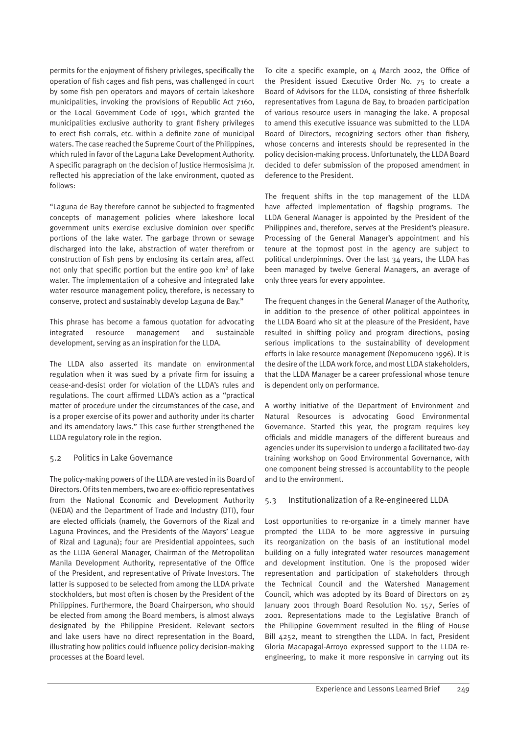permits for the enjoyment of fishery privileges, specifically the operation of fish cages and fish pens, was challenged in court by some fish pen operators and mayors of certain lakeshore municipalities, invoking the provisions of Republic Act 7160, or the Local Government Code of 1991, which granted the municipalities exclusive authority to grant fishery privileges to erect fish corrals, etc. within a definite zone of municipal waters. The case reached the Supreme Court of the Philippines, which ruled in favor of the Laguna Lake Development Authority. A specific paragraph on the decision of Justice Hermosisima Jr. reflected his appreciation of the lake environment, quoted as follows:

"Laguna de Bay therefore cannot be subjected to fragmented concepts of management policies where lakeshore local government units exercise exclusive dominion over specific portions of the lake water. The garbage thrown or sewage discharged into the lake, abstraction of water therefrom or construction of fish pens by enclosing its certain area, affect not only that specific portion but the entire 900 km² of lake water. The implementation of a cohesive and integrated lake water resource management policy, therefore, is necessary to conserve, protect and sustainably develop Laguna de Bay."

This phrase has become a famous quotation for advocating integrated resource management and sustainable development, serving as an inspiration for the LLDA.

The LLDA also asserted its mandate on environmental regulation when it was sued by a private firm for issuing a cease-and-desist order for violation of the LLDA's rules and regulations. The court affirmed LLDA's action as a "practical matter of procedure under the circumstances of the case, and is a proper exercise of its power and authority under its charter and its amendatory laws." This case further strengthened the LLDA regulatory role in the region.

### 5.2 Politics in Lake Governance

The policy-making powers of the LLDA are vested in its Board of Directors. Of its ten members, two are ex-officio representatives from the National Economic and Development Authority (NEDA) and the Department of Trade and Industry (DTI), four are elected officials (namely, the Governors of the Rizal and Laguna Provinces, and the Presidents of the Mayors' League of Rizal and Laguna); four are Presidential appointees, such as the LLDA General Manager, Chairman of the Metropolitan Manila Development Authority, representative of the Office of the President, and representative of Private Investors. The latter is supposed to be selected from among the LLDA private stockholders, but most often is chosen by the President of the Philippines. Furthermore, the Board Chairperson, who should be elected from among the Board members, is almost always designated by the Philippine President. Relevant sectors and lake users have no direct representation in the Board, illustrating how politics could influence policy decision-making processes at the Board level.

To cite a specific example, on 4 March 2002, the Office of the President issued Executive Order No. 75 to create a Board of Advisors for the LLDA, consisting of three fisherfolk representatives from Laguna de Bay, to broaden participation of various resource users in managing the lake. A proposal to amend this executive issuance was submitted to the LLDA Board of Directors, recognizing sectors other than fishery, whose concerns and interests should be represented in the policy decision-making process. Unfortunately, the LLDA Board decided to defer submission of the proposed amendment in deference to the President.

The frequent shifts in the top management of the LLDA have affected implementation of flagship programs. The LLDA General Manager is appointed by the President of the Philippines and, therefore, serves at the President's pleasure. Processing of the General Manager's appointment and his tenure at the topmost post in the agency are subject to political underpinnings. Over the last 34 years, the LLDA has been managed by twelve General Managers, an average of only three years for every appointee.

The frequent changes in the General Manager of the Authority, in addition to the presence of other political appointees in the LLDA Board who sit at the pleasure of the President, have resulted in shifting policy and program directions, posing serious implications to the sustainability of development efforts in lake resource management (Nepomuceno 1996). It is the desire of the LLDA work force, and most LLDA stakeholders, that the LLDA Manager be a career professional whose tenure is dependent only on performance.

A worthy initiative of the Department of Environment and Natural Resources is advocating Good Environmental Governance. Started this year, the program requires key officials and middle managers of the different bureaus and agencies under its supervision to undergo a facilitated two-day training workshop on Good Environmental Governance, with one component being stressed is accountability to the people and to the environment.

### 5.3 Institutionalization of a Re-engineered LLDA

Lost opportunities to re-organize in a timely manner have prompted the LLDA to be more aggressive in pursuing its reorganization on the basis of an institutional model building on a fully integrated water resources management and development institution. One is the proposed wider representation and participation of stakeholders through the Technical Council and the Watershed Management Council, which was adopted by its Board of Directors on 25 January 2001 through Board Resolution No. 157, Series of 2001. Representations made to the Legislative Branch of the Philippine Government resulted in the filing of House Bill 4252, meant to strengthen the LLDA. In fact, President Gloria Macapagal-Arroyo expressed support to the LLDA re-engineering, to make it more responsive in carrying out its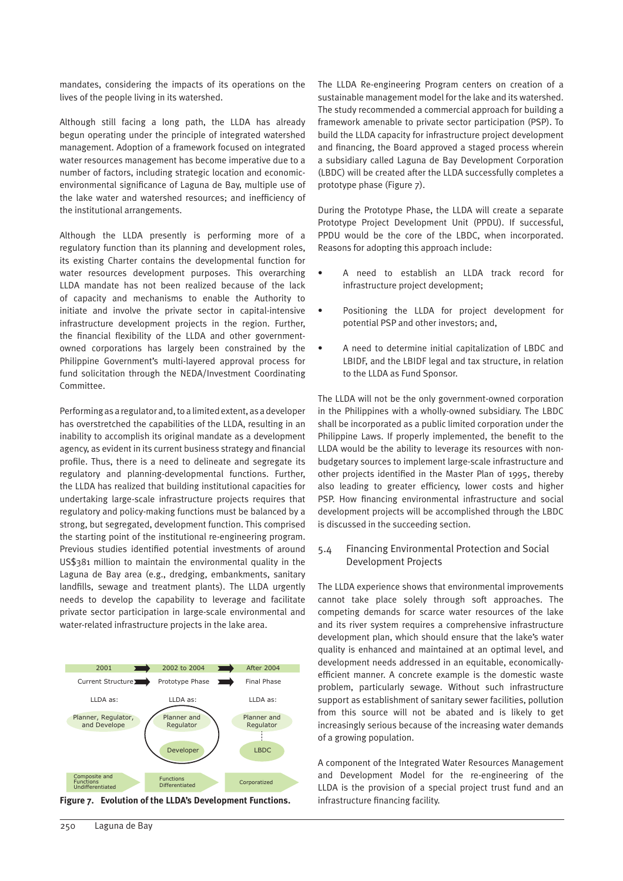mandates, considering the impacts of its operations on the lives of the people living in its watershed.

Although still facing a long path, the LLDA has already begun operating under the principle of integrated watershed management. Adoption of a framework focused on integrated water resources management has become imperative due to a number of factors, including strategic location and economic-environmental significance of Laguna de Bay, multiple use of the lake water and watershed resources; and inefficiency of the institutional arrangements.

Although the LLDA presently is performing more of a regulatory function than its planning and development roles, its existing Charter contains the developmental function for water resources development purposes. This overarching LLDA mandate has not been realized because of the lack of capacity and mechanisms to enable the Authority to initiate and involve the private sector in capital-intensive infrastructure development projects in the region. Further, the financial flexibility of the LLDA and other government-owned corporations has largely been constrained by the Philippine Government's multi-layered approval process for fund solicitation through the NEDA/Investment Coordinating Committee.

Performing as a regulator and, to a limited extent, as a developer has overstretched the capabilities of the LLDA, resulting in an inability to accomplish its original mandate as a development agency, as evident in its current business strategy and financial profile. Thus, there is a need to delineate and segregate its regulatory and planning-developmental functions. Further, the LLDA has realized that building institutional capacities for undertaking large-scale infrastructure projects requires that regulatory and policy-making functions must be balanced by a strong, but segregated, development function. This comprised the starting point of the institutional re-engineering program. Previous studies identified potential investments of around US$381 million to maintain the environmental quality in the Laguna de Bay area (e.g., dredging, embankments, sanitary landfills, sewage and treatment plants). The LLDA urgently needs to develop the capability to leverage and facilitate private sector participation in large-scale environmental and water-related infrastructure projects in the lake area.

| 2001 | 2002 to 2004 | After 2004 |
|---|---|---|
| Current Structure | Prototype Phase | Final Phase |
| LLDA as: | LLDA as: | LLDA as: |
| Planner, Regulator, and Develope | Planner and Regulator | Planner and Regulator |
| | Developer | LBDC |
| Composite and Functions Undifferentiated | Functions Differentiated | Corporatized |

**Figure 7. Evolution of the LLDA's Development Functions.**

The LLDA Re-engineering Program centers on creation of a sustainable management model for the lake and its watershed. The study recommended a commercial approach for building a framework amenable to private sector participation (PSP). To build the LLDA capacity for infrastructure project development and financing, the Board approved a staged process wherein a subsidiary called Laguna de Bay Development Corporation (LBDC) will be created after the LLDA successfully completes a prototype phase (Figure 7).

During the Prototype Phase, the LLDA will create a separate Prototype Project Development Unit (PPDU). If successful, PPDU would be the core of the LBDC, when incorporated. Reasons for adopting this approach include:

- A need to establish an LLDA track record for infrastructure project development;
- Positioning the LLDA for project development for potential PSP and other investors; and,
- A need to determine initial capitalization of LBDC and LBIDF, and the LBIDF legal and tax structure, in relation to the LLDA as Fund Sponsor.

The LLDA will not be the only government-owned corporation in the Philippines with a wholly-owned subsidiary. The LBDC shall be incorporated as a public limited corporation under the Philippine Laws. If properly implemented, the benefit to the LLDA would be the ability to leverage its resources with non-budgetary sources to implement large-scale infrastructure and other projects identified in the Master Plan of 1995, thereby also leading to greater efficiency, lower costs and higher PSP. How financing environmental infrastructure and social development projects will be accomplished through the LBDC is discussed in the succeeding section.

## 5.4 Financing Environmental Protection and Social Development Projects

The LLDA experience shows that environmental improvements cannot take place solely through soft approaches. The competing demands for scarce water resources of the lake and its river system requires a comprehensive infrastructure development plan, which should ensure that the lake's water quality is enhanced and maintained at an optimal level, and development needs addressed in an equitable, economically-efficient manner. A concrete example is the domestic waste problem, particularly sewage. Without such infrastructure support as establishment of sanitary sewer facilities, pollution from this source will not be abated and is likely to get increasingly serious because of the increasing water demands of a growing population.

A component of the Integrated Water Resources Management and Development Model for the re-engineering of the LLDA is the provision of a special project trust fund and an infrastructure financing facility.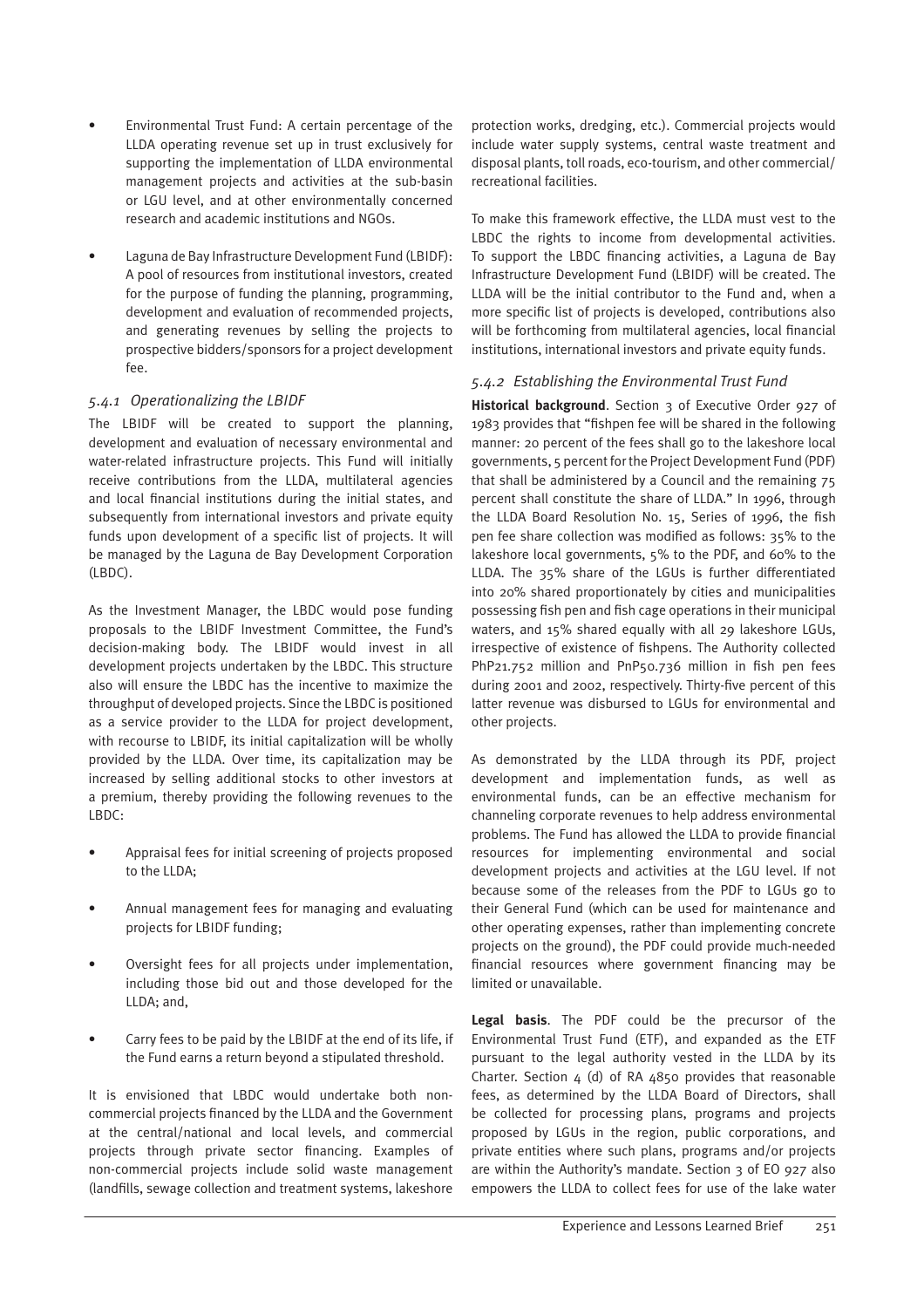- Environmental Trust Fund: A certain percentage of the LLDA operating revenue set up in trust exclusively for supporting the implementation of LLDA environmental management projects and activities at the sub-basin or LGU level, and at other environmentally concerned research and academic institutions and NGOs.

- Laguna de Bay Infrastructure Development Fund (LBIDF): A pool of resources from institutional investors, created for the purpose of funding the planning, programming, development and evaluation of recommended projects, and generating revenues by selling the projects to prospective bidders/sponsors for a project development fee.

### *5.4.1 Operationalizing the LBIDF*

The LBIDF will be created to support the planning, development and evaluation of necessary environmental and water-related infrastructure projects. This Fund will initially receive contributions from the LLDA, multilateral agencies and local financial institutions during the initial states, and subsequently from international investors and private equity funds upon development of a specific list of projects. It will be managed by the Laguna de Bay Development Corporation (LBDC).

As the Investment Manager, the LBDC would pose funding proposals to the LBIDF Investment Committee, the Fund's decision-making body. The LBIDF would invest in all development projects undertaken by the LBDC. This structure also will ensure the LBDC has the incentive to maximize the throughput of developed projects. Since the LBDC is positioned as a service provider to the LLDA for project development, with recourse to LBIDF, its initial capitalization will be wholly provided by the LLDA. Over time, its capitalization may be increased by selling additional stocks to other investors at a premium, thereby providing the following revenues to the LBDC:

- Appraisal fees for initial screening of projects proposed to the LLDA;

- Annual management fees for managing and evaluating projects for LBIDF funding;

- Oversight fees for all projects under implementation, including those bid out and those developed for the LLDA; and,

- Carry fees to be paid by the LBIDF at the end of its life, if the Fund earns a return beyond a stipulated threshold.

It is envisioned that LBDC would undertake both non-commercial projects financed by the LLDA and the Government at the central/national and local levels, and commercial projects through private sector financing. Examples of non-commercial projects include solid waste management (landfills, sewage collection and treatment systems, lakeshore protection works, dredging, etc.). Commercial projects would include water supply systems, central waste treatment and disposal plants, toll roads, eco-tourism, and other commercial/recreational facilities.

To make this framework effective, the LLDA must vest to the LBDC the rights to income from developmental activities. To support the LBDC financing activities, a Laguna de Bay Infrastructure Development Fund (LBIDF) will be created. The LLDA will be the initial contributor to the Fund and, when a more specific list of projects is developed, contributions also will be forthcoming from multilateral agencies, local financial institutions, international investors and private equity funds.

### *5.4.2 Establishing the Environmental Trust Fund*

**Historical background**. Section 3 of Executive Order 927 of 1983 provides that "fishpen fee will be shared in the following manner: 20 percent of the fees shall go to the lakeshore local governments, 5 percent for the Project Development Fund (PDF) that shall be administered by a Council and the remaining 75 percent shall constitute the share of LLDA." In 1996, through the LLDA Board Resolution No. 15, Series of 1996, the fish pen fee share collection was modified as follows: 35% to the lakeshore local governments, 5% to the PDF, and 60% to the LLDA. The 35% share of the LGUs is further differentiated into 20% shared proportionately by cities and municipalities possessing fish pen and fish cage operations in their municipal waters, and 15% shared equally with all 29 lakeshore LGUs, irrespective of existence of fishpens. The Authority collected PhP21.752 million and PnP50.736 million in fish pen fees during 2001 and 2002, respectively. Thirty-five percent of this latter revenue was disbursed to LGUs for environmental and other projects.

As demonstrated by the LLDA through its PDF, project development and implementation funds, as well as environmental funds, can be an effective mechanism for channeling corporate revenues to help address environmental problems. The Fund has allowed the LLDA to provide financial resources for implementing environmental and social development projects and activities at the LGU level. If not because some of the releases from the PDF to LGUs go to their General Fund (which can be used for maintenance and other operating expenses, rather than implementing concrete projects on the ground), the PDF could provide much-needed financial resources where government financing may be limited or unavailable.

**Legal basis**. The PDF could be the precursor of the Environmental Trust Fund (ETF), and expanded as the ETF pursuant to the legal authority vested in the LLDA by its Charter. Section 4 (d) of RA 4850 provides that reasonable fees, as determined by the LLDA Board of Directors, shall be collected for processing plans, programs and projects proposed by LGUs in the region, public corporations, and private entities where such plans, programs and/or projects are within the Authority's mandate. Section 3 of EO 927 also empowers the LLDA to collect fees for use of the lake water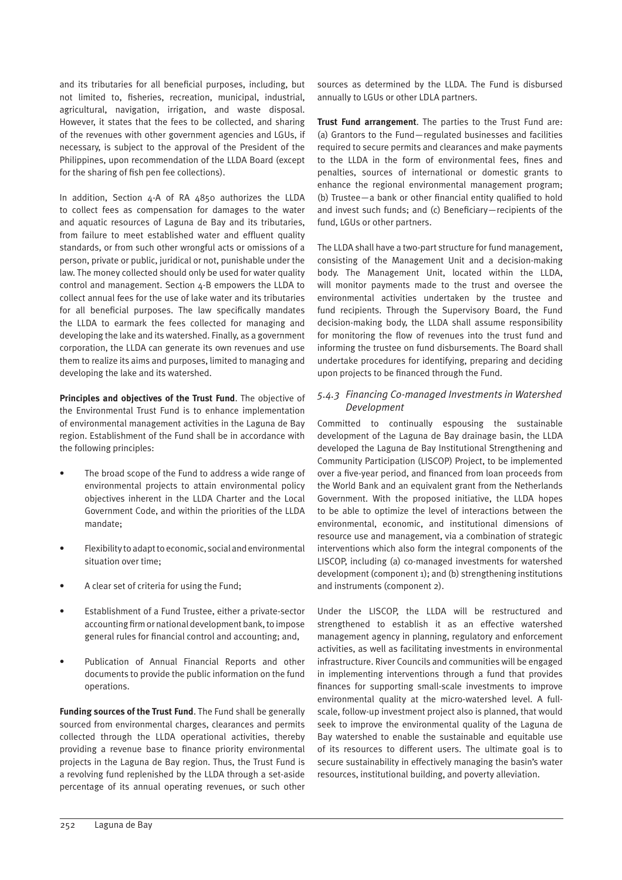and its tributaries for all beneficial purposes, including, but not limited to, fisheries, recreation, municipal, industrial, agricultural, navigation, irrigation, and waste disposal. However, it states that the fees to be collected, and sharing of the revenues with other government agencies and LGUs, if necessary, is subject to the approval of the President of the Philippines, upon recommendation of the LLDA Board (except for the sharing of fish pen fee collections).

In addition, Section 4-A of RA 4850 authorizes the LLDA to collect fees as compensation for damages to the water and aquatic resources of Laguna de Bay and its tributaries, from failure to meet established water and effluent quality standards, or from such other wrongful acts or omissions of a person, private or public, juridical or not, punishable under the law. The money collected should only be used for water quality control and management. Section 4-B empowers the LLDA to collect annual fees for the use of lake water and its tributaries for all beneficial purposes. The law specifically mandates the LLDA to earmark the fees collected for managing and developing the lake and its watershed. Finally, as a government corporation, the LLDA can generate its own revenues and use them to realize its aims and purposes, limited to managing and developing the lake and its watershed.

**Principles and objectives of the Trust Fund**. The objective of the Environmental Trust Fund is to enhance implementation of environmental management activities in the Laguna de Bay region. Establishment of the Fund shall be in accordance with the following principles:

- The broad scope of the Fund to address a wide range of environmental projects to attain environmental policy objectives inherent in the LLDA Charter and the Local Government Code, and within the priorities of the LLDA mandate;
- Flexibility to adapt to economic, social and environmental situation over time;
- A clear set of criteria for using the Fund;
- Establishment of a Fund Trustee, either a private-sector accounting firm or national development bank, to impose general rules for financial control and accounting; and,
- Publication of Annual Financial Reports and other documents to provide the public information on the fund operations.

**Funding sources of the Trust Fund**. The Fund shall be generally sourced from environmental charges, clearances and permits collected through the LLDA operational activities, thereby providing a revenue base to finance priority environmental projects in the Laguna de Bay region. Thus, the Trust Fund is a revolving fund replenished by the LLDA through a set-aside percentage of its annual operating revenues, or such other sources as determined by the LLDA. The Fund is disbursed annually to LGUs or other LDLA partners.

**Trust Fund arrangement**. The parties to the Trust Fund are: (a) Grantors to the Fund—regulated businesses and facilities required to secure permits and clearances and make payments to the LLDA in the form of environmental fees, fines and penalties, sources of international or domestic grants to enhance the regional environmental management program; (b) Trustee—a bank or other financial entity qualified to hold and invest such funds; and (c) Beneficiary—recipients of the fund, LGUs or other partners.

The LLDA shall have a two-part structure for fund management, consisting of the Management Unit and a decision-making body. The Management Unit, located within the LLDA, will monitor payments made to the trust and oversee the environmental activities undertaken by the trustee and fund recipients. Through the Supervisory Board, the Fund decision-making body, the LLDA shall assume responsibility for monitoring the flow of revenues into the trust fund and informing the trustee on fund disbursements. The Board shall undertake procedures for identifying, preparing and deciding upon projects to be financed through the Fund.

### *5.4.3 Financing Co-managed Investments in Watershed Development*

Committed to continually espousing the sustainable development of the Laguna de Bay drainage basin, the LLDA developed the Laguna de Bay Institutional Strengthening and Community Participation (LISCOP) Project, to be implemented over a five-year period, and financed from loan proceeds from the World Bank and an equivalent grant from the Netherlands Government. With the proposed initiative, the LLDA hopes to be able to optimize the level of interactions between the environmental, economic, and institutional dimensions of resource use and management, via a combination of strategic interventions which also form the integral components of the LISCOP, including (a) co-managed investments for watershed development (component 1); and (b) strengthening institutions and instruments (component 2).

Under the LISCOP, the LLDA will be restructured and strengthened to establish it as an effective watershed management agency in planning, regulatory and enforcement activities, as well as facilitating investments in environmental infrastructure. River Councils and communities will be engaged in implementing interventions through a fund that provides finances for supporting small-scale investments to improve environmental quality at the micro-watershed level. A full-scale, follow-up investment project also is planned, that would seek to improve the environmental quality of the Laguna de Bay watershed to enable the sustainable and equitable use of its resources to different users. The ultimate goal is to secure sustainability in effectively managing the basin's water resources, institutional building, and poverty alleviation.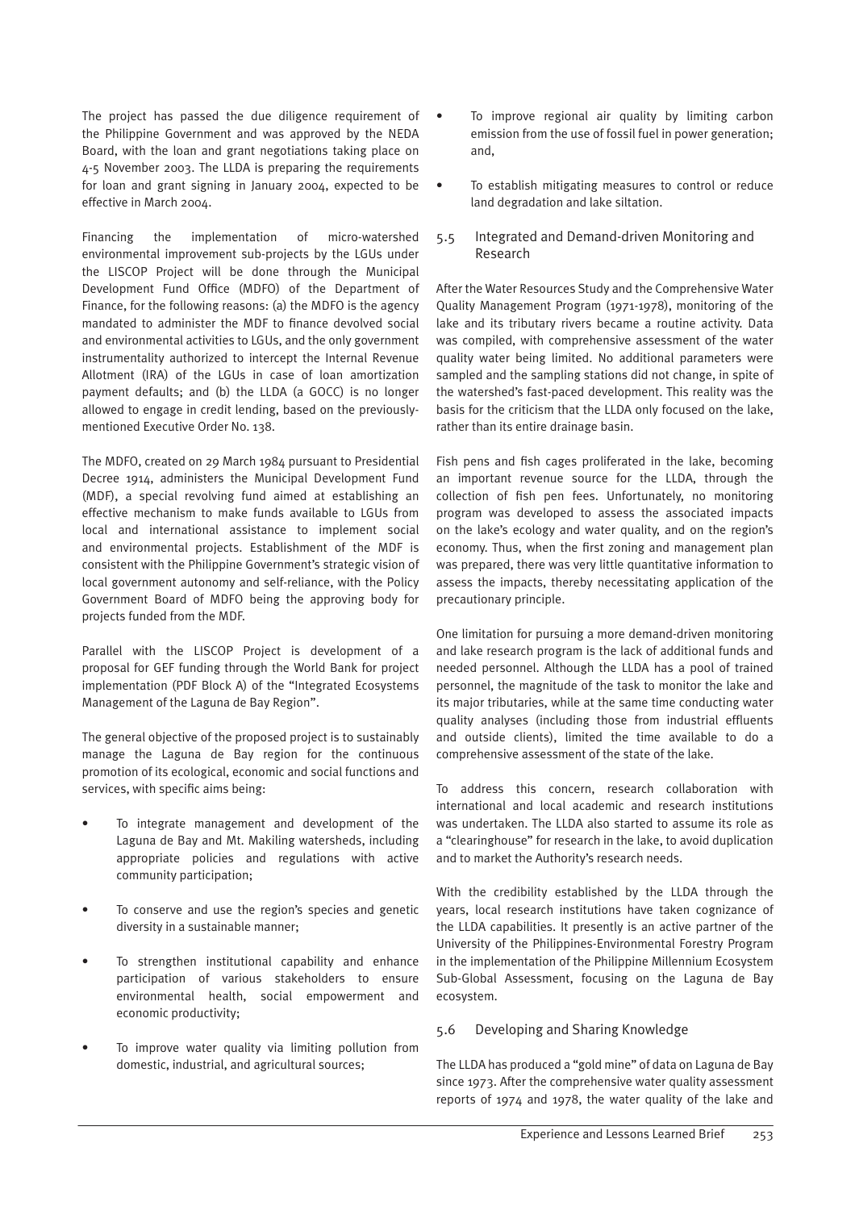The project has passed the due diligence requirement of the Philippine Government and was approved by the NEDA Board, with the loan and grant negotiations taking place on 4-5 November 2003. The LLDA is preparing the requirements for loan and grant signing in January 2004, expected to be effective in March 2004.

Financing the implementation of micro-watershed environmental improvement sub-projects by the LGUs under the LISCOP Project will be done through the Municipal Development Fund Office (MDFO) of the Department of Finance, for the following reasons: (a) the MDFO is the agency mandated to administer the MDF to finance devolved social and environmental activities to LGUs, and the only government instrumentality authorized to intercept the Internal Revenue Allotment (IRA) of the LGUs in case of loan amortization payment defaults; and (b) the LLDA (a GOCC) is no longer allowed to engage in credit lending, based on the previously-mentioned Executive Order No. 138.

The MDFO, created on 29 March 1984 pursuant to Presidential Decree 1914, administers the Municipal Development Fund (MDF), a special revolving fund aimed at establishing an effective mechanism to make funds available to LGUs from local and international assistance to implement social and environmental projects. Establishment of the MDF is consistent with the Philippine Government's strategic vision of local government autonomy and self-reliance, with the Policy Government Board of MDFO being the approving body for projects funded from the MDF.

Parallel with the LISCOP Project is development of a proposal for GEF funding through the World Bank for project implementation (PDF Block A) of the "Integrated Ecosystems Management of the Laguna de Bay Region".

The general objective of the proposed project is to sustainably manage the Laguna de Bay region for the continuous promotion of its ecological, economic and social functions and services, with specific aims being:

- To integrate management and development of the Laguna de Bay and Mt. Makiling watersheds, including appropriate policies and regulations with active community participation;
- To conserve and use the region's species and genetic diversity in a sustainable manner;
- To strengthen institutional capability and enhance participation of various stakeholders to ensure environmental health, social empowerment and economic productivity;
- To improve water quality via limiting pollution from domestic, industrial, and agricultural sources;
- To improve regional air quality by limiting carbon emission from the use of fossil fuel in power generation; and,
- To establish mitigating measures to control or reduce land degradation and lake siltation.

### 5.5 Integrated and Demand-driven Monitoring and Research

After the Water Resources Study and the Comprehensive Water Quality Management Program (1971-1978), monitoring of the lake and its tributary rivers became a routine activity. Data was compiled, with comprehensive assessment of the water quality water being limited. No additional parameters were sampled and the sampling stations did not change, in spite of the watershed's fast-paced development. This reality was the basis for the criticism that the LLDA only focused on the lake, rather than its entire drainage basin.

Fish pens and fish cages proliferated in the lake, becoming an important revenue source for the LLDA, through the collection of fish pen fees. Unfortunately, no monitoring program was developed to assess the associated impacts on the lake's ecology and water quality, and on the region's economy. Thus, when the first zoning and management plan was prepared, there was very little quantitative information to assess the impacts, thereby necessitating application of the precautionary principle.

One limitation for pursuing a more demand-driven monitoring and lake research program is the lack of additional funds and needed personnel. Although the LLDA has a pool of trained personnel, the magnitude of the task to monitor the lake and its major tributaries, while at the same time conducting water quality analyses (including those from industrial effluents and outside clients), limited the time available to do a comprehensive assessment of the state of the lake.

To address this concern, research collaboration with international and local academic and research institutions was undertaken. The LLDA also started to assume its role as a "clearinghouse" for research in the lake, to avoid duplication and to market the Authority's research needs.

With the credibility established by the LLDA through the years, local research institutions have taken cognizance of the LLDA capabilities. It presently is an active partner of the University of the Philippines-Environmental Forestry Program in the implementation of the Philippine Millennium Ecosystem Sub-Global Assessment, focusing on the Laguna de Bay ecosystem.

### 5.6 Developing and Sharing Knowledge

The LLDA has produced a "gold mine" of data on Laguna de Bay since 1973. After the comprehensive water quality assessment reports of 1974 and 1978, the water quality of the lake and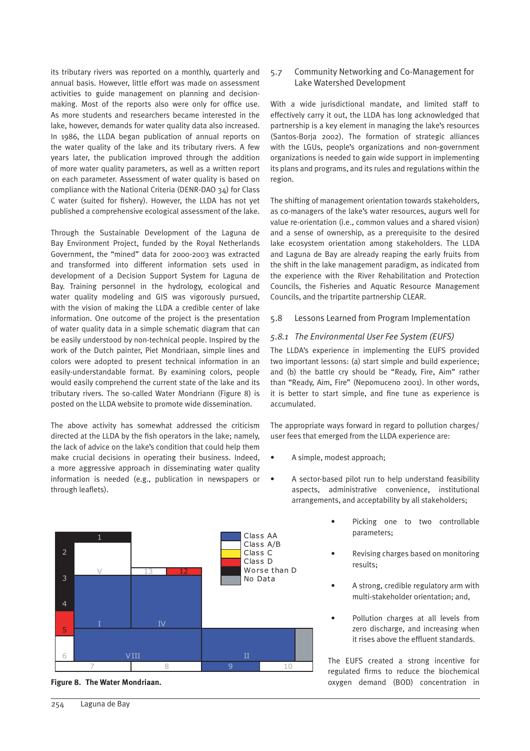its tributary rivers was reported on a monthly, quarterly and annual basis. However, little effort was made on assessment activities to guide management on planning and decision-making. Most of the reports also were only for office use. As more students and researchers became interested in the lake, however, demands for water quality data also increased. In 1986, the LLDA began publication of annual reports on the water quality of the lake and its tributary rivers. A few years later, the publication improved through the addition of more water quality parameters, as well as a written report on each parameter. Assessment of water quality is based on compliance with the National Criteria (DENR-DAO 34) for Class C water (suited for fishery). However, the LLDA has not yet published a comprehensive ecological assessment of the lake.

Through the Sustainable Development of the Laguna de Bay Environment Project, funded by the Royal Netherlands Government, the "mined" data for 2000-2003 was extracted and transformed into different information sets used in development of a Decision Support System for Laguna de Bay. Training personnel in the hydrology, ecological and water quality modeling and GIS was vigorously pursued, with the vision of making the LLDA a credible center of lake information. One outcome of the project is the presentation of water quality data in a simple schematic diagram that can be easily understood by non-technical people. Inspired by the work of the Dutch painter, Piet Mondriaan, simple lines and colors were adopted to present technical information in an easily-understandable format. By examining colors, people would easily comprehend the current state of the lake and its tributary rivers. The so-called Water Mondriann (Figure 8) is posted on the LLDA website to promote wide dissemination.

The above activity has somewhat addressed the criticism directed at the LLDA by the fish operators in the lake; namely, the lack of advice on the lake's condition that could help them make crucial decisions in operating their business. Indeed, a more aggressive approach in disseminating water quality information is needed (e.g., publication in newspapers or through leaflets).

Class AA
Class A/B
Class C
Class D
Worse than D
No Data

**Figure 8. The Water Mondriaan.**

## 5.7 Community Networking and Co-Management for Lake Watershed Development

With a wide jurisdictional mandate, and limited staff to effectively carry it out, the LLDA has long acknowledged that partnership is a key element in managing the lake's resources (Santos-Borja 2002). The formation of strategic alliances with the LGUs, people's organizations and non-government organizations is needed to gain wide support in implementing its plans and programs, and its rules and regulations within the region.

The shifting of management orientation towards stakeholders, as co-managers of the lake's water resources, augurs well for value re-orientation (i.e., common values and a shared vision) and a sense of ownership, as a prerequisite to the desired lake ecosystem orientation among stakeholders. The LLDA and Laguna de Bay are already reaping the early fruits from the shift in the lake management paradigm, as indicated from the experience with the River Rehabilitation and Protection Councils, the Fisheries and Aquatic Resource Management Councils, and the tripartite partnership CLEAR.

## 5.8 Lessons Learned from Program Implementation

### *5.8.1 The Environmental User Fee System (EUFS)*

The LLDA's experience in implementing the EUFS provided two important lessons: (a) start simple and build experience; and (b) the battle cry should be "Ready, Fire, Aim" rather than "Ready, Aim, Fire" (Nepomuceno 2001). In other words, it is better to start simple, and fine tune as experience is accumulated.

The appropriate ways forward in regard to pollution charges/ user fees that emerged from the LLDA experience are:

- A simple, modest approach;
- A sector-based pilot run to help understand feasibility aspects, administrative convenience, institutional arrangements, and acceptability by all stakeholders;
- Picking one to two controllable parameters;
- Revising charges based on monitoring results;
- A strong, credible regulatory arm with multi-stakeholder orientation; and,
- Pollution charges at all levels from zero discharge, and increasing when it rises above the effluent standards.

The EUFS created a strong incentive for regulated firms to reduce the biochemical oxygen demand (BOD) concentration in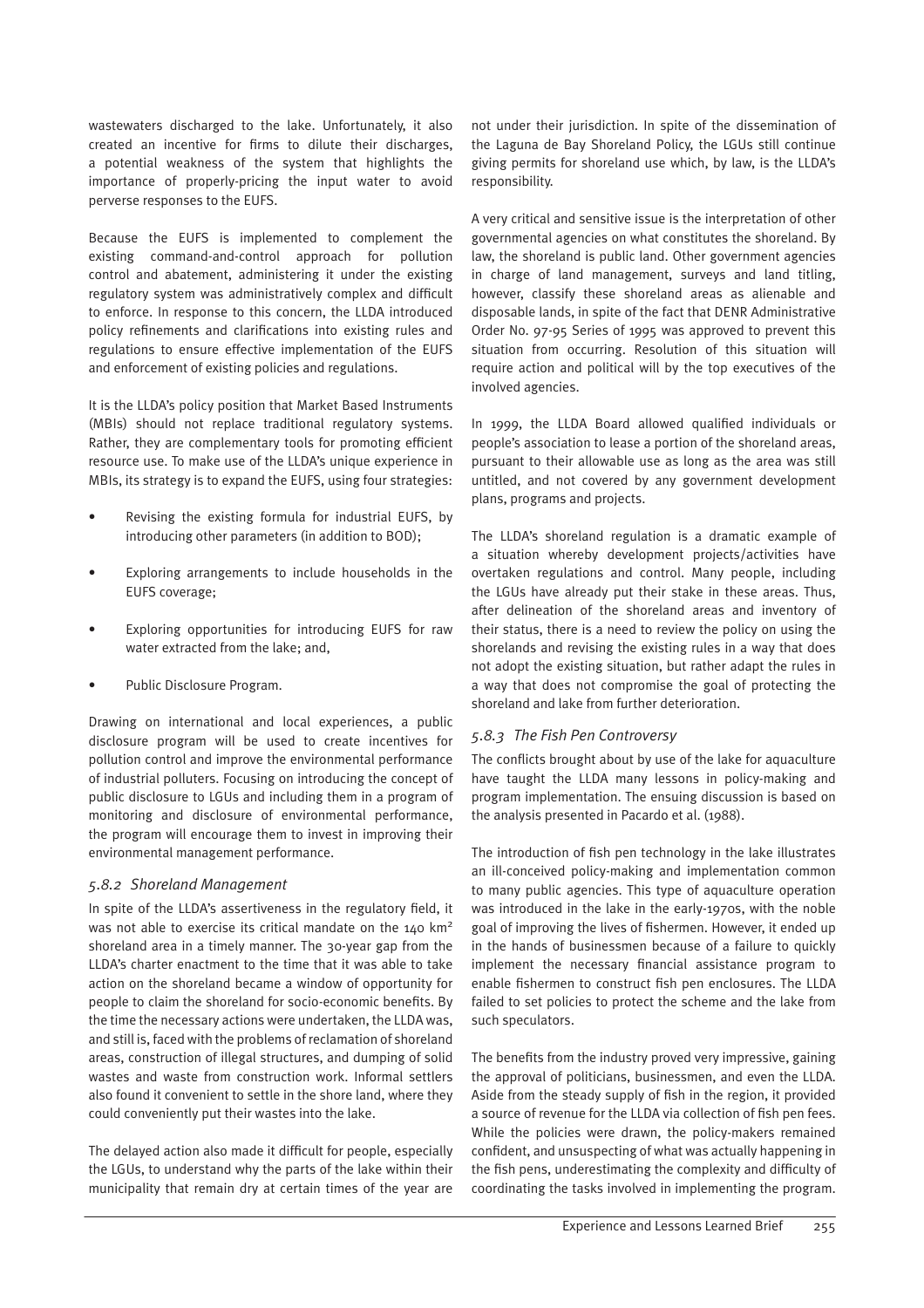wastewaters discharged to the lake. Unfortunately, it also created an incentive for firms to dilute their discharges, a potential weakness of the system that highlights the importance of properly-pricing the input water to avoid perverse responses to the EUFS.

Because the EUFS is implemented to complement the existing command-and-control approach for pollution control and abatement, administering it under the existing regulatory system was administratively complex and difficult to enforce. In response to this concern, the LLDA introduced policy refinements and clarifications into existing rules and regulations to ensure effective implementation of the EUFS and enforcement of existing policies and regulations.

It is the LLDA's policy position that Market Based Instruments (MBIs) should not replace traditional regulatory systems. Rather, they are complementary tools for promoting efficient resource use. To make use of the LLDA's unique experience in MBIs, its strategy is to expand the EUFS, using four strategies:

- Revising the existing formula for industrial EUFS, by introducing other parameters (in addition to BOD);
- Exploring arrangements to include households in the EUFS coverage;
- Exploring opportunities for introducing EUFS for raw water extracted from the lake; and,
- Public Disclosure Program.

Drawing on international and local experiences, a public disclosure program will be used to create incentives for pollution control and improve the environmental performance of industrial polluters. Focusing on introducing the concept of public disclosure to LGUs and including them in a program of monitoring and disclosure of environmental performance, the program will encourage them to invest in improving their environmental management performance.

### *5.8.2 Shoreland Management*

In spite of the LLDA's assertiveness in the regulatory field, it was not able to exercise its critical mandate on the 140 km² shoreland area in a timely manner. The 30-year gap from the LLDA's charter enactment to the time that it was able to take action on the shoreland became a window of opportunity for people to claim the shoreland for socio-economic benefits. By the time the necessary actions were undertaken, the LLDA was, and still is, faced with the problems of reclamation of shoreland areas, construction of illegal structures, and dumping of solid wastes and waste from construction work. Informal settlers also found it convenient to settle in the shore land, where they could conveniently put their wastes into the lake.

The delayed action also made it difficult for people, especially the LGUs, to understand why the parts of the lake within their municipality that remain dry at certain times of the year are not under their jurisdiction. In spite of the dissemination of the Laguna de Bay Shoreland Policy, the LGUs still continue giving permits for shoreland use which, by law, is the LLDA's responsibility.

A very critical and sensitive issue is the interpretation of other governmental agencies on what constitutes the shoreland. By law, the shoreland is public land. Other government agencies in charge of land management, surveys and land titling, however, classify these shoreland areas as alienable and disposable lands, in spite of the fact that DENR Administrative Order No. 97-95 Series of 1995 was approved to prevent this situation from occurring. Resolution of this situation will require action and political will by the top executives of the involved agencies.

In 1999, the LLDA Board allowed qualified individuals or people's association to lease a portion of the shoreland areas, pursuant to their allowable use as long as the area was still untitled, and not covered by any government development plans, programs and projects.

The LLDA's shoreland regulation is a dramatic example of a situation whereby development projects/activities have overtaken regulations and control. Many people, including the LGUs have already put their stake in these areas. Thus, after delineation of the shoreland areas and inventory of their status, there is a need to review the policy on using the shorelands and revising the existing rules in a way that does not adopt the existing situation, but rather adapt the rules in a way that does not compromise the goal of protecting the shoreland and lake from further deterioration.

### *5.8.3 The Fish Pen Controversy*

The conflicts brought about by use of the lake for aquaculture have taught the LLDA many lessons in policy-making and program implementation. The ensuing discussion is based on the analysis presented in Pacardo et al. (1988).

The introduction of fish pen technology in the lake illustrates an ill-conceived policy-making and implementation common to many public agencies. This type of aquaculture operation was introduced in the lake in the early-1970s, with the noble goal of improving the lives of fishermen. However, it ended up in the hands of businessmen because of a failure to quickly implement the necessary financial assistance program to enable fishermen to construct fish pen enclosures. The LLDA failed to set policies to protect the scheme and the lake from such speculators.

The benefits from the industry proved very impressive, gaining the approval of politicians, businessmen, and even the LLDA. Aside from the steady supply of fish in the region, it provided a source of revenue for the LLDA via collection of fish pen fees. While the policies were drawn, the policy-makers remained confident, and unsuspecting of what was actually happening in the fish pens, underestimating the complexity and difficulty of coordinating the tasks involved in implementing the program.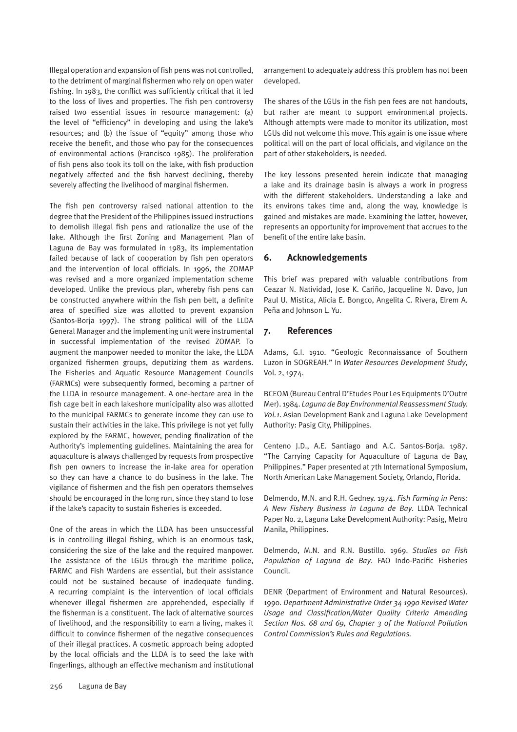Illegal operation and expansion of fish pens was not controlled, to the detriment of marginal fishermen who rely on open water fishing. In 1983, the conflict was sufficiently critical that it led to the loss of lives and properties. The fish pen controversy raised two essential issues in resource management: (a) the level of "efficiency" in developing and using the lake's resources; and (b) the issue of "equity" among those who receive the benefit, and those who pay for the consequences of environmental actions (Francisco 1985). The proliferation of fish pens also took its toll on the lake, with fish production negatively affected and the fish harvest declining, thereby severely affecting the livelihood of marginal fishermen.

The fish pen controversy raised national attention to the degree that the President of the Philippines issued instructions to demolish illegal fish pens and rationalize the use of the lake. Although the first Zoning and Management Plan of Laguna de Bay was formulated in 1983, its implementation failed because of lack of cooperation by fish pen operators and the intervention of local officials. In 1996, the ZOMAP was revised and a more organized implementation scheme developed. Unlike the previous plan, whereby fish pens can be constructed anywhere within the fish pen belt, a definite area of specified size was allotted to prevent expansion (Santos-Borja 1997). The strong political will of the LLDA General Manager and the implementing unit were instrumental in successful implementation of the revised ZOMAP. To augment the manpower needed to monitor the lake, the LLDA organized fishermen groups, deputizing them as wardens. The Fisheries and Aquatic Resource Management Councils (FARMCs) were subsequently formed, becoming a partner of the LLDA in resource management. A one-hectare area in the fish cage belt in each lakeshore municipality also was allotted to the municipal FARMCs to generate income they can use to sustain their activities in the lake. This privilege is not yet fully explored by the FARMC, however, pending finalization of the Authority's implementing guidelines. Maintaining the area for aquaculture is always challenged by requests from prospective fish pen owners to increase the in-lake area for operation so they can have a chance to do business in the lake. The vigilance of fishermen and the fish pen operators themselves should be encouraged in the long run, since they stand to lose if the lake's capacity to sustain fisheries is exceeded.

One of the areas in which the LLDA has been unsuccessful is in controlling illegal fishing, which is an enormous task, considering the size of the lake and the required manpower. The assistance of the LGUs through the maritime police, FARMC and Fish Wardens are essential, but their assistance could not be sustained because of inadequate funding. A recurring complaint is the intervention of local officials whenever illegal fishermen are apprehended, especially if the fisherman is a constituent. The lack of alternative sources of livelihood, and the responsibility to earn a living, makes it difficult to convince fishermen of the negative consequences of their illegal practices. A cosmetic approach being adopted by the local officials and the LLDA is to seed the lake with fingerlings, although an effective mechanism and institutional arrangement to adequately address this problem has not been developed.

The shares of the LGUs in the fish pen fees are not handouts, but rather are meant to support environmental projects. Although attempts were made to monitor its utilization, most LGUs did not welcome this move. This again is one issue where political will on the part of local officials, and vigilance on the part of other stakeholders, is needed.

The key lessons presented herein indicate that managing a lake and its drainage basin is always a work in progress with the different stakeholders. Understanding a lake and its environs takes time and, along the way, knowledge is gained and mistakes are made. Examining the latter, however, represents an opportunity for improvement that accrues to the benefit of the entire lake basin.

## 6. Acknowledgements

This brief was prepared with valuable contributions from Ceazar N. Natividad, Jose K. Cariño, Jacqueline N. Davo, Jun Paul U. Mistica, Alicia E. Bongco, Angelita C. Rivera, Elrem A. Peña and Johnson L. Yu.

## 7. References

Adams, G.I. 1910. "Geologic Reconnaissance of Southern Luzon in SOGREAH." In *Water Resources Development Study*, Vol. 2, 1974.

BCEOM (Bureau Central D'Etudes Pour Les Equipments D'Outre Mer). 1984. *Laguna de Bay Environmental Reassessment Study. Vol.1*. Asian Development Bank and Laguna Lake Development Authority: Pasig City, Philippines.

Centeno J.D., A.E. Santiago and A.C. Santos-Borja. 1987. "The Carrying Capacity for Aquaculture of Laguna de Bay, Philippines." Paper presented at 7th International Symposium, North American Lake Management Society, Orlando, Florida.

Delmendo, M.N. and R.H. Gedney. 1974. *Fish Farming in Pens: A New Fishery Business in Laguna de Bay*. LLDA Technical Paper No. 2, Laguna Lake Development Authority: Pasig, Metro Manila, Philippines.

Delmendo, M.N. and R.N. Bustillo. 1969. *Studies on Fish Population of Laguna de Bay*. FAO Indo-Pacific Fisheries Council.

DENR (Department of Environment and Natural Resources). 1990. *Department Administrative Order 34 1990 Revised Water Usage and Classification/Water Quality Criteria Amending Section Nos. 68 and 69, Chapter 3 of the National Pollution Control Commission's Rules and Regulations.*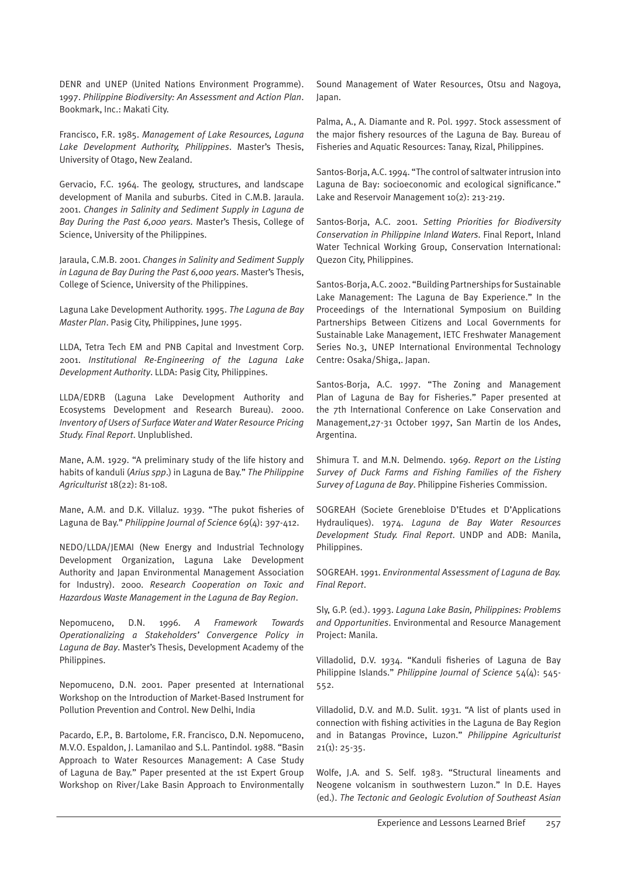DENR and UNEP (United Nations Environment Programme). 1997. *Philippine Biodiversity: An Assessment and Action Plan*. Bookmark, Inc.: Makati City.

Francisco, F.R. 1985. *Management of Lake Resources, Laguna Lake Development Authority, Philippines*. Master's Thesis, University of Otago, New Zealand.

Gervacio, F.C. 1964. The geology, structures, and landscape development of Manila and suburbs. Cited in C.M.B. Jaraula. 2001. *Changes in Salinity and Sediment Supply in Laguna de Bay During the Past 6,000 years*. Master's Thesis, College of Science, University of the Philippines.

Jaraula, C.M.B. 2001. *Changes in Salinity and Sediment Supply in Laguna de Bay During the Past 6,000 years*. Master's Thesis, College of Science, University of the Philippines.

Laguna Lake Development Authority. 1995. *The Laguna de Bay Master Plan*. Pasig City, Philippines, June 1995.

LLDA, Tetra Tech EM and PNB Capital and Investment Corp. 2001. *Institutional Re-Engineering of the Laguna Lake Development Authority*. LLDA: Pasig City, Philippines.

LLDA/EDRB (Laguna Lake Development Authority and Ecosystems Development and Research Bureau). 2000. *Inventory of Users of Surface Water and Water Resource Pricing Study. Final Report*. Unplublished.

Mane, A.M. 1929. "A preliminary study of the life history and habits of kanduli (*Arius spp*.) in Laguna de Bay." *The Philippine Agriculturist* 18(22): 81-108.

Mane, A.M. and D.K. Villaluz. 1939. "The pukot fisheries of Laguna de Bay." *Philippine Journal of Science* 69(4): 397-412.

NEDO/LLDA/JEMAI (New Energy and Industrial Technology Development Organization, Laguna Lake Development Authority and Japan Environmental Management Association for Industry). 2000. *Research Cooperation on Toxic and Hazardous Waste Management in the Laguna de Bay Region*.

Nepomuceno, D.N. 1996. *A Framework Towards Operationalizing a Stakeholders' Convergence Policy in Laguna de Bay*. Master's Thesis, Development Academy of the Philippines.

Nepomuceno, D.N. 2001. Paper presented at International Workshop on the Introduction of Market-Based Instrument for Pollution Prevention and Control. New Delhi, India

Pacardo, E.P., B. Bartolome, F.R. Francisco, D.N. Nepomuceno, M.V.O. Espaldon, J. Lamanilao and S.L. Pantindol. 1988. "Basin Approach to Water Resources Management: A Case Study of Laguna de Bay." Paper presented at the 1st Expert Group Workshop on River/Lake Basin Approach to Environmentally Sound Management of Water Resources, Otsu and Nagoya, Japan.

Palma, A., A. Diamante and R. Pol. 1997. Stock assessment of the major fishery resources of the Laguna de Bay. Bureau of Fisheries and Aquatic Resources: Tanay, Rizal, Philippines.

Santos-Borja, A.C. 1994. "The control of saltwater intrusion into Laguna de Bay: socioeconomic and ecological significance." Lake and Reservoir Management 10(2): 213-219.

Santos-Borja, A.C. 2001. *Setting Priorities for Biodiversity Conservation in Philippine Inland Waters*. Final Report, Inland Water Technical Working Group, Conservation International: Quezon City, Philippines.

Santos-Borja, A.C. 2002. "Building Partnerships for Sustainable Lake Management: The Laguna de Bay Experience." In the Proceedings of the International Symposium on Building Partnerships Between Citizens and Local Governments for Sustainable Lake Management, IETC Freshwater Management Series No.3, UNEP International Environmental Technology Centre: Osaka/Shiga,. Japan.

Santos-Borja, A.C. 1997. "The Zoning and Management Plan of Laguna de Bay for Fisheries." Paper presented at the 7th International Conference on Lake Conservation and Management,27-31 October 1997, San Martin de los Andes, Argentina.

Shimura T. and M.N. Delmendo. 1969. *Report on the Listing Survey of Duck Farms and Fishing Families of the Fishery Survey of Laguna de Bay*. Philippine Fisheries Commission.

SOGREAH (Societe Greneblоise D'Etudes et D'Applications Hydrauliques). 1974. *Laguna de Bay Water Resources Development Study. Final Report*. UNDP and ADB: Manila, Philippines.

SOGREAH. 1991. *Environmental Assessment of Laguna de Bay. Final Report*.

Sly, G.P. (ed.). 1993. *Laguna Lake Basin, Philippines: Problems and Opportunities*. Environmental and Resource Management Project: Manila.

Villadolid, D.V. 1934. "Kanduli fisheries of Laguna de Bay Philippine Islands." *Philippine Journal of Science* 54(4): 545-552.

Villadolid, D.V. and M.D. Sulit. 1931. "A list of plants used in connection with fishing activities in the Laguna de Bay Region and in Batangas Province, Luzon." *Philippine Agriculturist* 21(1): 25-35.

Wolfe, J.A. and S. Self. 1983. "Structural lineaments and Neogene volcanism in southwestern Luzon." In D.E. Hayes (ed.). *The Tectonic and Geologic Evolution of Southeast Asian*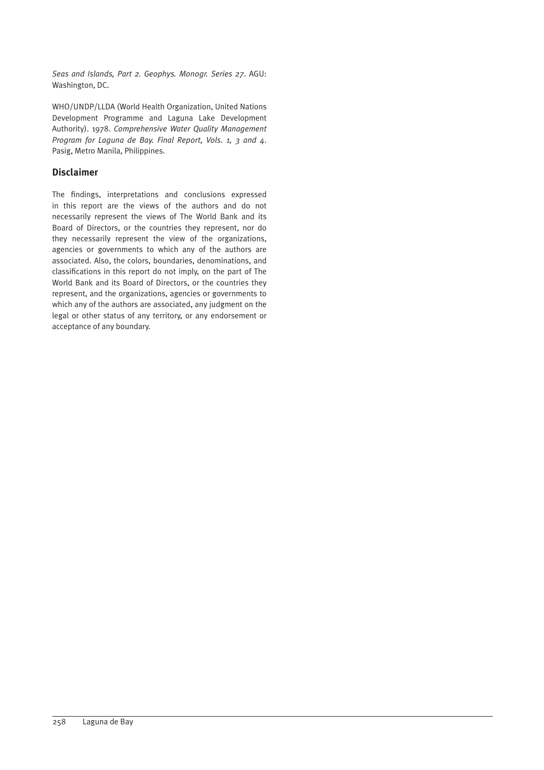*Seas and Islands, Part 2. Geophys. Monogr. Series 27*. AGU: Washington, DC.

WHO/UNDP/LLDA (World Health Organization, United Nations Development Programme and Laguna Lake Development Authority). 1978. *Comprehensive Water Quality Management Program for Laguna de Bay. Final Report, Vols. 1, 3 and 4*. Pasig, Metro Manila, Philippines.

## Disclaimer

The findings, interpretations and conclusions expressed in this report are the views of the authors and do not necessarily represent the views of The World Bank and its Board of Directors, or the countries they represent, nor do they necessarily represent the view of the organizations, agencies or governments to which any of the authors are associated. Also, the colors, boundaries, denominations, and classifications in this report do not imply, on the part of The World Bank and its Board of Directors, or the countries they represent, and the organizations, agencies or governments to which any of the authors are associated, any judgment on the legal or other status of any territory, or any endorsement or acceptance of any boundary.